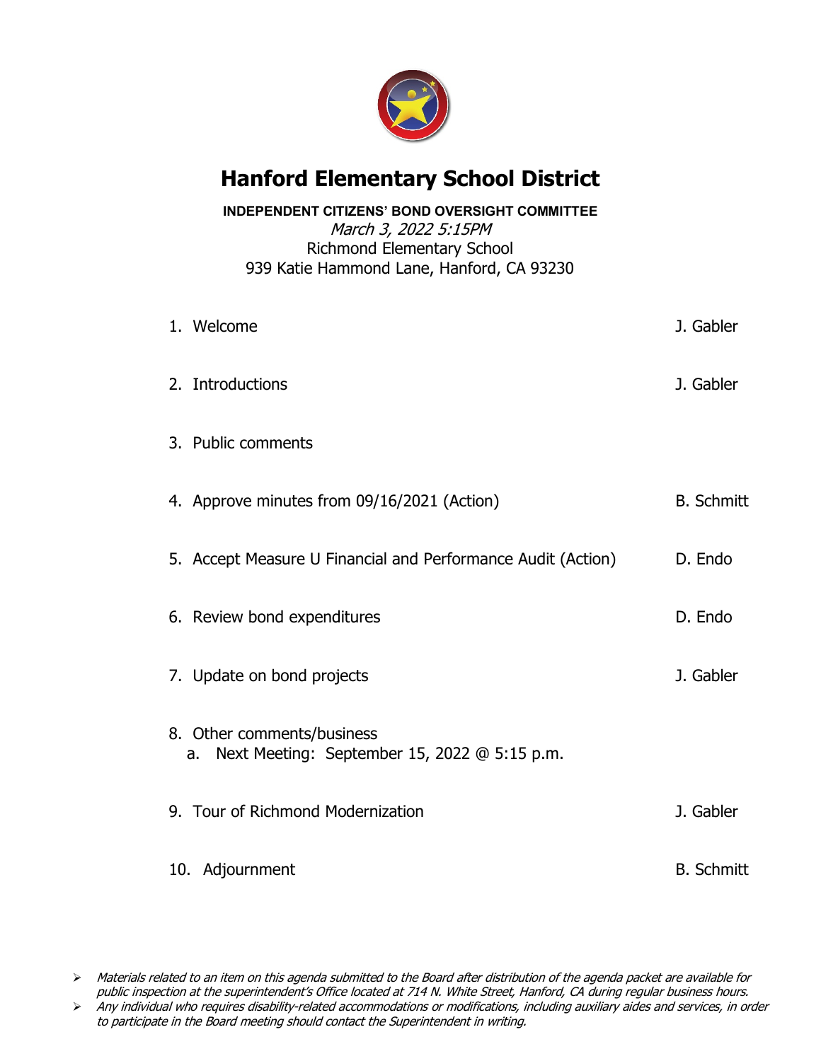# Hanford Elementary School District

**INDEPENDENT CITIZENS' BOND OVERSIGHT COMMITTEE**

*March 3, 2022 5:15PM*

Richmond Elementary School

939 Katie Hammond Lane, Hanford, CA 93230

| | |
|---|---|
| 1. Welcome | J. Gabler |
| 2. Introductions | J. Gabler |
| 3. Public comments | |
| 4. Approve minutes from 09/16/2021 (Action) | B. Schmitt |
| 5. Accept Measure U Financial and Performance Audit (Action) | D. Endo |
| 6. Review bond expenditures | D. Endo |
| 7. Update on bond projects | J. Gabler |
| 8. Other comments/business<br>a. Next Meeting: September 15, 2022 @ 5:15 p.m. | |
| 9. Tour of Richmond Modernization | J. Gabler |
| 10. Adjournment | B. Schmitt |

- *Materials related to an item on this agenda submitted to the Board after distribution of the agenda packet are available for public inspection at the superintendent's Office located at 714 N. White Street, Hanford, CA during regular business hours.*
- *Any individual who requires disability-related accommodations or modifications, including auxiliary aides and services, in order to participate in the Board meeting should contact the Superintendent in writing.*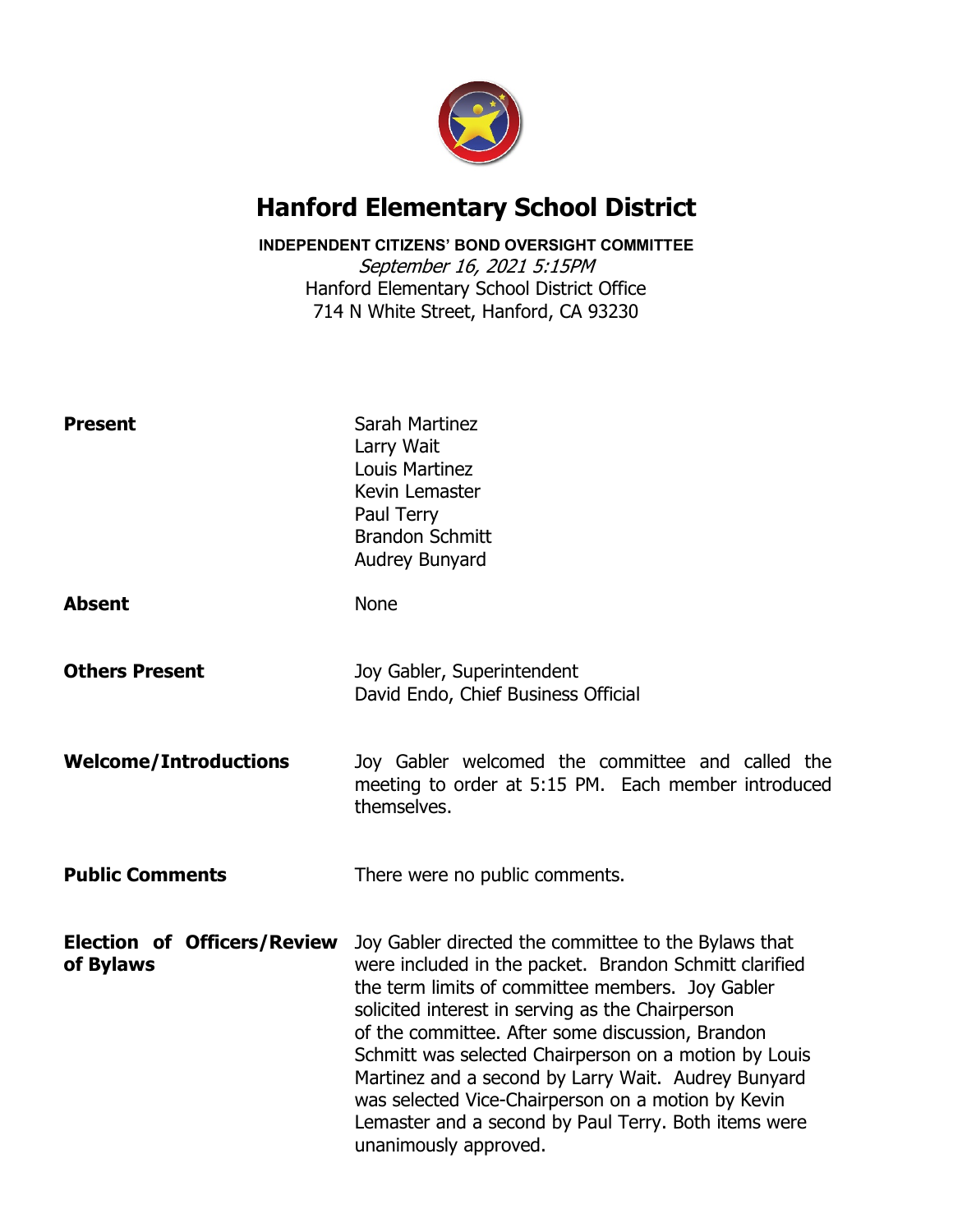# Hanford Elementary School District

**INDEPENDENT CITIZENS' BOND OVERSIGHT COMMITTEE**

*September 16, 2021 5:15PM*

Hanford Elementary School District Office

714 N White Street, Hanford, CA 93230

| | |
|---|---|
| **Present** | Sarah Martinez<br>Larry Wait<br>Louis Martinez<br>Kevin Lemaster<br>Paul Terry<br>Brandon Schmitt<br>Audrey Bunyard |
| **Absent** | None |
| **Others Present** | Joy Gabler, Superintendent<br>David Endo, Chief Business Official |
| **Welcome/Introductions** | Joy Gabler welcomed the committee and called the meeting to order at 5:15 PM. Each member introduced themselves. |
| **Public Comments** | There were no public comments. |
| **Election of Officers/Review of Bylaws** | Joy Gabler directed the committee to the Bylaws that were included in the packet. Brandon Schmitt clarified the term limits of committee members. Joy Gabler solicited interest in serving as the Chairperson of the committee. After some discussion, Brandon Schmitt was selected Chairperson on a motion by Louis Martinez and a second by Larry Wait. Audrey Bunyard was selected Vice-Chairperson on a motion by Kevin Lemaster and a second by Paul Terry. Both items were unanimously approved. |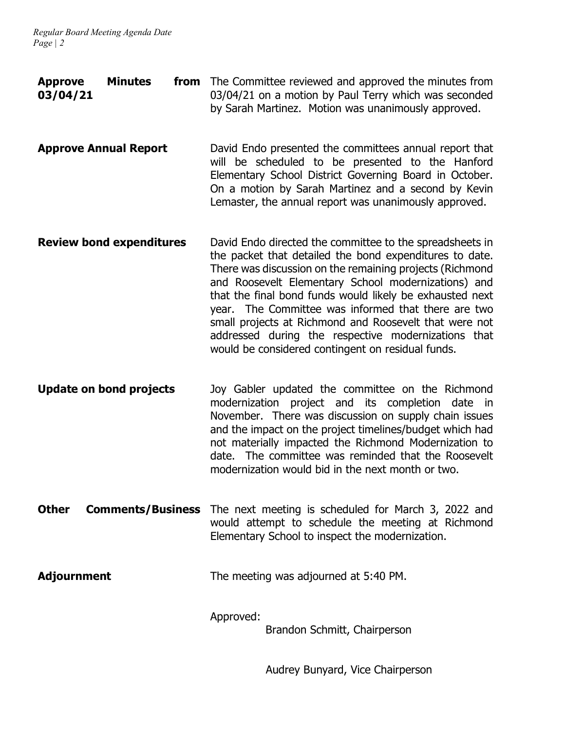**Approve Minutes from 03/04/21**

The Committee reviewed and approved the minutes from 03/04/21 on a motion by Paul Terry which was seconded by Sarah Martinez. Motion was unanimously approved.

**Approve Annual Report**

David Endo presented the committees annual report that will be scheduled to be presented to the Hanford Elementary School District Governing Board in October. On a motion by Sarah Martinez and a second by Kevin Lemaster, the annual report was unanimously approved.

**Review bond expenditures**

David Endo directed the committee to the spreadsheets in the packet that detailed the bond expenditures to date. There was discussion on the remaining projects (Richmond and Roosevelt Elementary School modernizations) and that the final bond funds would likely be exhausted next year. The Committee was informed that there are two small projects at Richmond and Roosevelt that were not addressed during the respective modernizations that would be considered contingent on residual funds.

**Update on bond projects**

Joy Gabler updated the committee on the Richmond modernization project and its completion date in November. There was discussion on supply chain issues and the impact on the project timelines/budget which had not materially impacted the Richmond Modernization to date. The committee was reminded that the Roosevelt modernization would bid in the next month or two.

**Other Comments/Business**

The next meeting is scheduled for March 3, 2022 and would attempt to schedule the meeting at Richmond Elementary School to inspect the modernization.

**Adjournment**

The meeting was adjourned at 5:40 PM.

Approved:

Brandon Schmitt, Chairperson

Audrey Bunyard, Vice Chairperson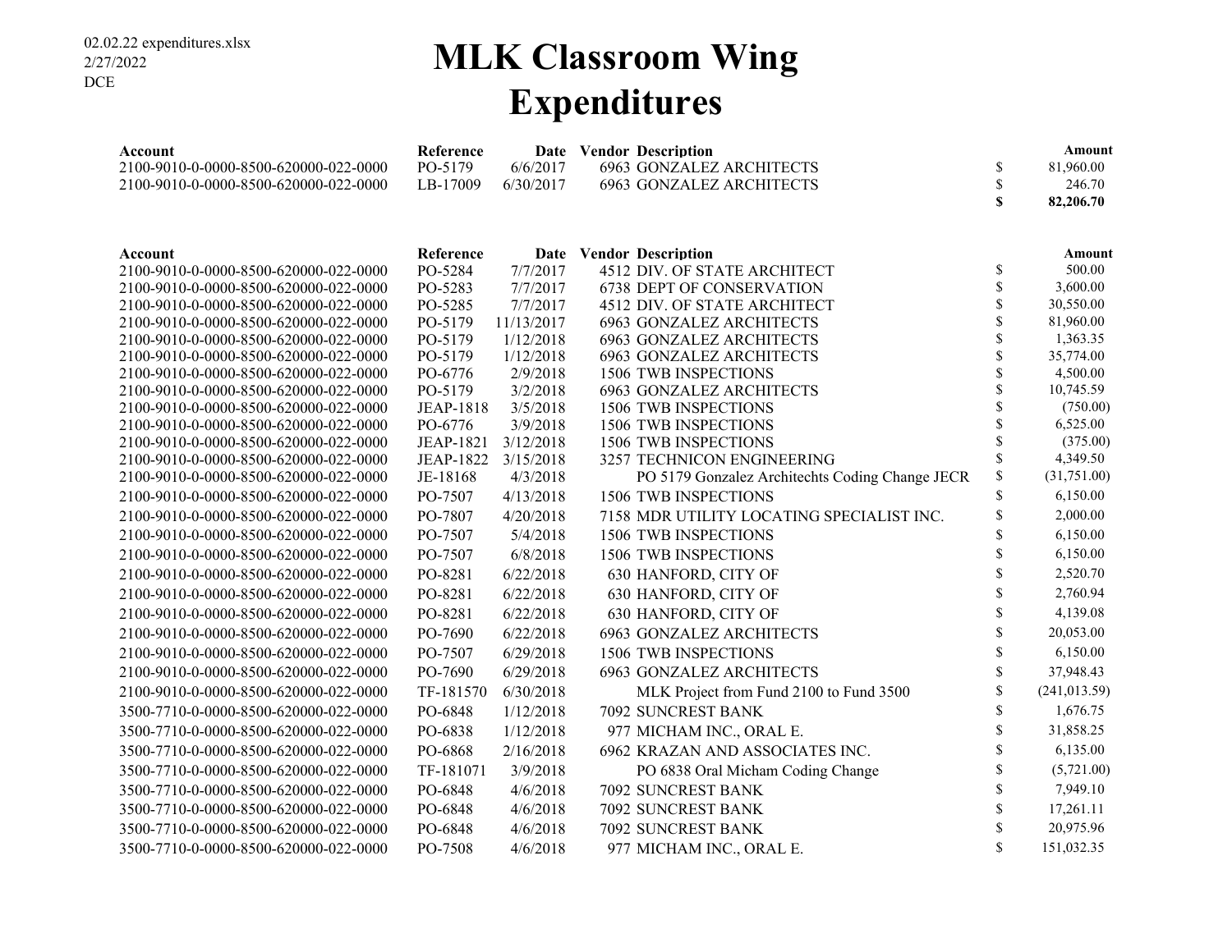02.02.22 expenditures.xlsx
2/27/2022
DCE

# MLK Classroom Wing Expenditures

| Account | Reference | Date | Vendor | Description | Amount |
|---|---|---|---|---|---|
| 2100-9010-0-0000-8500-620000-022-0000 | PO-5179 | 6/6/2017 | 6963 | GONZALEZ ARCHITECTS | $ 81,960.00 |
| 2100-9010-0-0000-8500-620000-022-0000 | LB-17009 | 6/30/2017 | 6963 | GONZALEZ ARCHITECTS | $ 246.70 |
| | | | | | **$ 82,206.70** |

| Account | Reference | Date | Vendor | Description | Amount |
|---|---|---|---|---|---|
| 2100-9010-0-0000-8500-620000-022-0000 | PO-5284 | 7/7/2017 | 4512 | DIV. OF STATE ARCHITECT | $ 500.00 |
| 2100-9010-0-0000-8500-620000-022-0000 | PO-5283 | 7/7/2017 | 6738 | DEPT OF CONSERVATION | $ 3,600.00 |
| 2100-9010-0-0000-8500-620000-022-0000 | PO-5285 | 7/7/2017 | 4512 | DIV. OF STATE ARCHITECT | $ 30,550.00 |
| 2100-9010-0-0000-8500-620000-022-0000 | PO-5179 | 11/13/2017 | 6963 | GONZALEZ ARCHITECTS | $ 81,960.00 |
| 2100-9010-0-0000-8500-620000-022-0000 | PO-5179 | 1/12/2018 | 6963 | GONZALEZ ARCHITECTS | $ 1,363.35 |
| 2100-9010-0-0000-8500-620000-022-0000 | PO-5179 | 1/12/2018 | 6963 | GONZALEZ ARCHITECTS | $ 35,774.00 |
| 2100-9010-0-0000-8500-620000-022-0000 | PO-6776 | 2/9/2018 | 1506 | TWB INSPECTIONS | $ 4,500.00 |
| 2100-9010-0-0000-8500-620000-022-0000 | PO-5179 | 3/2/2018 | 6963 | GONZALEZ ARCHITECTS | $ 10,745.59 |
| 2100-9010-0-0000-8500-620000-022-0000 | JEAP-1818 | 3/5/2018 | 1506 | TWB INSPECTIONS | $ (750.00) |
| 2100-9010-0-0000-8500-620000-022-0000 | PO-6776 | 3/9/2018 | 1506 | TWB INSPECTIONS | $ 6,525.00 |
| 2100-9010-0-0000-8500-620000-022-0000 | JEAP-1821 | 3/12/2018 | 1506 | TWB INSPECTIONS | $ (375.00) |
| 2100-9010-0-0000-8500-620000-022-0000 | JEAP-1822 | 3/15/2018 | 3257 | TECHNICON ENGINEERING | $ 4,349.50 |
| 2100-9010-0-0000-8500-620000-022-0000 | JE-18168 | 4/3/2018 | | PO 5179 Gonzalez Architechts Coding Change JECR | $ (31,751.00) |
| 2100-9010-0-0000-8500-620000-022-0000 | PO-7507 | 4/13/2018 | 1506 | TWB INSPECTIONS | $ 6,150.00 |
| 2100-9010-0-0000-8500-620000-022-0000 | PO-7807 | 4/20/2018 | 7158 | MDR UTILITY LOCATING SPECIALIST INC. | $ 2,000.00 |
| 2100-9010-0-0000-8500-620000-022-0000 | PO-7507 | 5/4/2018 | 1506 | TWB INSPECTIONS | $ 6,150.00 |
| 2100-9010-0-0000-8500-620000-022-0000 | PO-7507 | 6/8/2018 | 1506 | TWB INSPECTIONS | $ 6,150.00 |
| 2100-9010-0-0000-8500-620000-022-0000 | PO-8281 | 6/22/2018 | 630 | HANFORD, CITY OF | $ 2,520.70 |
| 2100-9010-0-0000-8500-620000-022-0000 | PO-8281 | 6/22/2018 | 630 | HANFORD, CITY OF | $ 2,760.94 |
| 2100-9010-0-0000-8500-620000-022-0000 | PO-8281 | 6/22/2018 | 630 | HANFORD, CITY OF | $ 4,139.08 |
| 2100-9010-0-0000-8500-620000-022-0000 | PO-7690 | 6/22/2018 | 6963 | GONZALEZ ARCHITECTS | $ 20,053.00 |
| 2100-9010-0-0000-8500-620000-022-0000 | PO-7507 | 6/29/2018 | 1506 | TWB INSPECTIONS | $ 6,150.00 |
| 2100-9010-0-0000-8500-620000-022-0000 | PO-7690 | 6/29/2018 | 6963 | GONZALEZ ARCHITECTS | $ 37,948.43 |
| 2100-9010-0-0000-8500-620000-022-0000 | TF-181570 | 6/30/2018 | | MLK Project from Fund 2100 to Fund 3500 | $ (241,013.59) |
| 3500-7710-0-0000-8500-620000-022-0000 | PO-6848 | 1/12/2018 | 7092 | SUNCREST BANK | $ 1,676.75 |
| 3500-7710-0-0000-8500-620000-022-0000 | PO-6838 | 1/12/2018 | 977 | MICHAM INC., ORAL E. | $ 31,858.25 |
| 3500-7710-0-0000-8500-620000-022-0000 | PO-6868 | 2/16/2018 | 6962 | KRAZAN AND ASSOCIATES INC. | $ 6,135.00 |
| 3500-7710-0-0000-8500-620000-022-0000 | TF-181071 | 3/9/2018 | | PO 6838 Oral Micham Coding Change | $ (5,721.00) |
| 3500-7710-0-0000-8500-620000-022-0000 | PO-6848 | 4/6/2018 | 7092 | SUNCREST BANK | $ 7,949.10 |
| 3500-7710-0-0000-8500-620000-022-0000 | PO-6848 | 4/6/2018 | 7092 | SUNCREST BANK | $ 17,261.11 |
| 3500-7710-0-0000-8500-620000-022-0000 | PO-6848 | 4/6/2018 | 7092 | SUNCREST BANK | $ 20,975.96 |
| 3500-7710-0-0000-8500-620000-022-0000 | PO-7508 | 4/6/2018 | 977 | MICHAM INC., ORAL E. | $ 151,032.35 |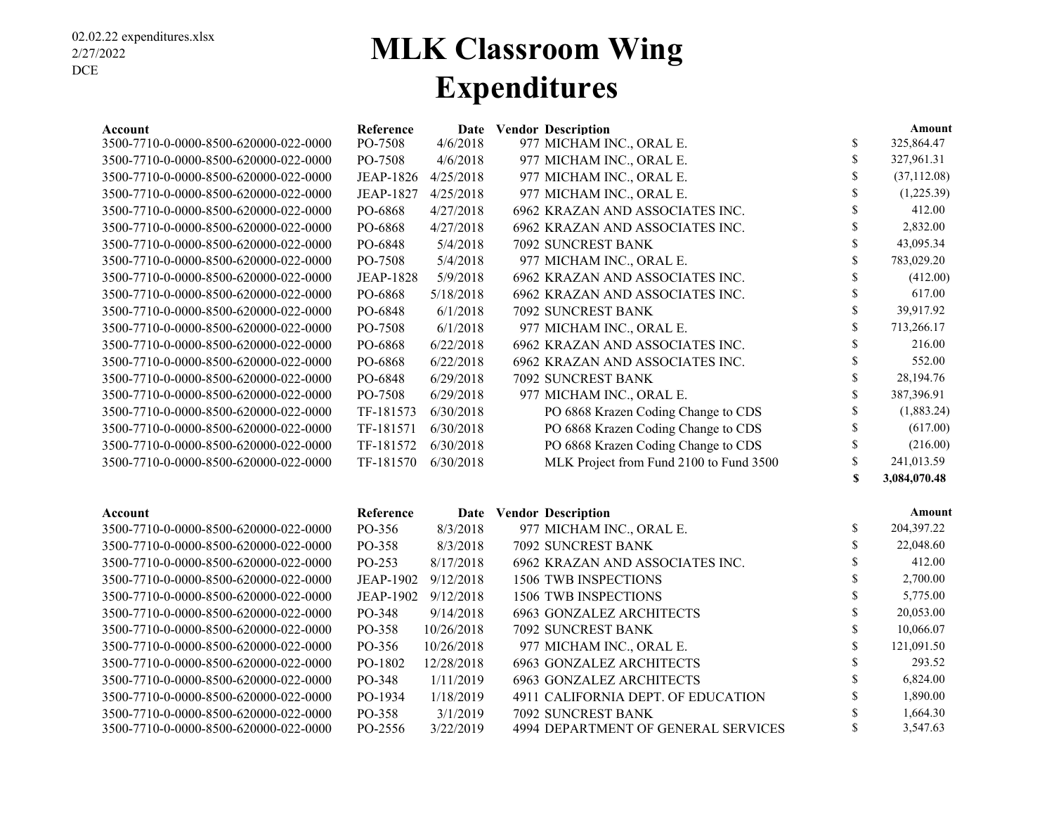02.02.22 expenditures.xlsx
2/27/2022
DCE

# MLK Classroom Wing Expenditures

| Account | Reference | Date | Vendor | Description | | Amount |
|---|---|---|---|---|---|---|
| 3500-7710-0-0000-8500-620000-022-0000 | PO-7508 | 4/6/2018 | 977 | MICHAM INC., ORAL E. | $ | 325,864.47 |
| 3500-7710-0-0000-8500-620000-022-0000 | PO-7508 | 4/6/2018 | 977 | MICHAM INC., ORAL E. | $ | 327,961.31 |
| 3500-7710-0-0000-8500-620000-022-0000 | JEAP-1826 | 4/25/2018 | 977 | MICHAM INC., ORAL E. | $ | (37,112.08) |
| 3500-7710-0-0000-8500-620000-022-0000 | JEAP-1827 | 4/25/2018 | 977 | MICHAM INC., ORAL E. | $ | (1,225.39) |
| 3500-7710-0-0000-8500-620000-022-0000 | PO-6868 | 4/27/2018 | 6962 | KRAZAN AND ASSOCIATES INC. | $ | 412.00 |
| 3500-7710-0-0000-8500-620000-022-0000 | PO-6868 | 4/27/2018 | 6962 | KRAZAN AND ASSOCIATES INC. | $ | 2,832.00 |
| 3500-7710-0-0000-8500-620000-022-0000 | PO-6848 | 5/4/2018 | 7092 | SUNCREST BANK | $ | 43,095.34 |
| 3500-7710-0-0000-8500-620000-022-0000 | PO-7508 | 5/4/2018 | 977 | MICHAM INC., ORAL E. | $ | 783,029.20 |
| 3500-7710-0-0000-8500-620000-022-0000 | JEAP-1828 | 5/9/2018 | 6962 | KRAZAN AND ASSOCIATES INC. | $ | (412.00) |
| 3500-7710-0-0000-8500-620000-022-0000 | PO-6868 | 5/18/2018 | 6962 | KRAZAN AND ASSOCIATES INC. | $ | 617.00 |
| 3500-7710-0-0000-8500-620000-022-0000 | PO-6848 | 6/1/2018 | 7092 | SUNCREST BANK | $ | 39,917.92 |
| 3500-7710-0-0000-8500-620000-022-0000 | PO-7508 | 6/1/2018 | 977 | MICHAM INC., ORAL E. | $ | 713,266.17 |
| 3500-7710-0-0000-8500-620000-022-0000 | PO-6868 | 6/22/2018 | 6962 | KRAZAN AND ASSOCIATES INC. | $ | 216.00 |
| 3500-7710-0-0000-8500-620000-022-0000 | PO-6868 | 6/22/2018 | 6962 | KRAZAN AND ASSOCIATES INC. | $ | 552.00 |
| 3500-7710-0-0000-8500-620000-022-0000 | PO-6848 | 6/29/2018 | 7092 | SUNCREST BANK | $ | 28,194.76 |
| 3500-7710-0-0000-8500-620000-022-0000 | PO-7508 | 6/29/2018 | 977 | MICHAM INC., ORAL E. | $ | 387,396.91 |
| 3500-7710-0-0000-8500-620000-022-0000 | TF-181573 | 6/30/2018 | | PO 6868 Krazen Coding Change to CDS | $ | (1,883.24) |
| 3500-7710-0-0000-8500-620000-022-0000 | TF-181571 | 6/30/2018 | | PO 6868 Krazen Coding Change to CDS | $ | (617.00) |
| 3500-7710-0-0000-8500-620000-022-0000 | TF-181572 | 6/30/2018 | | PO 6868 Krazen Coding Change to CDS | $ | (216.00) |
| 3500-7710-0-0000-8500-620000-022-0000 | TF-181570 | 6/30/2018 | | MLK Project from Fund 2100 to Fund 3500 | $ | 241,013.59 |
| | | | | | **$** | **3,084,070.48** |

| Account | Reference | Date | Vendor | Description | | Amount |
|---|---|---|---|---|---|---|
| 3500-7710-0-0000-8500-620000-022-0000 | PO-356 | 8/3/2018 | 977 | MICHAM INC., ORAL E. | $ | 204,397.22 |
| 3500-7710-0-0000-8500-620000-022-0000 | PO-358 | 8/3/2018 | 7092 | SUNCREST BANK | $ | 22,048.60 |
| 3500-7710-0-0000-8500-620000-022-0000 | PO-253 | 8/17/2018 | 6962 | KRAZAN AND ASSOCIATES INC. | $ | 412.00 |
| 3500-7710-0-0000-8500-620000-022-0000 | JEAP-1902 | 9/12/2018 | 1506 | TWB INSPECTIONS | $ | 2,700.00 |
| 3500-7710-0-0000-8500-620000-022-0000 | JEAP-1902 | 9/12/2018 | 1506 | TWB INSPECTIONS | $ | 5,775.00 |
| 3500-7710-0-0000-8500-620000-022-0000 | PO-348 | 9/14/2018 | 6963 | GONZALEZ ARCHITECTS | $ | 20,053.00 |
| 3500-7710-0-0000-8500-620000-022-0000 | PO-358 | 10/26/2018 | 7092 | SUNCREST BANK | $ | 10,066.07 |
| 3500-7710-0-0000-8500-620000-022-0000 | PO-356 | 10/26/2018 | 977 | MICHAM INC., ORAL E. | $ | 121,091.50 |
| 3500-7710-0-0000-8500-620000-022-0000 | PO-1802 | 12/28/2018 | 6963 | GONZALEZ ARCHITECTS | $ | 293.52 |
| 3500-7710-0-0000-8500-620000-022-0000 | PO-348 | 1/11/2019 | 6963 | GONZALEZ ARCHITECTS | $ | 6,824.00 |
| 3500-7710-0-0000-8500-620000-022-0000 | PO-1934 | 1/18/2019 | 4911 | CALIFORNIA DEPT. OF EDUCATION | $ | 1,890.00 |
| 3500-7710-0-0000-8500-620000-022-0000 | PO-358 | 3/1/2019 | 7092 | SUNCREST BANK | $ | 1,664.30 |
| 3500-7710-0-0000-8500-620000-022-0000 | PO-2556 | 3/22/2019 | 4994 | DEPARTMENT OF GENERAL SERVICES | $ | 3,547.63 |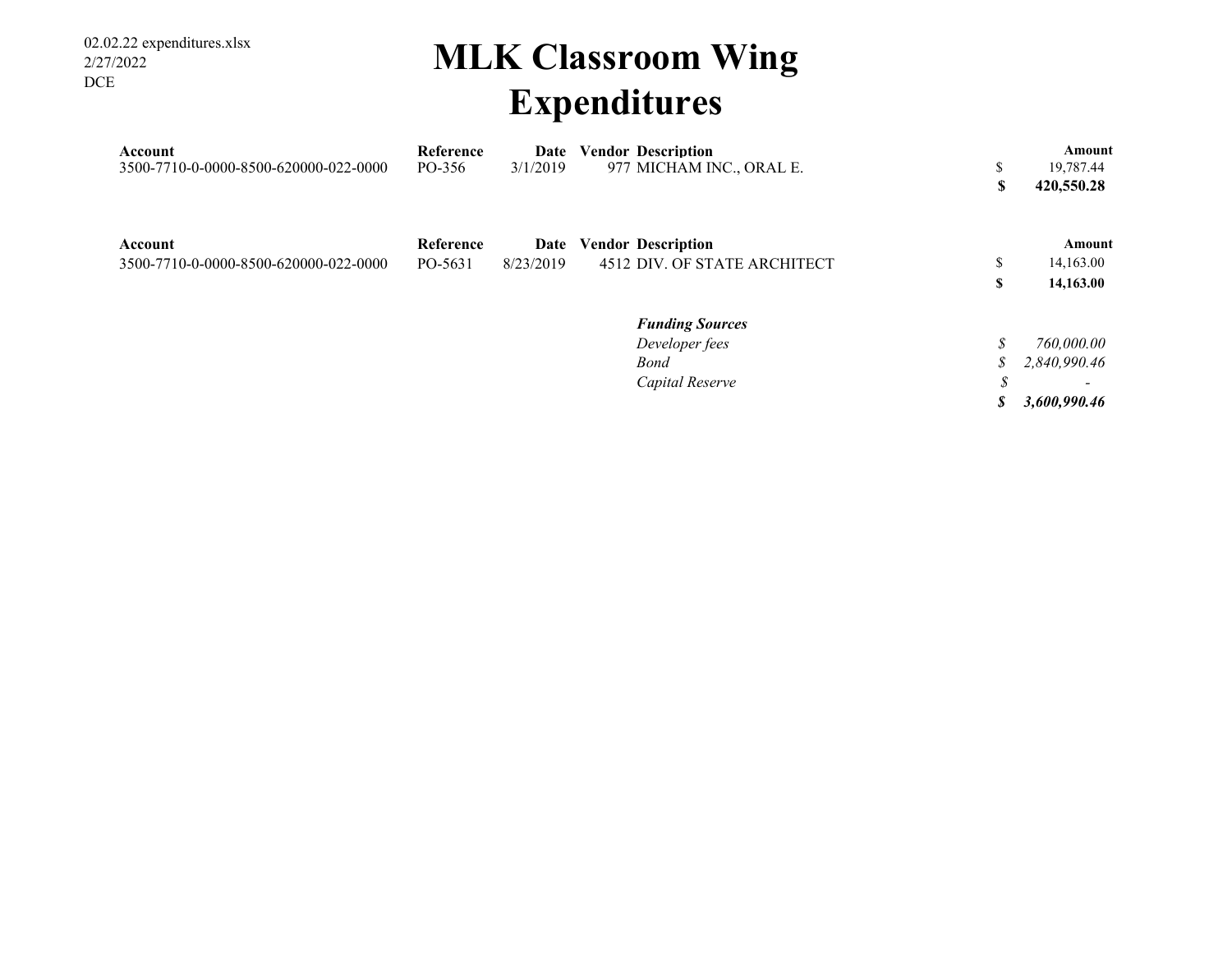02.02.22 expenditures.xlsx
2/27/2022
DCE

# MLK Classroom Wing Expenditures

| Account | Reference | Date | Vendor | Description | Amount |
|---|---|---|---|---|---|
| 3500-7710-0-0000-8500-620000-022-0000 | PO-356 | 3/1/2019 | 977 | MICHAM INC., ORAL E. | $ 19,787.44 |
| | | | | | **$ 420,550.28** |

| Account | Reference | Date | Vendor | Description | Amount |
|---|---|---|---|---|---|
| 3500-7710-0-0000-8500-620000-022-0000 | PO-5631 | 8/23/2019 | 4512 | DIV. OF STATE ARCHITECT | $ 14,163.00 |
| | | | | | **$ 14,163.00** |

| ***Funding Sources*** | |
|---|---|
| *Developer fees* | *$ 760,000.00* |
| *Bond* | *$ 2,840,990.46* |
| *Capital Reserve* | *$ -* |
| | ***$ 3,600,990.46*** |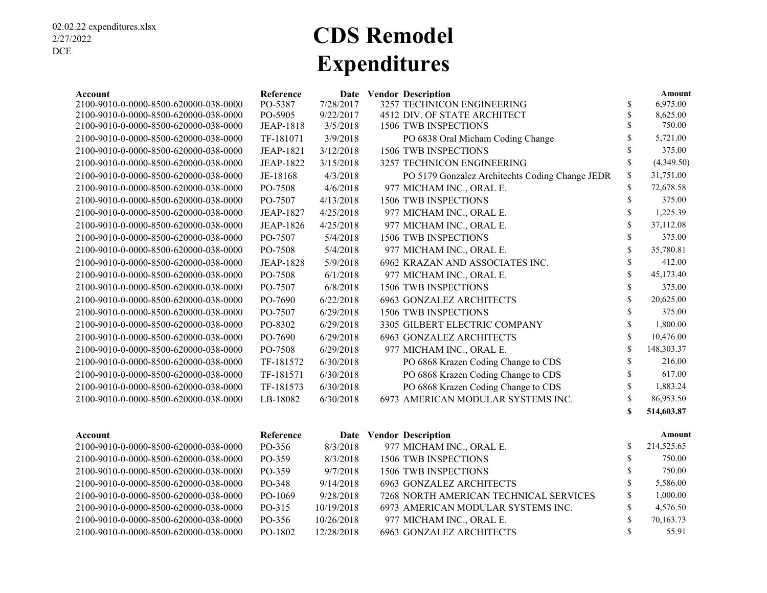02.02.22 expenditures.xlsx
2/27/2022
DCE

# CDS Remodel
# Expenditures

| Account | Reference | Date | Vendor | Description | | Amount |
|---|---|---|---|---|---|---|
| 2100-9010-0-0000-8500-620000-038-0000 | PO-5387 | 7/28/2017 | 3257 | TECHNICON ENGINEERING | $ | 6,975.00 |
| 2100-9010-0-0000-8500-620000-038-0000 | PO-5905 | 9/22/2017 | 4512 | DIV. OF STATE ARCHITECT | $ | 8,625.00 |
| 2100-9010-0-0000-8500-620000-038-0000 | JEAP-1818 | 3/5/2018 | 1506 | TWB INSPECTIONS | $ | 750.00 |
| 2100-9010-0-0000-8500-620000-038-0000 | TF-181071 | 3/9/2018 | | PO 6838 Oral Micham Coding Change | $ | 5,721.00 |
| 2100-9010-0-0000-8500-620000-038-0000 | JEAP-1821 | 3/12/2018 | 1506 | TWB INSPECTIONS | $ | 375.00 |
| 2100-9010-0-0000-8500-620000-038-0000 | JEAP-1822 | 3/15/2018 | 3257 | TECHNICON ENGINEERING | $ | (4,349.50) |
| 2100-9010-0-0000-8500-620000-038-0000 | JE-18168 | 4/3/2018 | | PO 5179 Gonzalez Architechts Coding Change JEDR | $ | 31,751.00 |
| 2100-9010-0-0000-8500-620000-038-0000 | PO-7508 | 4/6/2018 | 977 | MICHAM INC., ORAL E. | $ | 72,678.58 |
| 2100-9010-0-0000-8500-620000-038-0000 | PO-7507 | 4/13/2018 | 1506 | TWB INSPECTIONS | $ | 375.00 |
| 2100-9010-0-0000-8500-620000-038-0000 | JEAP-1827 | 4/25/2018 | 977 | MICHAM INC., ORAL E. | $ | 1,225.39 |
| 2100-9010-0-0000-8500-620000-038-0000 | JEAP-1826 | 4/25/2018 | 977 | MICHAM INC., ORAL E. | $ | 37,112.08 |
| 2100-9010-0-0000-8500-620000-038-0000 | PO-7507 | 5/4/2018 | 1506 | TWB INSPECTIONS | $ | 375.00 |
| 2100-9010-0-0000-8500-620000-038-0000 | PO-7508 | 5/4/2018 | 977 | MICHAM INC., ORAL E. | $ | 35,780.81 |
| 2100-9010-0-0000-8500-620000-038-0000 | JEAP-1828 | 5/9/2018 | 6962 | KRAZAN AND ASSOCIATES INC. | $ | 412.00 |
| 2100-9010-0-0000-8500-620000-038-0000 | PO-7508 | 6/1/2018 | 977 | MICHAM INC., ORAL E. | $ | 45,173.40 |
| 2100-9010-0-0000-8500-620000-038-0000 | PO-7507 | 6/8/2018 | 1506 | TWB INSPECTIONS | $ | 375.00 |
| 2100-9010-0-0000-8500-620000-038-0000 | PO-7690 | 6/22/2018 | 6963 | GONZALEZ ARCHITECTS | $ | 20,625.00 |
| 2100-9010-0-0000-8500-620000-038-0000 | PO-7507 | 6/29/2018 | 1506 | TWB INSPECTIONS | $ | 375.00 |
| 2100-9010-0-0000-8500-620000-038-0000 | PO-8302 | 6/29/2018 | 3305 | GILBERT ELECTRIC COMPANY | $ | 1,800.00 |
| 2100-9010-0-0000-8500-620000-038-0000 | PO-7690 | 6/29/2018 | 6963 | GONZALEZ ARCHITECTS | $ | 10,476.00 |
| 2100-9010-0-0000-8500-620000-038-0000 | PO-7508 | 6/29/2018 | 977 | MICHAM INC., ORAL E. | $ | 148,303.37 |
| 2100-9010-0-0000-8500-620000-038-0000 | TF-181572 | 6/30/2018 | | PO 6868 Krazen Coding Change to CDS | $ | 216.00 |
| 2100-9010-0-0000-8500-620000-038-0000 | TF-181571 | 6/30/2018 | | PO 6868 Krazen Coding Change to CDS | $ | 617.00 |
| 2100-9010-0-0000-8500-620000-038-0000 | TF-181573 | 6/30/2018 | | PO 6868 Krazen Coding Change to CDS | $ | 1,883.24 |
| 2100-9010-0-0000-8500-620000-038-0000 | LB-18082 | 6/30/2018 | 6973 | AMERICAN MODULAR SYSTEMS INC. | $ | 86,953.50 |
| | | | | | **$** | **514,603.87** |

| Account | Reference | Date | Vendor | Description | | Amount |
|---|---|---|---|---|---|---|
| 2100-9010-0-0000-8500-620000-038-0000 | PO-356 | 8/3/2018 | 977 | MICHAM INC., ORAL E. | $ | 214,525.65 |
| 2100-9010-0-0000-8500-620000-038-0000 | PO-359 | 8/3/2018 | 1506 | TWB INSPECTIONS | $ | 750.00 |
| 2100-9010-0-0000-8500-620000-038-0000 | PO-359 | 9/7/2018 | 1506 | TWB INSPECTIONS | $ | 750.00 |
| 2100-9010-0-0000-8500-620000-038-0000 | PO-348 | 9/14/2018 | 6963 | GONZALEZ ARCHITECTS | $ | 5,586.00 |
| 2100-9010-0-0000-8500-620000-038-0000 | PO-1069 | 9/28/2018 | 7268 | NORTH AMERICAN TECHNICAL SERVICES | $ | 1,000.00 |
| 2100-9010-0-0000-8500-620000-038-0000 | PO-315 | 10/19/2018 | 6973 | AMERICAN MODULAR SYSTEMS INC. | $ | 4,576.50 |
| 2100-9010-0-0000-8500-620000-038-0000 | PO-356 | 10/26/2018 | 977 | MICHAM INC., ORAL E. | $ | 70,163.73 |
| 2100-9010-0-0000-8500-620000-038-0000 | PO-1802 | 12/28/2018 | 6963 | GONZALEZ ARCHITECTS | $ | 55.91 |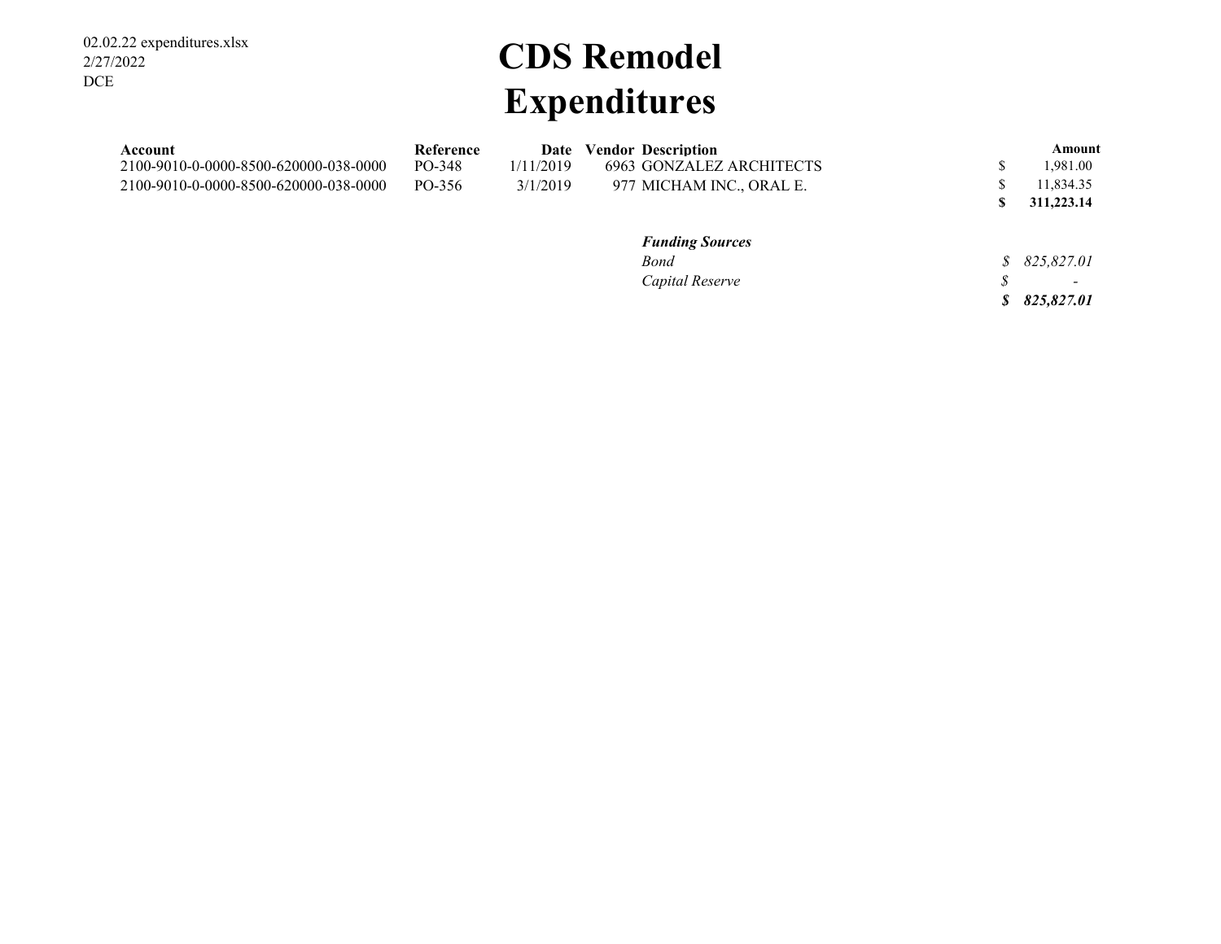02.02.22 expenditures.xlsx
2/27/2022
DCE

# CDS Remodel
# Expenditures

| Account | Reference | Date | Vendor | Description | Amount |
|---|---|---|---|---|---|
| 2100-9010-0-0000-8500-620000-038-0000 | PO-348 | 1/11/2019 | 6963 | GONZALEZ ARCHITECTS | $ 1,981.00 |
| 2100-9010-0-0000-8500-620000-038-0000 | PO-356 | 3/1/2019 | 977 | MICHAM INC., ORAL E. | $ 11,834.35 |
| | | | | | **$ 311,223.14** |

| ***Funding Sources*** | |
|---|---|
| *Bond* | *$ 825,827.01* |
| *Capital Reserve* | *$ -* |
| | ***$ 825,827.01*** |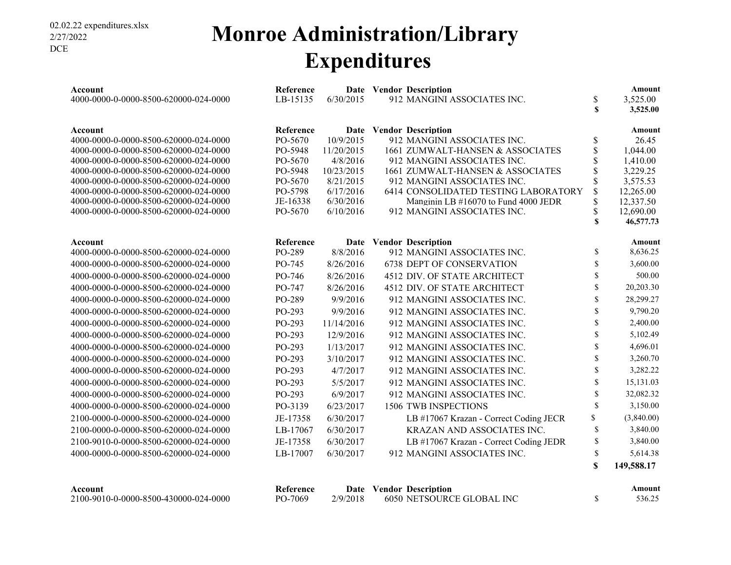02.02.22 expenditures.xlsx
2/27/2022
DCE

# Monroe Administration/Library Expenditures

| Account | Reference | Date | Vendor | Description | | Amount |
|---|---|---|---|---|---|---|
| 4000-0000-0-0000-8500-620000-024-0000 | LB-15135 | 6/30/2015 | 912 | MANGINI ASSOCIATES INC. | $ | 3,525.00 |
| | | | | | **$** | **3,525.00** |

| Account | Reference | Date | Vendor | Description | | Amount |
|---|---|---|---|---|---|---|
| 4000-0000-0-0000-8500-620000-024-0000 | PO-5670 | 10/9/2015 | 912 | MANGINI ASSOCIATES INC. | $ | 26.45 |
| 4000-0000-0-0000-8500-620000-024-0000 | PO-5948 | 11/20/2015 | 1661 | ZUMWALT-HANSEN & ASSOCIATES | $ | 1,044.00 |
| 4000-0000-0-0000-8500-620000-024-0000 | PO-5670 | 4/8/2016 | 912 | MANGINI ASSOCIATES INC. | $ | 1,410.00 |
| 4000-0000-0-0000-8500-620000-024-0000 | PO-5948 | 10/23/2015 | 1661 | ZUMWALT-HANSEN & ASSOCIATES | $ | 3,229.25 |
| 4000-0000-0-0000-8500-620000-024-0000 | PO-5670 | 8/21/2015 | 912 | MANGINI ASSOCIATES INC. | $ | 3,575.53 |
| 4000-0000-0-0000-8500-620000-024-0000 | PO-5798 | 6/17/2016 | 6414 | CONSOLIDATED TESTING LABORATORY | $ | 12,265.00 |
| 4000-0000-0-0000-8500-620000-024-0000 | JE-16338 | 6/30/2016 | | Manginin LB #16070 to Fund 4000 JEDR | $ | 12,337.50 |
| 4000-0000-0-0000-8500-620000-024-0000 | PO-5670 | 6/10/2016 | 912 | MANGINI ASSOCIATES INC. | $ | 12,690.00 |
| | | | | | **$** | **46,577.73** |

| Account | Reference | Date | Vendor | Description | | Amount |
|---|---|---|---|---|---|---|
| 4000-0000-0-0000-8500-620000-024-0000 | PO-289 | 8/8/2016 | 912 | MANGINI ASSOCIATES INC. | $ | 8,636.25 |
| 4000-0000-0-0000-8500-620000-024-0000 | PO-745 | 8/26/2016 | 6738 | DEPT OF CONSERVATION | $ | 3,600.00 |
| 4000-0000-0-0000-8500-620000-024-0000 | PO-746 | 8/26/2016 | 4512 | DIV. OF STATE ARCHITECT | $ | 500.00 |
| 4000-0000-0-0000-8500-620000-024-0000 | PO-747 | 8/26/2016 | 4512 | DIV. OF STATE ARCHITECT | $ | 20,203.30 |
| 4000-0000-0-0000-8500-620000-024-0000 | PO-289 | 9/9/2016 | 912 | MANGINI ASSOCIATES INC. | $ | 28,299.27 |
| 4000-0000-0-0000-8500-620000-024-0000 | PO-293 | 9/9/2016 | 912 | MANGINI ASSOCIATES INC. | $ | 9,790.20 |
| 4000-0000-0-0000-8500-620000-024-0000 | PO-293 | 11/14/2016 | 912 | MANGINI ASSOCIATES INC. | $ | 2,400.00 |
| 4000-0000-0-0000-8500-620000-024-0000 | PO-293 | 12/9/2016 | 912 | MANGINI ASSOCIATES INC. | $ | 5,102.49 |
| 4000-0000-0-0000-8500-620000-024-0000 | PO-293 | 1/13/2017 | 912 | MANGINI ASSOCIATES INC. | $ | 4,696.01 |
| 4000-0000-0-0000-8500-620000-024-0000 | PO-293 | 3/10/2017 | 912 | MANGINI ASSOCIATES INC. | $ | 3,260.70 |
| 4000-0000-0-0000-8500-620000-024-0000 | PO-293 | 4/7/2017 | 912 | MANGINI ASSOCIATES INC. | $ | 3,282.22 |
| 4000-0000-0-0000-8500-620000-024-0000 | PO-293 | 5/5/2017 | 912 | MANGINI ASSOCIATES INC. | $ | 15,131.03 |
| 4000-0000-0-0000-8500-620000-024-0000 | PO-293 | 6/9/2017 | 912 | MANGINI ASSOCIATES INC. | $ | 32,082.32 |
| 4000-0000-0-0000-8500-620000-024-0000 | PO-3139 | 6/23/2017 | 1506 | TWB INSPECTIONS | $ | 3,150.00 |
| 2100-0000-0-0000-8500-620000-024-0000 | JE-17358 | 6/30/2017 | | LB #17067 Krazan - Correct Coding JECR | $ | (3,840.00) |
| 2100-0000-0-0000-8500-620000-024-0000 | LB-17067 | 6/30/2017 | | KRAZAN AND ASSOCIATES INC. | $ | 3,840.00 |
| 2100-9010-0-0000-8500-620000-024-0000 | JE-17358 | 6/30/2017 | | LB #17067 Krazan - Correct Coding JEDR | $ | 3,840.00 |
| 4000-0000-0-0000-8500-620000-024-0000 | LB-17007 | 6/30/2017 | 912 | MANGINI ASSOCIATES INC. | $ | 5,614.38 |
| | | | | | **$** | **149,588.17** |

| Account | Reference | Date | Vendor | Description | | Amount |
|---|---|---|---|---|---|---|
| 2100-9010-0-0000-8500-430000-024-0000 | PO-7069 | 2/9/2018 | 6050 | NETSOURCE GLOBAL INC | $ | 536.25 |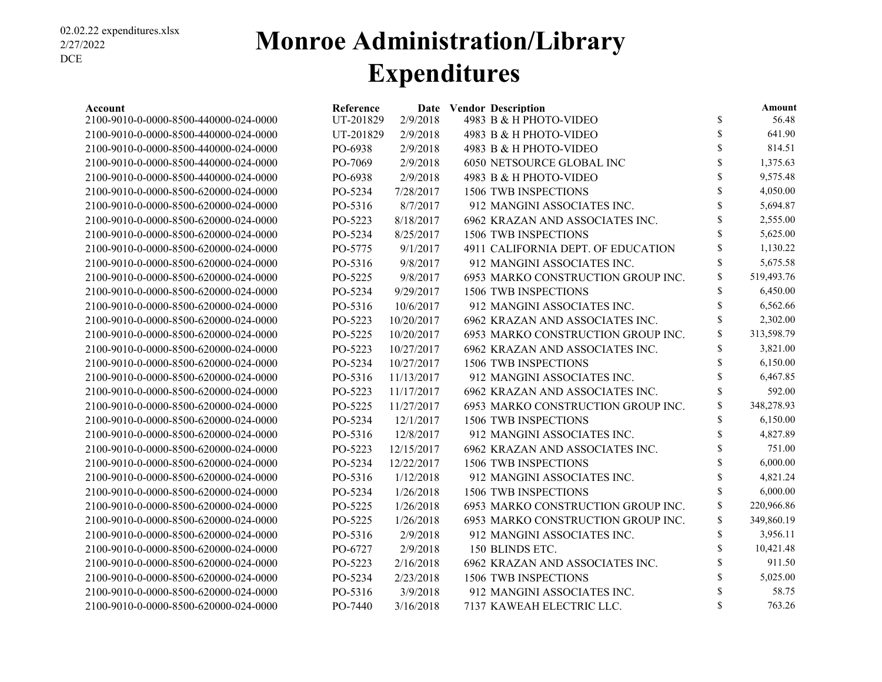02.02.22 expenditures.xlsx
2/27/2022
DCE

# Monroe Administration/Library Expenditures

| Account | Reference | Date | Vendor | Description | | Amount |
|---|---|---|---|---|---|---|
| 2100-9010-0-0000-8500-440000-024-0000 | UT-201829 | 2/9/2018 | 4983 | B & H PHOTO-VIDEO | $ | 56.48 |
| 2100-9010-0-0000-8500-440000-024-0000 | UT-201829 | 2/9/2018 | 4983 | B & H PHOTO-VIDEO | $ | 641.90 |
| 2100-9010-0-0000-8500-440000-024-0000 | PO-6938 | 2/9/2018 | 4983 | B & H PHOTO-VIDEO | $ | 814.51 |
| 2100-9010-0-0000-8500-440000-024-0000 | PO-7069 | 2/9/2018 | 6050 | NETSOURCE GLOBAL INC | $ | 1,375.63 |
| 2100-9010-0-0000-8500-440000-024-0000 | PO-6938 | 2/9/2018 | 4983 | B & H PHOTO-VIDEO | $ | 9,575.48 |
| 2100-9010-0-0000-8500-620000-024-0000 | PO-5234 | 7/28/2017 | 1506 | TWB INSPECTIONS | $ | 4,050.00 |
| 2100-9010-0-0000-8500-620000-024-0000 | PO-5316 | 8/7/2017 | 912 | MANGINI ASSOCIATES INC. | $ | 5,694.87 |
| 2100-9010-0-0000-8500-620000-024-0000 | PO-5223 | 8/18/2017 | 6962 | KRAZAN AND ASSOCIATES INC. | $ | 2,555.00 |
| 2100-9010-0-0000-8500-620000-024-0000 | PO-5234 | 8/25/2017 | 1506 | TWB INSPECTIONS | $ | 5,625.00 |
| 2100-9010-0-0000-8500-620000-024-0000 | PO-5775 | 9/1/2017 | 4911 | CALIFORNIA DEPT. OF EDUCATION | $ | 1,130.22 |
| 2100-9010-0-0000-8500-620000-024-0000 | PO-5316 | 9/8/2017 | 912 | MANGINI ASSOCIATES INC. | $ | 5,675.58 |
| 2100-9010-0-0000-8500-620000-024-0000 | PO-5225 | 9/8/2017 | 6953 | MARKO CONSTRUCTION GROUP INC. | $ | 519,493.76 |
| 2100-9010-0-0000-8500-620000-024-0000 | PO-5234 | 9/29/2017 | 1506 | TWB INSPECTIONS | $ | 6,450.00 |
| 2100-9010-0-0000-8500-620000-024-0000 | PO-5316 | 10/6/2017 | 912 | MANGINI ASSOCIATES INC. | $ | 6,562.66 |
| 2100-9010-0-0000-8500-620000-024-0000 | PO-5223 | 10/20/2017 | 6962 | KRAZAN AND ASSOCIATES INC. | $ | 2,302.00 |
| 2100-9010-0-0000-8500-620000-024-0000 | PO-5225 | 10/20/2017 | 6953 | MARKO CONSTRUCTION GROUP INC. | $ | 313,598.79 |
| 2100-9010-0-0000-8500-620000-024-0000 | PO-5223 | 10/27/2017 | 6962 | KRAZAN AND ASSOCIATES INC. | $ | 3,821.00 |
| 2100-9010-0-0000-8500-620000-024-0000 | PO-5234 | 10/27/2017 | 1506 | TWB INSPECTIONS | $ | 6,150.00 |
| 2100-9010-0-0000-8500-620000-024-0000 | PO-5316 | 11/13/2017 | 912 | MANGINI ASSOCIATES INC. | $ | 6,467.85 |
| 2100-9010-0-0000-8500-620000-024-0000 | PO-5223 | 11/17/2017 | 6962 | KRAZAN AND ASSOCIATES INC. | $ | 592.00 |
| 2100-9010-0-0000-8500-620000-024-0000 | PO-5225 | 11/27/2017 | 6953 | MARKO CONSTRUCTION GROUP INC. | $ | 348,278.93 |
| 2100-9010-0-0000-8500-620000-024-0000 | PO-5234 | 12/1/2017 | 1506 | TWB INSPECTIONS | $ | 6,150.00 |
| 2100-9010-0-0000-8500-620000-024-0000 | PO-5316 | 12/8/2017 | 912 | MANGINI ASSOCIATES INC. | $ | 4,827.89 |
| 2100-9010-0-0000-8500-620000-024-0000 | PO-5223 | 12/15/2017 | 6962 | KRAZAN AND ASSOCIATES INC. | $ | 751.00 |
| 2100-9010-0-0000-8500-620000-024-0000 | PO-5234 | 12/22/2017 | 1506 | TWB INSPECTIONS | $ | 6,000.00 |
| 2100-9010-0-0000-8500-620000-024-0000 | PO-5316 | 1/12/2018 | 912 | MANGINI ASSOCIATES INC. | $ | 4,821.24 |
| 2100-9010-0-0000-8500-620000-024-0000 | PO-5234 | 1/26/2018 | 1506 | TWB INSPECTIONS | $ | 6,000.00 |
| 2100-9010-0-0000-8500-620000-024-0000 | PO-5225 | 1/26/2018 | 6953 | MARKO CONSTRUCTION GROUP INC. | $ | 220,966.86 |
| 2100-9010-0-0000-8500-620000-024-0000 | PO-5225 | 1/26/2018 | 6953 | MARKO CONSTRUCTION GROUP INC. | $ | 349,860.19 |
| 2100-9010-0-0000-8500-620000-024-0000 | PO-5316 | 2/9/2018 | 912 | MANGINI ASSOCIATES INC. | $ | 3,956.11 |
| 2100-9010-0-0000-8500-620000-024-0000 | PO-6727 | 2/9/2018 | 150 | BLINDS ETC. | $ | 10,421.48 |
| 2100-9010-0-0000-8500-620000-024-0000 | PO-5223 | 2/16/2018 | 6962 | KRAZAN AND ASSOCIATES INC. | $ | 911.50 |
| 2100-9010-0-0000-8500-620000-024-0000 | PO-5234 | 2/23/2018 | 1506 | TWB INSPECTIONS | $ | 5,025.00 |
| 2100-9010-0-0000-8500-620000-024-0000 | PO-5316 | 3/9/2018 | 912 | MANGINI ASSOCIATES INC. | $ | 58.75 |
| 2100-9010-0-0000-8500-620000-024-0000 | PO-7440 | 3/16/2018 | 7137 | KAWEAH ELECTRIC LLC. | $ | 763.26 |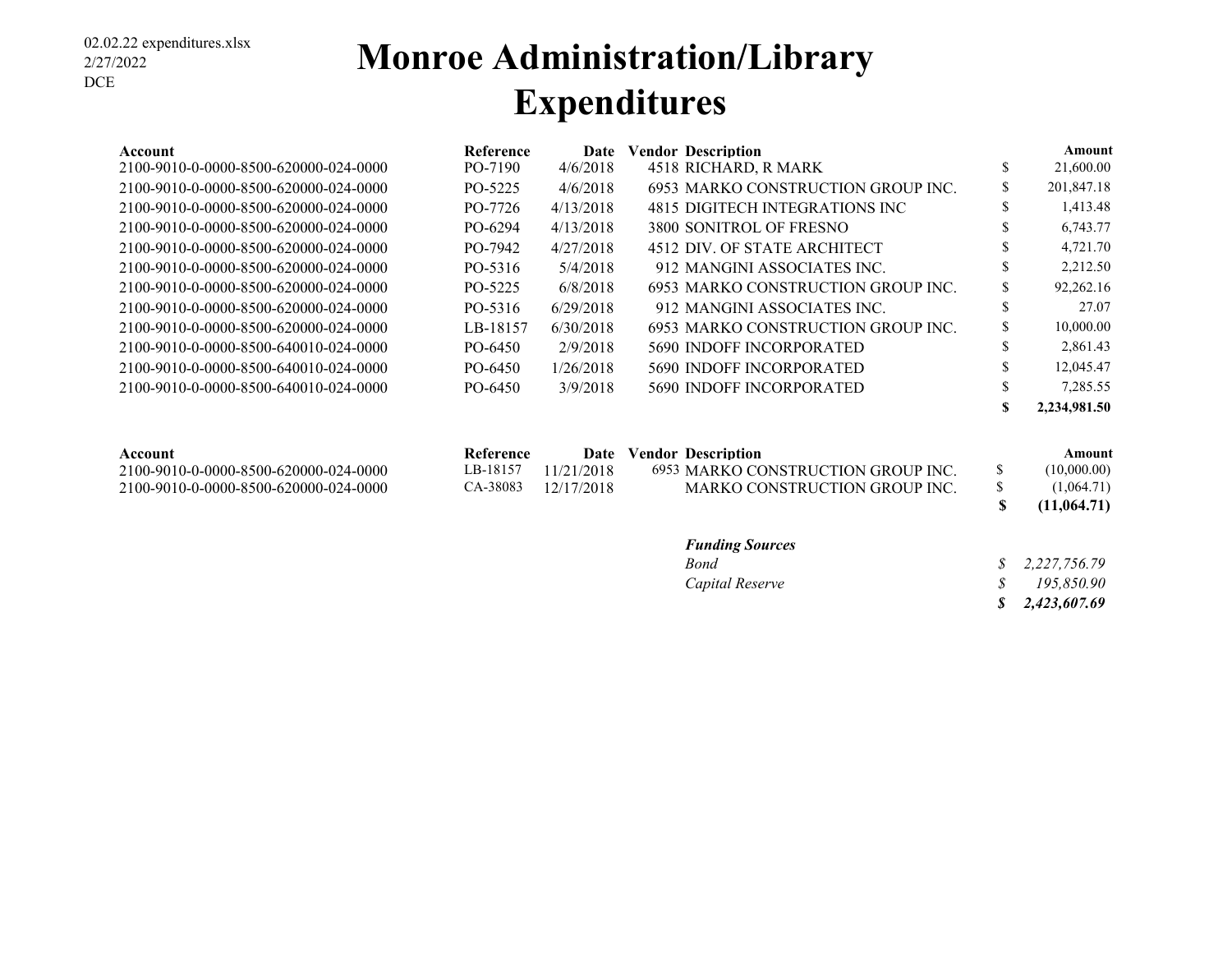02.02.22 expenditures.xlsx
2/27/2022
DCE

# Monroe Administration/Library Expenditures

| Account | Reference | Date | Vendor | Description | Amount |
|---|---|---|---|---|---|
| 2100-9010-0-0000-8500-620000-024-0000 | PO-7190 | 4/6/2018 | 4518 | RICHARD, R MARK | $ 21,600.00 |
| 2100-9010-0-0000-8500-620000-024-0000 | PO-5225 | 4/6/2018 | 6953 | MARKO CONSTRUCTION GROUP INC. | $ 201,847.18 |
| 2100-9010-0-0000-8500-620000-024-0000 | PO-7726 | 4/13/2018 | 4815 | DIGITECH INTEGRATIONS INC | $ 1,413.48 |
| 2100-9010-0-0000-8500-620000-024-0000 | PO-6294 | 4/13/2018 | 3800 | SONITROL OF FRESNO | $ 6,743.77 |
| 2100-9010-0-0000-8500-620000-024-0000 | PO-7942 | 4/27/2018 | 4512 | DIV. OF STATE ARCHITECT | $ 4,721.70 |
| 2100-9010-0-0000-8500-620000-024-0000 | PO-5316 | 5/4/2018 | 912 | MANGINI ASSOCIATES INC. | $ 2,212.50 |
| 2100-9010-0-0000-8500-620000-024-0000 | PO-5225 | 6/8/2018 | 6953 | MARKO CONSTRUCTION GROUP INC. | $ 92,262.16 |
| 2100-9010-0-0000-8500-620000-024-0000 | PO-5316 | 6/29/2018 | 912 | MANGINI ASSOCIATES INC. | $ 27.07 |
| 2100-9010-0-0000-8500-620000-024-0000 | LB-18157 | 6/30/2018 | 6953 | MARKO CONSTRUCTION GROUP INC. | $ 10,000.00 |
| 2100-9010-0-0000-8500-640010-024-0000 | PO-6450 | 2/9/2018 | 5690 | INDOFF INCORPORATED | $ 2,861.43 |
| 2100-9010-0-0000-8500-640010-024-0000 | PO-6450 | 1/26/2018 | 5690 | INDOFF INCORPORATED | $ 12,045.47 |
| 2100-9010-0-0000-8500-640010-024-0000 | PO-6450 | 3/9/2018 | 5690 | INDOFF INCORPORATED | $ 7,285.55 |
| | | | | | **$ 2,234,981.50** |

| Account | Reference | Date | Vendor | Description | Amount |
|---|---|---|---|---|---|
| 2100-9010-0-0000-8500-620000-024-0000 | LB-18157 | 11/21/2018 | 6953 | MARKO CONSTRUCTION GROUP INC. | $ (10,000.00) |
| 2100-9010-0-0000-8500-620000-024-0000 | CA-38083 | 12/17/2018 | | MARKO CONSTRUCTION GROUP INC. | $ (1,064.71) |
| | | | | | **$ (11,064.71)** |

| ***Funding Sources*** | |
|---|---|
| *Bond* | *$ 2,227,756.79* |
| *Capital Reserve* | *$ 195,850.90* |
| | ***$ 2,423,607.69*** |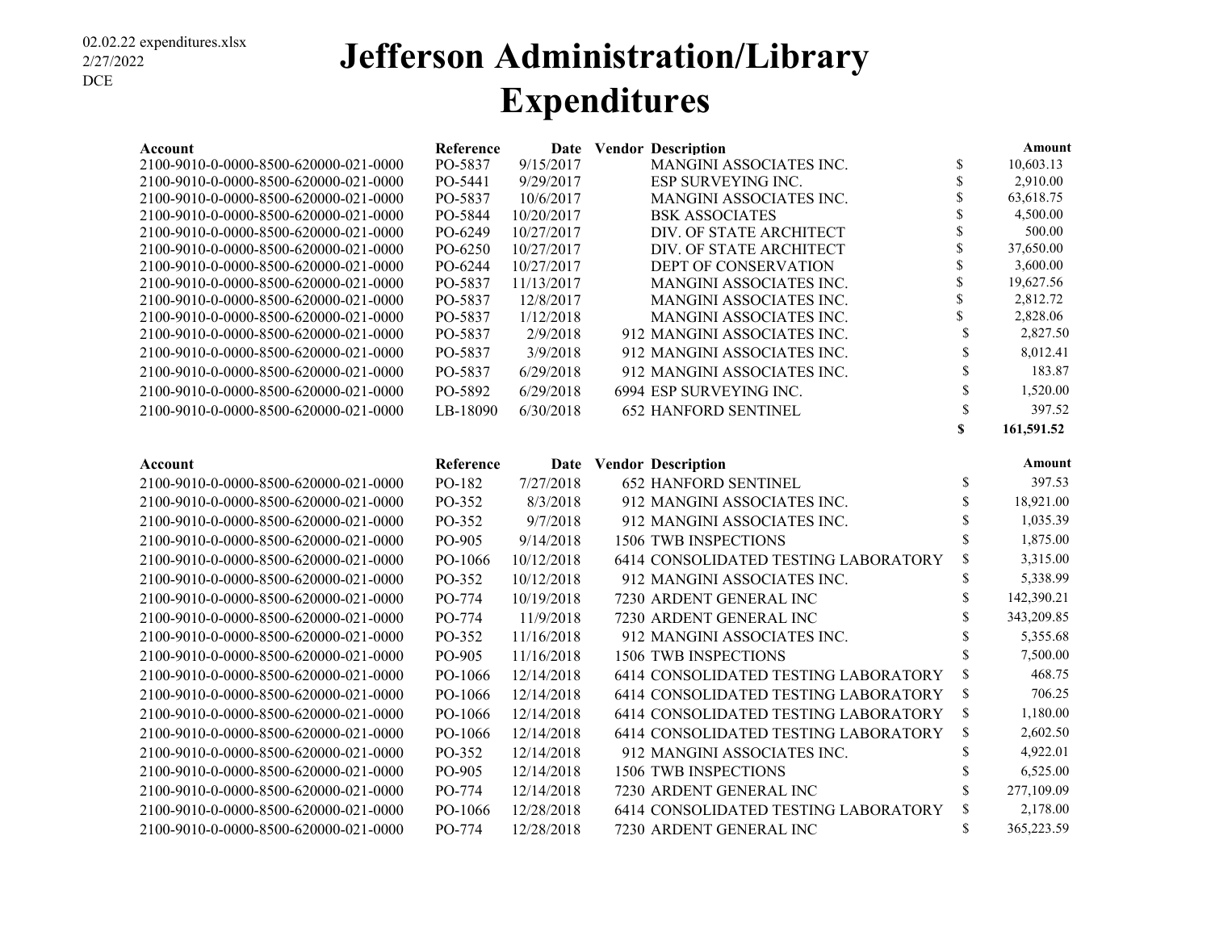02.02.22 expenditures.xlsx
2/27/2022
DCE

# Jefferson Administration/Library Expenditures

| Account | Reference | Date | Vendor | Description | Amount |
|---|---|---|---|---|---|
| 2100-9010-0-0000-8500-620000-021-0000 | PO-5837 | 9/15/2017 | | MANGINI ASSOCIATES INC. | $ 10,603.13 |
| 2100-9010-0-0000-8500-620000-021-0000 | PO-5441 | 9/29/2017 | | ESP SURVEYING INC. | $ 2,910.00 |
| 2100-9010-0-0000-8500-620000-021-0000 | PO-5837 | 10/6/2017 | | MANGINI ASSOCIATES INC. | $ 63,618.75 |
| 2100-9010-0-0000-8500-620000-021-0000 | PO-5844 | 10/20/2017 | | BSK ASSOCIATES | $ 4,500.00 |
| 2100-9010-0-0000-8500-620000-021-0000 | PO-6249 | 10/27/2017 | | DIV. OF STATE ARCHITECT | $ 500.00 |
| 2100-9010-0-0000-8500-620000-021-0000 | PO-6250 | 10/27/2017 | | DIV. OF STATE ARCHITECT | $ 37,650.00 |
| 2100-9010-0-0000-8500-620000-021-0000 | PO-6244 | 10/27/2017 | | DEPT OF CONSERVATION | $ 3,600.00 |
| 2100-9010-0-0000-8500-620000-021-0000 | PO-5837 | 11/13/2017 | | MANGINI ASSOCIATES INC. | $ 19,627.56 |
| 2100-9010-0-0000-8500-620000-021-0000 | PO-5837 | 12/8/2017 | | MANGINI ASSOCIATES INC. | $ 2,812.72 |
| 2100-9010-0-0000-8500-620000-021-0000 | PO-5837 | 1/12/2018 | | MANGINI ASSOCIATES INC. | $ 2,828.06 |
| 2100-9010-0-0000-8500-620000-021-0000 | PO-5837 | 2/9/2018 | 912 | MANGINI ASSOCIATES INC. | $ 2,827.50 |
| 2100-9010-0-0000-8500-620000-021-0000 | PO-5837 | 3/9/2018 | 912 | MANGINI ASSOCIATES INC. | $ 8,012.41 |
| 2100-9010-0-0000-8500-620000-021-0000 | PO-5837 | 6/29/2018 | 912 | MANGINI ASSOCIATES INC. | $ 183.87 |
| 2100-9010-0-0000-8500-620000-021-0000 | PO-5892 | 6/29/2018 | 6994 | ESP SURVEYING INC. | $ 1,520.00 |
| 2100-9010-0-0000-8500-620000-021-0000 | LB-18090 | 6/30/2018 | 652 | HANFORD SENTINEL | $ 397.52 |
| | | | | | **$ 161,591.52** |

| Account | Reference | Date | Vendor | Description | Amount |
|---|---|---|---|---|---|
| 2100-9010-0-0000-8500-620000-021-0000 | PO-182 | 7/27/2018 | 652 | HANFORD SENTINEL | $ 397.53 |
| 2100-9010-0-0000-8500-620000-021-0000 | PO-352 | 8/3/2018 | 912 | MANGINI ASSOCIATES INC. | $ 18,921.00 |
| 2100-9010-0-0000-8500-620000-021-0000 | PO-352 | 9/7/2018 | 912 | MANGINI ASSOCIATES INC. | $ 1,035.39 |
| 2100-9010-0-0000-8500-620000-021-0000 | PO-905 | 9/14/2018 | 1506 | TWB INSPECTIONS | $ 1,875.00 |
| 2100-9010-0-0000-8500-620000-021-0000 | PO-1066 | 10/12/2018 | 6414 | CONSOLIDATED TESTING LABORATORY | $ 3,315.00 |
| 2100-9010-0-0000-8500-620000-021-0000 | PO-352 | 10/12/2018 | 912 | MANGINI ASSOCIATES INC. | $ 5,338.99 |
| 2100-9010-0-0000-8500-620000-021-0000 | PO-774 | 10/19/2018 | 7230 | ARDENT GENERAL INC | $ 142,390.21 |
| 2100-9010-0-0000-8500-620000-021-0000 | PO-774 | 11/9/2018 | 7230 | ARDENT GENERAL INC | $ 343,209.85 |
| 2100-9010-0-0000-8500-620000-021-0000 | PO-352 | 11/16/2018 | 912 | MANGINI ASSOCIATES INC. | $ 5,355.68 |
| 2100-9010-0-0000-8500-620000-021-0000 | PO-905 | 11/16/2018 | 1506 | TWB INSPECTIONS | $ 7,500.00 |
| 2100-9010-0-0000-8500-620000-021-0000 | PO-1066 | 12/14/2018 | 6414 | CONSOLIDATED TESTING LABORATORY | $ 468.75 |
| 2100-9010-0-0000-8500-620000-021-0000 | PO-1066 | 12/14/2018 | 6414 | CONSOLIDATED TESTING LABORATORY | $ 706.25 |
| 2100-9010-0-0000-8500-620000-021-0000 | PO-1066 | 12/14/2018 | 6414 | CONSOLIDATED TESTING LABORATORY | $ 1,180.00 |
| 2100-9010-0-0000-8500-620000-021-0000 | PO-1066 | 12/14/2018 | 6414 | CONSOLIDATED TESTING LABORATORY | $ 2,602.50 |
| 2100-9010-0-0000-8500-620000-021-0000 | PO-352 | 12/14/2018 | 912 | MANGINI ASSOCIATES INC. | $ 4,922.01 |
| 2100-9010-0-0000-8500-620000-021-0000 | PO-905 | 12/14/2018 | 1506 | TWB INSPECTIONS | $ 6,525.00 |
| 2100-9010-0-0000-8500-620000-021-0000 | PO-774 | 12/14/2018 | 7230 | ARDENT GENERAL INC | $ 277,109.09 |
| 2100-9010-0-0000-8500-620000-021-0000 | PO-1066 | 12/28/2018 | 6414 | CONSOLIDATED TESTING LABORATORY | $ 2,178.00 |
| 2100-9010-0-0000-8500-620000-021-0000 | PO-774 | 12/28/2018 | 7230 | ARDENT GENERAL INC | $ 365,223.59 |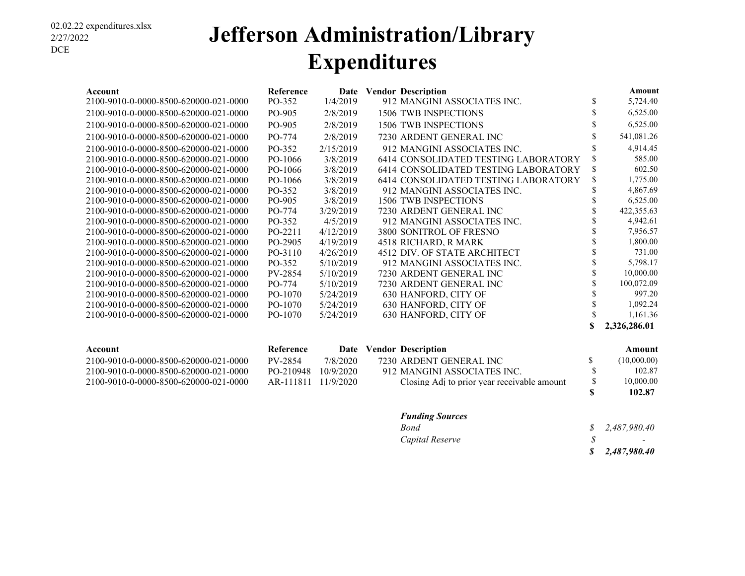02.02.22 expenditures.xlsx
2/27/2022
DCE

# Jefferson Administration/Library Expenditures

| Account | Reference | Date | Vendor | Description | Amount |
|---|---|---|---|---|---|
| 2100-9010-0-0000-8500-620000-021-0000 | PO-352 | 1/4/2019 | 912 | MANGINI ASSOCIATES INC. | $ 5,724.40 |
| 2100-9010-0-0000-8500-620000-021-0000 | PO-905 | 2/8/2019 | 1506 | TWB INSPECTIONS | $ 6,525.00 |
| 2100-9010-0-0000-8500-620000-021-0000 | PO-905 | 2/8/2019 | 1506 | TWB INSPECTIONS | $ 6,525.00 |
| 2100-9010-0-0000-8500-620000-021-0000 | PO-774 | 2/8/2019 | 7230 | ARDENT GENERAL INC | $ 541,081.26 |
| 2100-9010-0-0000-8500-620000-021-0000 | PO-352 | 2/15/2019 | 912 | MANGINI ASSOCIATES INC. | $ 4,914.45 |
| 2100-9010-0-0000-8500-620000-021-0000 | PO-1066 | 3/8/2019 | 6414 | CONSOLIDATED TESTING LABORATORY | $ 585.00 |
| 2100-9010-0-0000-8500-620000-021-0000 | PO-1066 | 3/8/2019 | 6414 | CONSOLIDATED TESTING LABORATORY | $ 602.50 |
| 2100-9010-0-0000-8500-620000-021-0000 | PO-1066 | 3/8/2019 | 6414 | CONSOLIDATED TESTING LABORATORY | $ 1,775.00 |
| 2100-9010-0-0000-8500-620000-021-0000 | PO-352 | 3/8/2019 | 912 | MANGINI ASSOCIATES INC. | $ 4,867.69 |
| 2100-9010-0-0000-8500-620000-021-0000 | PO-905 | 3/8/2019 | 1506 | TWB INSPECTIONS | $ 6,525.00 |
| 2100-9010-0-0000-8500-620000-021-0000 | PO-774 | 3/29/2019 | 7230 | ARDENT GENERAL INC | $ 422,355.63 |
| 2100-9010-0-0000-8500-620000-021-0000 | PO-352 | 4/5/2019 | 912 | MANGINI ASSOCIATES INC. | $ 4,942.61 |
| 2100-9010-0-0000-8500-620000-021-0000 | PO-2211 | 4/12/2019 | 3800 | SONITROL OF FRESNO | $ 7,956.57 |
| 2100-9010-0-0000-8500-620000-021-0000 | PO-2905 | 4/19/2019 | 4518 | RICHARD, R MARK | $ 1,800.00 |
| 2100-9010-0-0000-8500-620000-021-0000 | PO-3110 | 4/26/2019 | 4512 | DIV. OF STATE ARCHITECT | $ 731.00 |
| 2100-9010-0-0000-8500-620000-021-0000 | PO-352 | 5/10/2019 | 912 | MANGINI ASSOCIATES INC. | $ 5,798.17 |
| 2100-9010-0-0000-8500-620000-021-0000 | PV-2854 | 5/10/2019 | 7230 | ARDENT GENERAL INC | $ 10,000.00 |
| 2100-9010-0-0000-8500-620000-021-0000 | PO-774 | 5/10/2019 | 7230 | ARDENT GENERAL INC | $ 100,072.09 |
| 2100-9010-0-0000-8500-620000-021-0000 | PO-1070 | 5/24/2019 | 630 | HANFORD, CITY OF | $ 997.20 |
| 2100-9010-0-0000-8500-620000-021-0000 | PO-1070 | 5/24/2019 | 630 | HANFORD, CITY OF | $ 1,092.24 |
| 2100-9010-0-0000-8500-620000-021-0000 | PO-1070 | 5/24/2019 | 630 | HANFORD, CITY OF | $ 1,161.36 |
| | | | | | **$ 2,326,286.01** |

| Account | Reference | Date | Vendor | Description | Amount |
|---|---|---|---|---|---|
| 2100-9010-0-0000-8500-620000-021-0000 | PV-2854 | 7/8/2020 | 7230 | ARDENT GENERAL INC | $ (10,000.00) |
| 2100-9010-0-0000-8500-620000-021-0000 | PO-210948 | 10/9/2020 | 912 | MANGINI ASSOCIATES INC. | $ 102.87 |
| 2100-9010-0-0000-8500-620000-021-0000 | AR-111811 | 11/9/2020 | | Closing Adj to prior year receivable amount | $ 10,000.00 |
| | | | | | **$ 102.87** |

| ***Funding Sources*** | |
|---|---|
| *Bond* | *$ 2,487,980.40* |
| *Capital Reserve* | *$ -* |
| | ***$ 2,487,980.40*** |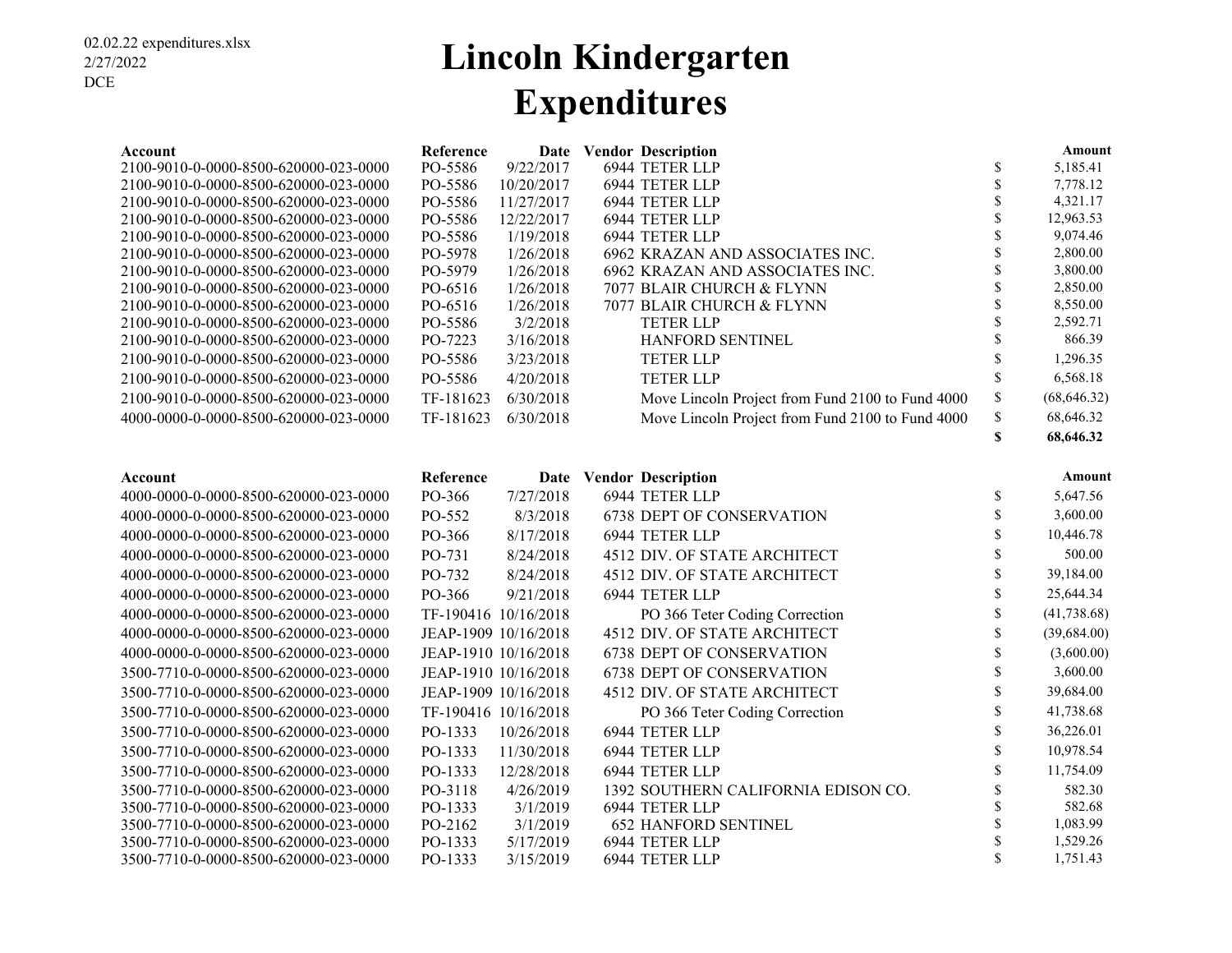02.02.22 expenditures.xlsx
2/27/2022
DCE

# Lincoln Kindergarten Expenditures

| Account | Reference | Date | Vendor | Description | | Amount |
|---|---|---|---|---|---|---|
| 2100-9010-0-0000-8500-620000-023-0000 | PO-5586 | 9/22/2017 | 6944 | TETER LLP | $ | 5,185.41 |
| 2100-9010-0-0000-8500-620000-023-0000 | PO-5586 | 10/20/2017 | 6944 | TETER LLP | $ | 7,778.12 |
| 2100-9010-0-0000-8500-620000-023-0000 | PO-5586 | 11/27/2017 | 6944 | TETER LLP | $ | 4,321.17 |
| 2100-9010-0-0000-8500-620000-023-0000 | PO-5586 | 12/22/2017 | 6944 | TETER LLP | $ | 12,963.53 |
| 2100-9010-0-0000-8500-620000-023-0000 | PO-5586 | 1/19/2018 | 6944 | TETER LLP | $ | 9,074.46 |
| 2100-9010-0-0000-8500-620000-023-0000 | PO-5978 | 1/26/2018 | 6962 | KRAZAN AND ASSOCIATES INC. | $ | 2,800.00 |
| 2100-9010-0-0000-8500-620000-023-0000 | PO-5979 | 1/26/2018 | 6962 | KRAZAN AND ASSOCIATES INC. | $ | 3,800.00 |
| 2100-9010-0-0000-8500-620000-023-0000 | PO-6516 | 1/26/2018 | 7077 | BLAIR CHURCH & FLYNN | $ | 2,850.00 |
| 2100-9010-0-0000-8500-620000-023-0000 | PO-6516 | 1/26/2018 | 7077 | BLAIR CHURCH & FLYNN | $ | 8,550.00 |
| 2100-9010-0-0000-8500-620000-023-0000 | PO-5586 | 3/2/2018 | | TETER LLP | $ | 2,592.71 |
| 2100-9010-0-0000-8500-620000-023-0000 | PO-7223 | 3/16/2018 | | HANFORD SENTINEL | $ | 866.39 |
| 2100-9010-0-0000-8500-620000-023-0000 | PO-5586 | 3/23/2018 | | TETER LLP | $ | 1,296.35 |
| 2100-9010-0-0000-8500-620000-023-0000 | PO-5586 | 4/20/2018 | | TETER LLP | $ | 6,568.18 |
| 2100-9010-0-0000-8500-620000-023-0000 | TF-181623 | 6/30/2018 | | Move Lincoln Project from Fund 2100 to Fund 4000 | $ | (68,646.32) |
| 4000-0000-0-0000-8500-620000-023-0000 | TF-181623 | 6/30/2018 | | Move Lincoln Project from Fund 2100 to Fund 4000 | $ | 68,646.32 |
| | | | | | **$** | **68,646.32** |

| Account | Reference | Date | Vendor | Description | | Amount |
|---|---|---|---|---|---|---|
| 4000-0000-0-0000-8500-620000-023-0000 | PO-366 | 7/27/2018 | 6944 | TETER LLP | $ | 5,647.56 |
| 4000-0000-0-0000-8500-620000-023-0000 | PO-552 | 8/3/2018 | 6738 | DEPT OF CONSERVATION | $ | 3,600.00 |
| 4000-0000-0-0000-8500-620000-023-0000 | PO-366 | 8/17/2018 | 6944 | TETER LLP | $ | 10,446.78 |
| 4000-0000-0-0000-8500-620000-023-0000 | PO-731 | 8/24/2018 | 4512 | DIV. OF STATE ARCHITECT | $ | 500.00 |
| 4000-0000-0-0000-8500-620000-023-0000 | PO-732 | 8/24/2018 | 4512 | DIV. OF STATE ARCHITECT | $ | 39,184.00 |
| 4000-0000-0-0000-8500-620000-023-0000 | PO-366 | 9/21/2018 | 6944 | TETER LLP | $ | 25,644.34 |
| 4000-0000-0-0000-8500-620000-023-0000 | TF-190416 | 10/16/2018 | | PO 366 Teter Coding Correction | $ | (41,738.68) |
| 4000-0000-0-0000-8500-620000-023-0000 | JEAP-1909 | 10/16/2018 | 4512 | DIV. OF STATE ARCHITECT | $ | (39,684.00) |
| 4000-0000-0-0000-8500-620000-023-0000 | JEAP-1910 | 10/16/2018 | 6738 | DEPT OF CONSERVATION | $ | (3,600.00) |
| 3500-7710-0-0000-8500-620000-023-0000 | JEAP-1910 | 10/16/2018 | 6738 | DEPT OF CONSERVATION | $ | 3,600.00 |
| 3500-7710-0-0000-8500-620000-023-0000 | JEAP-1909 | 10/16/2018 | 4512 | DIV. OF STATE ARCHITECT | $ | 39,684.00 |
| 3500-7710-0-0000-8500-620000-023-0000 | TF-190416 | 10/16/2018 | | PO 366 Teter Coding Correction | $ | 41,738.68 |
| 3500-7710-0-0000-8500-620000-023-0000 | PO-1333 | 10/26/2018 | 6944 | TETER LLP | $ | 36,226.01 |
| 3500-7710-0-0000-8500-620000-023-0000 | PO-1333 | 11/30/2018 | 6944 | TETER LLP | $ | 10,978.54 |
| 3500-7710-0-0000-8500-620000-023-0000 | PO-1333 | 12/28/2018 | 6944 | TETER LLP | $ | 11,754.09 |
| 3500-7710-0-0000-8500-620000-023-0000 | PO-3118 | 4/26/2019 | 1392 | SOUTHERN CALIFORNIA EDISON CO. | $ | 582.30 |
| 3500-7710-0-0000-8500-620000-023-0000 | PO-1333 | 3/1/2019 | 6944 | TETER LLP | $ | 582.68 |
| 3500-7710-0-0000-8500-620000-023-0000 | PO-2162 | 3/1/2019 | 652 | HANFORD SENTINEL | $ | 1,083.99 |
| 3500-7710-0-0000-8500-620000-023-0000 | PO-1333 | 5/17/2019 | 6944 | TETER LLP | $ | 1,529.26 |
| 3500-7710-0-0000-8500-620000-023-0000 | PO-1333 | 3/15/2019 | 6944 | TETER LLP | $ | 1,751.43 |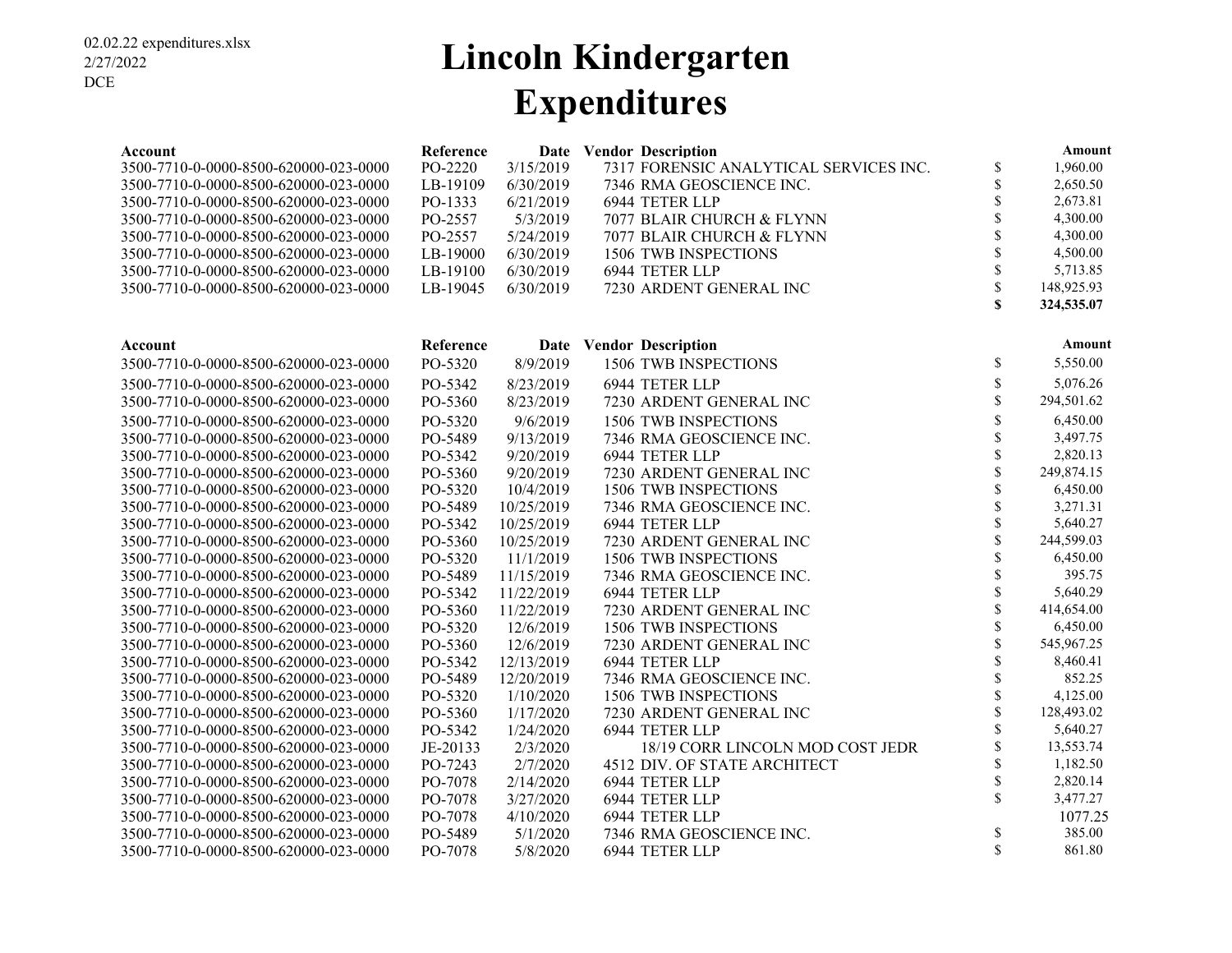02.02.22 expenditures.xlsx
2/27/2022
DCE

# Lincoln Kindergarten
# Expenditures

| Account | Reference | Date | Vendor | Description | | Amount |
|---|---|---|---|---|---|---|
| 3500-7710-0-0000-8500-620000-023-0000 | PO-2220 | 3/15/2019 | 7317 | FORENSIC ANALYTICAL SERVICES INC. | $ | 1,960.00 |
| 3500-7710-0-0000-8500-620000-023-0000 | LB-19109 | 6/30/2019 | 7346 | RMA GEOSCIENCE INC. | $ | 2,650.50 |
| 3500-7710-0-0000-8500-620000-023-0000 | PO-1333 | 6/21/2019 | 6944 | TETER LLP | $ | 2,673.81 |
| 3500-7710-0-0000-8500-620000-023-0000 | PO-2557 | 5/3/2019 | 7077 | BLAIR CHURCH & FLYNN | $ | 4,300.00 |
| 3500-7710-0-0000-8500-620000-023-0000 | PO-2557 | 5/24/2019 | 7077 | BLAIR CHURCH & FLYNN | $ | 4,300.00 |
| 3500-7710-0-0000-8500-620000-023-0000 | LB-19000 | 6/30/2019 | 1506 | TWB INSPECTIONS | $ | 4,500.00 |
| 3500-7710-0-0000-8500-620000-023-0000 | LB-19100 | 6/30/2019 | 6944 | TETER LLP | $ | 5,713.85 |
| 3500-7710-0-0000-8500-620000-023-0000 | LB-19045 | 6/30/2019 | 7230 | ARDENT GENERAL INC | $ | 148,925.93 |
| | | | | | **$** | **324,535.07** |

| Account | Reference | Date | Vendor | Description | | Amount |
|---|---|---|---|---|---|---|
| 3500-7710-0-0000-8500-620000-023-0000 | PO-5320 | 8/9/2019 | 1506 | TWB INSPECTIONS | $ | 5,550.00 |
| 3500-7710-0-0000-8500-620000-023-0000 | PO-5342 | 8/23/2019 | 6944 | TETER LLP | $ | 5,076.26 |
| 3500-7710-0-0000-8500-620000-023-0000 | PO-5360 | 8/23/2019 | 7230 | ARDENT GENERAL INC | $ | 294,501.62 |
| 3500-7710-0-0000-8500-620000-023-0000 | PO-5320 | 9/6/2019 | 1506 | TWB INSPECTIONS | $ | 6,450.00 |
| 3500-7710-0-0000-8500-620000-023-0000 | PO-5489 | 9/13/2019 | 7346 | RMA GEOSCIENCE INC. | $ | 3,497.75 |
| 3500-7710-0-0000-8500-620000-023-0000 | PO-5342 | 9/20/2019 | 6944 | TETER LLP | $ | 2,820.13 |
| 3500-7710-0-0000-8500-620000-023-0000 | PO-5360 | 9/20/2019 | 7230 | ARDENT GENERAL INC | $ | 249,874.15 |
| 3500-7710-0-0000-8500-620000-023-0000 | PO-5320 | 10/4/2019 | 1506 | TWB INSPECTIONS | $ | 6,450.00 |
| 3500-7710-0-0000-8500-620000-023-0000 | PO-5489 | 10/25/2019 | 7346 | RMA GEOSCIENCE INC. | $ | 3,271.31 |
| 3500-7710-0-0000-8500-620000-023-0000 | PO-5342 | 10/25/2019 | 6944 | TETER LLP | $ | 5,640.27 |
| 3500-7710-0-0000-8500-620000-023-0000 | PO-5360 | 10/25/2019 | 7230 | ARDENT GENERAL INC | $ | 244,599.03 |
| 3500-7710-0-0000-8500-620000-023-0000 | PO-5320 | 11/1/2019 | 1506 | TWB INSPECTIONS | $ | 6,450.00 |
| 3500-7710-0-0000-8500-620000-023-0000 | PO-5489 | 11/15/2019 | 7346 | RMA GEOSCIENCE INC. | $ | 395.75 |
| 3500-7710-0-0000-8500-620000-023-0000 | PO-5342 | 11/22/2019 | 6944 | TETER LLP | $ | 5,640.29 |
| 3500-7710-0-0000-8500-620000-023-0000 | PO-5360 | 11/22/2019 | 7230 | ARDENT GENERAL INC | $ | 414,654.00 |
| 3500-7710-0-0000-8500-620000-023-0000 | PO-5320 | 12/6/2019 | 1506 | TWB INSPECTIONS | $ | 6,450.00 |
| 3500-7710-0-0000-8500-620000-023-0000 | PO-5360 | 12/6/2019 | 7230 | ARDENT GENERAL INC | $ | 545,967.25 |
| 3500-7710-0-0000-8500-620000-023-0000 | PO-5342 | 12/13/2019 | 6944 | TETER LLP | $ | 8,460.41 |
| 3500-7710-0-0000-8500-620000-023-0000 | PO-5489 | 12/20/2019 | 7346 | RMA GEOSCIENCE INC. | $ | 852.25 |
| 3500-7710-0-0000-8500-620000-023-0000 | PO-5320 | 1/10/2020 | 1506 | TWB INSPECTIONS | $ | 4,125.00 |
| 3500-7710-0-0000-8500-620000-023-0000 | PO-5360 | 1/17/2020 | 7230 | ARDENT GENERAL INC | $ | 128,493.02 |
| 3500-7710-0-0000-8500-620000-023-0000 | PO-5342 | 1/24/2020 | 6944 | TETER LLP | $ | 5,640.27 |
| 3500-7710-0-0000-8500-620000-023-0000 | JE-20133 | 2/3/2020 | | 18/19 CORR LINCOLN MOD COST JEDR | $ | 13,553.74 |
| 3500-7710-0-0000-8500-620000-023-0000 | PO-7243 | 2/7/2020 | 4512 | DIV. OF STATE ARCHITECT | $ | 1,182.50 |
| 3500-7710-0-0000-8500-620000-023-0000 | PO-7078 | 2/14/2020 | 6944 | TETER LLP | $ | 2,820.14 |
| 3500-7710-0-0000-8500-620000-023-0000 | PO-7078 | 3/27/2020 | 6944 | TETER LLP | $ | 3,477.27 |
| 3500-7710-0-0000-8500-620000-023-0000 | PO-7078 | 4/10/2020 | 6944 | TETER LLP | | 1077.25 |
| 3500-7710-0-0000-8500-620000-023-0000 | PO-5489 | 5/1/2020 | 7346 | RMA GEOSCIENCE INC. | $ | 385.00 |
| 3500-7710-0-0000-8500-620000-023-0000 | PO-7078 | 5/8/2020 | 6944 | TETER LLP | $ | 861.80 |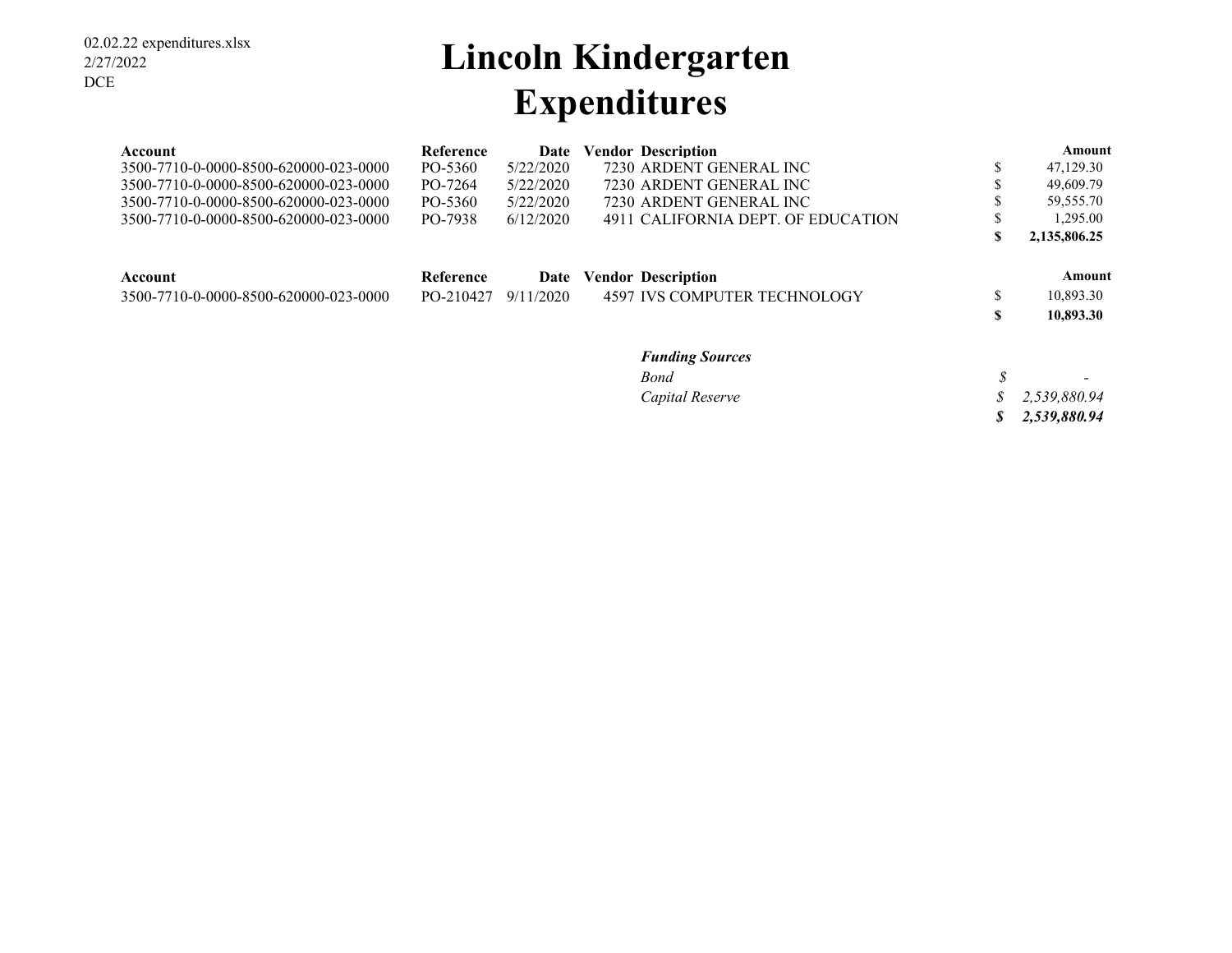02.02.22 expenditures.xlsx
2/27/2022
DCE

# Lincoln Kindergarten
# Expenditures

| Account | Reference | Date | Vendor | Description | Amount |
|---|---|---|---|---|---|
| 3500-7710-0-0000-8500-620000-023-0000 | PO-5360 | 5/22/2020 | 7230 | ARDENT GENERAL INC | $ 47,129.30 |
| 3500-7710-0-0000-8500-620000-023-0000 | PO-7264 | 5/22/2020 | 7230 | ARDENT GENERAL INC | $ 49,609.79 |
| 3500-7710-0-0000-8500-620000-023-0000 | PO-5360 | 5/22/2020 | 7230 | ARDENT GENERAL INC | $ 59,555.70 |
| 3500-7710-0-0000-8500-620000-023-0000 | PO-7938 | 6/12/2020 | 4911 | CALIFORNIA DEPT. OF EDUCATION | $ 1,295.00 |
| | | | | | **$ 2,135,806.25** |

| Account | Reference | Date | Vendor | Description | Amount |
|---|---|---|---|---|---|
| 3500-7710-0-0000-8500-620000-023-0000 | PO-210427 | 9/11/2020 | 4597 | IVS COMPUTER TECHNOLOGY | $ 10,893.30 |
| | | | | | **$ 10,893.30** |

| ***Funding Sources*** | |
|---|---|
| *Bond* | *$ -* |
| *Capital Reserve* | *$ 2,539,880.94* |
| | ***$ 2,539,880.94*** |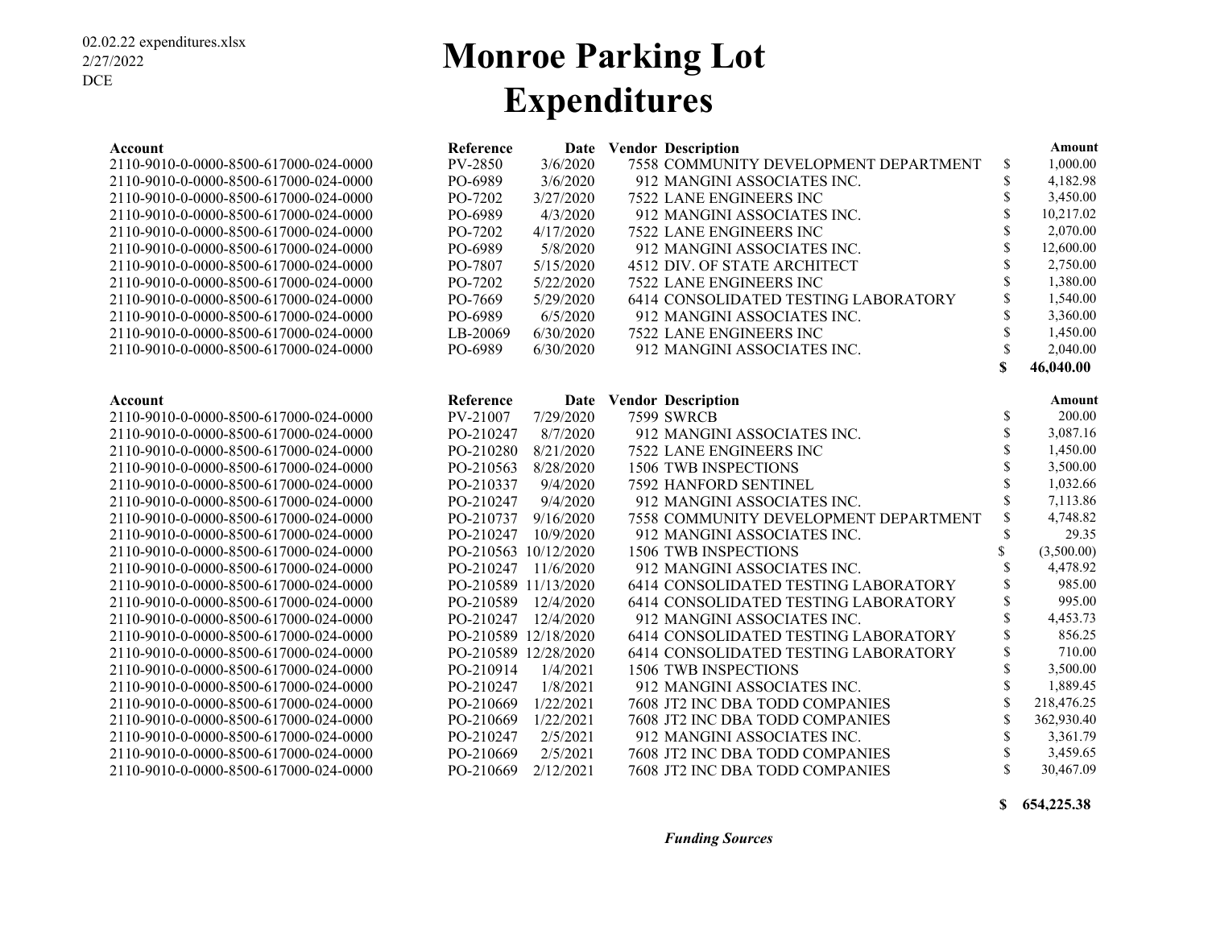02.02.22 expenditures.xlsx
2/27/2022
DCE

# Monroe Parking Lot
# Expenditures

| Account | Reference | Date | Vendor | Description | Amount |
|---|---|---|---|---|---|
| 2110-9010-0-0000-8500-617000-024-0000 | PV-2850 | 3/6/2020 | 7558 | COMMUNITY DEVELOPMENT DEPARTMENT | $ 1,000.00 |
| 2110-9010-0-0000-8500-617000-024-0000 | PO-6989 | 3/6/2020 | 912 | MANGINI ASSOCIATES INC. | $ 4,182.98 |
| 2110-9010-0-0000-8500-617000-024-0000 | PO-7202 | 3/27/2020 | 7522 | LANE ENGINEERS INC | $ 3,450.00 |
| 2110-9010-0-0000-8500-617000-024-0000 | PO-6989 | 4/3/2020 | 912 | MANGINI ASSOCIATES INC. | $ 10,217.02 |
| 2110-9010-0-0000-8500-617000-024-0000 | PO-7202 | 4/17/2020 | 7522 | LANE ENGINEERS INC | $ 2,070.00 |
| 2110-9010-0-0000-8500-617000-024-0000 | PO-6989 | 5/8/2020 | 912 | MANGINI ASSOCIATES INC. | $ 12,600.00 |
| 2110-9010-0-0000-8500-617000-024-0000 | PO-7807 | 5/15/2020 | 4512 | DIV. OF STATE ARCHITECT | $ 2,750.00 |
| 2110-9010-0-0000-8500-617000-024-0000 | PO-7202 | 5/22/2020 | 7522 | LANE ENGINEERS INC | $ 1,380.00 |
| 2110-9010-0-0000-8500-617000-024-0000 | PO-7669 | 5/29/2020 | 6414 | CONSOLIDATED TESTING LABORATORY | $ 1,540.00 |
| 2110-9010-0-0000-8500-617000-024-0000 | PO-6989 | 6/5/2020 | 912 | MANGINI ASSOCIATES INC. | $ 3,360.00 |
| 2110-9010-0-0000-8500-617000-024-0000 | LB-20069 | 6/30/2020 | 7522 | LANE ENGINEERS INC | $ 1,450.00 |
| 2110-9010-0-0000-8500-617000-024-0000 | PO-6989 | 6/30/2020 | 912 | MANGINI ASSOCIATES INC. | $ 2,040.00 |
| | | | | | **$ 46,040.00** |

| Account | Reference | Date | Vendor | Description | Amount |
|---|---|---|---|---|---|
| 2110-9010-0-0000-8500-617000-024-0000 | PV-21007 | 7/29/2020 | 7599 | SWRCB | $ 200.00 |
| 2110-9010-0-0000-8500-617000-024-0000 | PO-210247 | 8/7/2020 | 912 | MANGINI ASSOCIATES INC. | $ 3,087.16 |
| 2110-9010-0-0000-8500-617000-024-0000 | PO-210280 | 8/21/2020 | 7522 | LANE ENGINEERS INC | $ 1,450.00 |
| 2110-9010-0-0000-8500-617000-024-0000 | PO-210563 | 8/28/2020 | 1506 | TWB INSPECTIONS | $ 3,500.00 |
| 2110-9010-0-0000-8500-617000-024-0000 | PO-210337 | 9/4/2020 | 7592 | HANFORD SENTINEL | $ 1,032.66 |
| 2110-9010-0-0000-8500-617000-024-0000 | PO-210247 | 9/4/2020 | 912 | MANGINI ASSOCIATES INC. | $ 7,113.86 |
| 2110-9010-0-0000-8500-617000-024-0000 | PO-210737 | 9/16/2020 | 7558 | COMMUNITY DEVELOPMENT DEPARTMENT | $ 4,748.82 |
| 2110-9010-0-0000-8500-617000-024-0000 | PO-210247 | 10/9/2020 | 912 | MANGINI ASSOCIATES INC. | $ 29.35 |
| 2110-9010-0-0000-8500-617000-024-0000 | PO-210563 | 10/12/2020 | 1506 | TWB INSPECTIONS | $ (3,500.00) |
| 2110-9010-0-0000-8500-617000-024-0000 | PO-210247 | 11/6/2020 | 912 | MANGINI ASSOCIATES INC. | $ 4,478.92 |
| 2110-9010-0-0000-8500-617000-024-0000 | PO-210589 | 11/13/2020 | 6414 | CONSOLIDATED TESTING LABORATORY | $ 985.00 |
| 2110-9010-0-0000-8500-617000-024-0000 | PO-210589 | 12/4/2020 | 6414 | CONSOLIDATED TESTING LABORATORY | $ 995.00 |
| 2110-9010-0-0000-8500-617000-024-0000 | PO-210247 | 12/4/2020 | 912 | MANGINI ASSOCIATES INC. | $ 4,453.73 |
| 2110-9010-0-0000-8500-617000-024-0000 | PO-210589 | 12/18/2020 | 6414 | CONSOLIDATED TESTING LABORATORY | $ 856.25 |
| 2110-9010-0-0000-8500-617000-024-0000 | PO-210589 | 12/28/2020 | 6414 | CONSOLIDATED TESTING LABORATORY | $ 710.00 |
| 2110-9010-0-0000-8500-617000-024-0000 | PO-210914 | 1/4/2021 | 1506 | TWB INSPECTIONS | $ 3,500.00 |
| 2110-9010-0-0000-8500-617000-024-0000 | PO-210247 | 1/8/2021 | 912 | MANGINI ASSOCIATES INC. | $ 1,889.45 |
| 2110-9010-0-0000-8500-617000-024-0000 | PO-210669 | 1/22/2021 | 7608 | JT2 INC DBA TODD COMPANIES | $ 218,476.25 |
| 2110-9010-0-0000-8500-617000-024-0000 | PO-210669 | 1/22/2021 | 7608 | JT2 INC DBA TODD COMPANIES | $ 362,930.40 |
| 2110-9010-0-0000-8500-617000-024-0000 | PO-210247 | 2/5/2021 | 912 | MANGINI ASSOCIATES INC. | $ 3,361.79 |
| 2110-9010-0-0000-8500-617000-024-0000 | PO-210669 | 2/5/2021 | 7608 | JT2 INC DBA TODD COMPANIES | $ 3,459.65 |
| 2110-9010-0-0000-8500-617000-024-0000 | PO-210669 | 2/12/2021 | 7608 | JT2 INC DBA TODD COMPANIES | $ 30,467.09 |
| | | | | | **$ 654,225.38** |

***Funding Sources***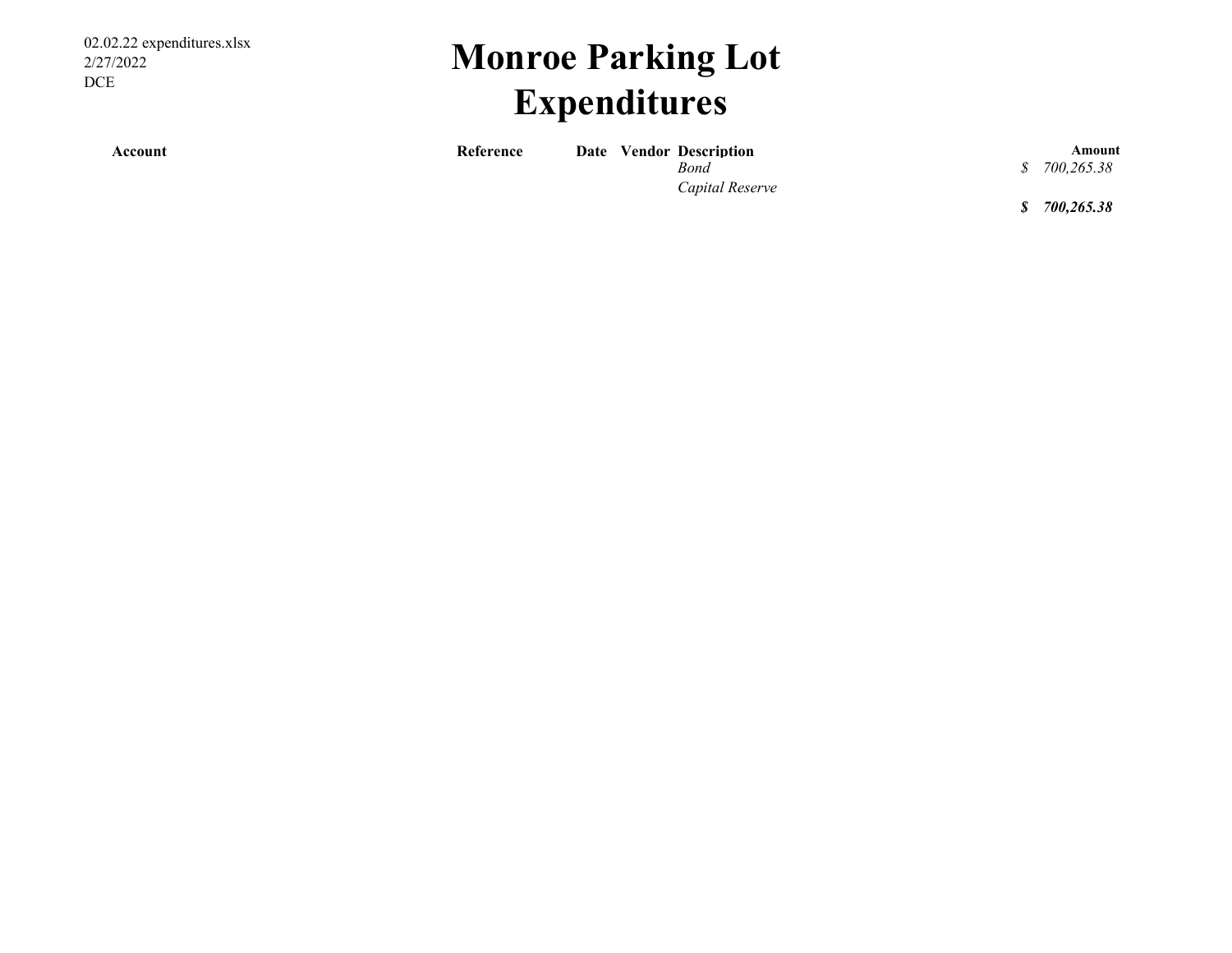02.02.22 expenditures.xlsx
2/27/2022
DCE

# Monroe Parking Lot Expenditures

| Account | Reference | Date | Vendor | Description | Amount |
|---|---|---|---|---|---|
| | | | | *Bond* | *$ 700,265.38* |
| | | | | *Capital Reserve* | |
| | | | | | ***$ 700,265.38*** |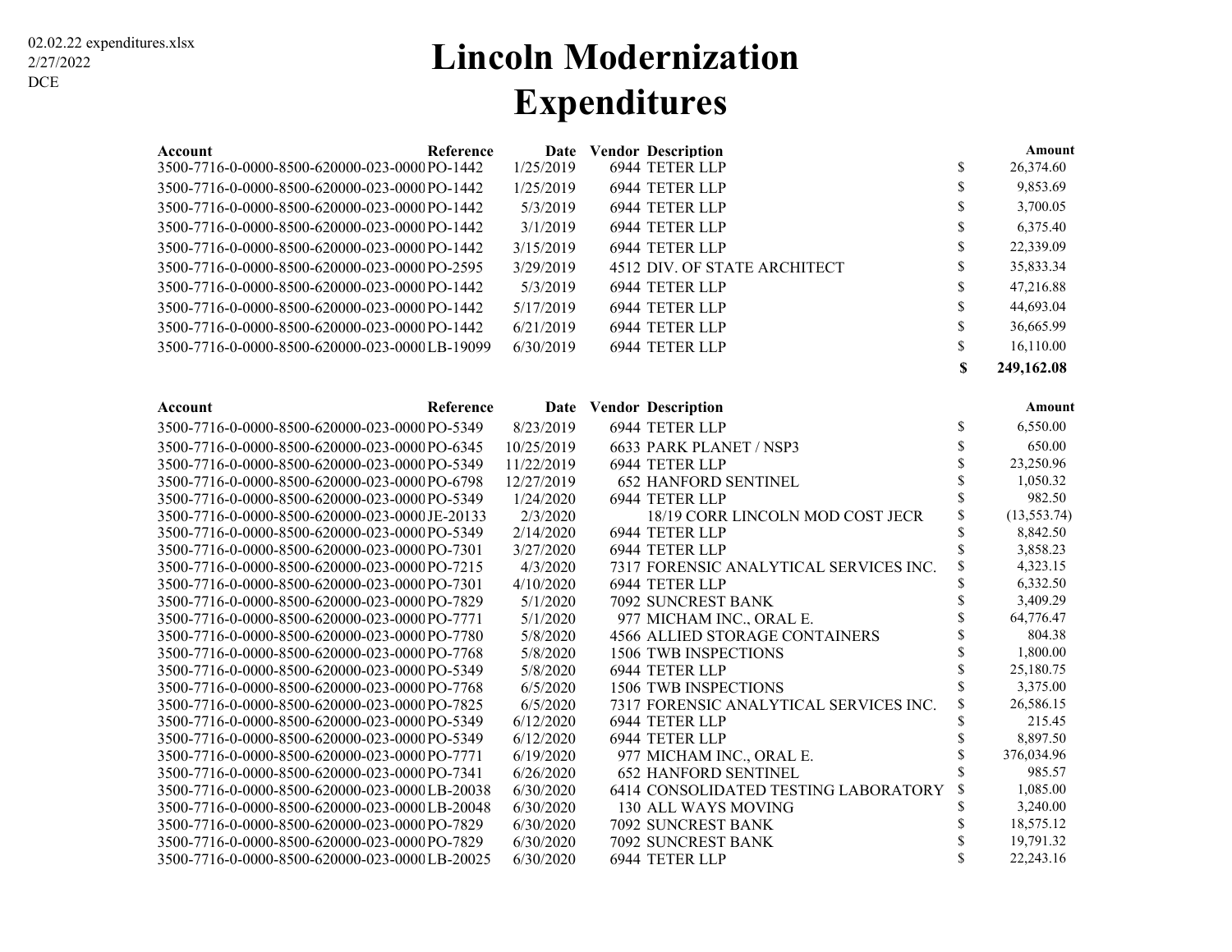02.02.22 expenditures.xlsx
2/27/2022
DCE

# Lincoln Modernization Expenditures

| Account | Reference | Date | Vendor | Description | | Amount |
|---|---|---|---|---|---|---|
| 3500-7716-0-0000-8500-620000-023-0000 | PO-1442 | 1/25/2019 | 6944 | TETER LLP | $ | 26,374.60 |
| 3500-7716-0-0000-8500-620000-023-0000 | PO-1442 | 1/25/2019 | 6944 | TETER LLP | $ | 9,853.69 |
| 3500-7716-0-0000-8500-620000-023-0000 | PO-1442 | 5/3/2019 | 6944 | TETER LLP | $ | 3,700.05 |
| 3500-7716-0-0000-8500-620000-023-0000 | PO-1442 | 3/1/2019 | 6944 | TETER LLP | $ | 6,375.40 |
| 3500-7716-0-0000-8500-620000-023-0000 | PO-1442 | 3/15/2019 | 6944 | TETER LLP | $ | 22,339.09 |
| 3500-7716-0-0000-8500-620000-023-0000 | PO-2595 | 3/29/2019 | 4512 | DIV. OF STATE ARCHITECT | $ | 35,833.34 |
| 3500-7716-0-0000-8500-620000-023-0000 | PO-1442 | 5/3/2019 | 6944 | TETER LLP | $ | 47,216.88 |
| 3500-7716-0-0000-8500-620000-023-0000 | PO-1442 | 5/17/2019 | 6944 | TETER LLP | $ | 44,693.04 |
| 3500-7716-0-0000-8500-620000-023-0000 | PO-1442 | 6/21/2019 | 6944 | TETER LLP | $ | 36,665.99 |
| 3500-7716-0-0000-8500-620000-023-0000 | LB-19099 | 6/30/2019 | 6944 | TETER LLP | $ | 16,110.00 |
| | | | | | **$** | **249,162.08** |

| Account | Reference | Date | Vendor | Description | | Amount |
|---|---|---|---|---|---|---|
| 3500-7716-0-0000-8500-620000-023-0000 | PO-5349 | 8/23/2019 | 6944 | TETER LLP | $ | 6,550.00 |
| 3500-7716-0-0000-8500-620000-023-0000 | PO-6345 | 10/25/2019 | 6633 | PARK PLANET / NSP3 | $ | 650.00 |
| 3500-7716-0-0000-8500-620000-023-0000 | PO-5349 | 11/22/2019 | 6944 | TETER LLP | $ | 23,250.96 |
| 3500-7716-0-0000-8500-620000-023-0000 | PO-6798 | 12/27/2019 | 652 | HANFORD SENTINEL | $ | 1,050.32 |
| 3500-7716-0-0000-8500-620000-023-0000 | PO-5349 | 1/24/2020 | 6944 | TETER LLP | $ | 982.50 |
| 3500-7716-0-0000-8500-620000-023-0000 | JE-20133 | 2/3/2020 | | 18/19 CORR LINCOLN MOD COST JECR | $ | (13,553.74) |
| 3500-7716-0-0000-8500-620000-023-0000 | PO-5349 | 2/14/2020 | 6944 | TETER LLP | $ | 8,842.50 |
| 3500-7716-0-0000-8500-620000-023-0000 | PO-7301 | 3/27/2020 | 6944 | TETER LLP | $ | 3,858.23 |
| 3500-7716-0-0000-8500-620000-023-0000 | PO-7215 | 4/3/2020 | 7317 | FORENSIC ANALYTICAL SERVICES INC. | $ | 4,323.15 |
| 3500-7716-0-0000-8500-620000-023-0000 | PO-7301 | 4/10/2020 | 6944 | TETER LLP | $ | 6,332.50 |
| 3500-7716-0-0000-8500-620000-023-0000 | PO-7829 | 5/1/2020 | 7092 | SUNCREST BANK | $ | 3,409.29 |
| 3500-7716-0-0000-8500-620000-023-0000 | PO-7771 | 5/1/2020 | 977 | MICHAM INC., ORAL E. | $ | 64,776.47 |
| 3500-7716-0-0000-8500-620000-023-0000 | PO-7780 | 5/8/2020 | 4566 | ALLIED STORAGE CONTAINERS | $ | 804.38 |
| 3500-7716-0-0000-8500-620000-023-0000 | PO-7768 | 5/8/2020 | 1506 | TWB INSPECTIONS | $ | 1,800.00 |
| 3500-7716-0-0000-8500-620000-023-0000 | PO-5349 | 5/8/2020 | 6944 | TETER LLP | $ | 25,180.75 |
| 3500-7716-0-0000-8500-620000-023-0000 | PO-7768 | 6/5/2020 | 1506 | TWB INSPECTIONS | $ | 3,375.00 |
| 3500-7716-0-0000-8500-620000-023-0000 | PO-7825 | 6/5/2020 | 7317 | FORENSIC ANALYTICAL SERVICES INC. | $ | 26,586.15 |
| 3500-7716-0-0000-8500-620000-023-0000 | PO-5349 | 6/12/2020 | 6944 | TETER LLP | $ | 215.45 |
| 3500-7716-0-0000-8500-620000-023-0000 | PO-5349 | 6/12/2020 | 6944 | TETER LLP | $ | 8,897.50 |
| 3500-7716-0-0000-8500-620000-023-0000 | PO-7771 | 6/19/2020 | 977 | MICHAM INC., ORAL E. | $ | 376,034.96 |
| 3500-7716-0-0000-8500-620000-023-0000 | PO-7341 | 6/26/2020 | 652 | HANFORD SENTINEL | $ | 985.57 |
| 3500-7716-0-0000-8500-620000-023-0000 | LB-20038 | 6/30/2020 | 6414 | CONSOLIDATED TESTING LABORATORY | $ | 1,085.00 |
| 3500-7716-0-0000-8500-620000-023-0000 | LB-20048 | 6/30/2020 | 130 | ALL WAYS MOVING | $ | 3,240.00 |
| 3500-7716-0-0000-8500-620000-023-0000 | PO-7829 | 6/30/2020 | 7092 | SUNCREST BANK | $ | 18,575.12 |
| 3500-7716-0-0000-8500-620000-023-0000 | PO-7829 | 6/30/2020 | 7092 | SUNCREST BANK | $ | 19,791.32 |
| 3500-7716-0-0000-8500-620000-023-0000 | LB-20025 | 6/30/2020 | 6944 | TETER LLP | $ | 22,243.16 |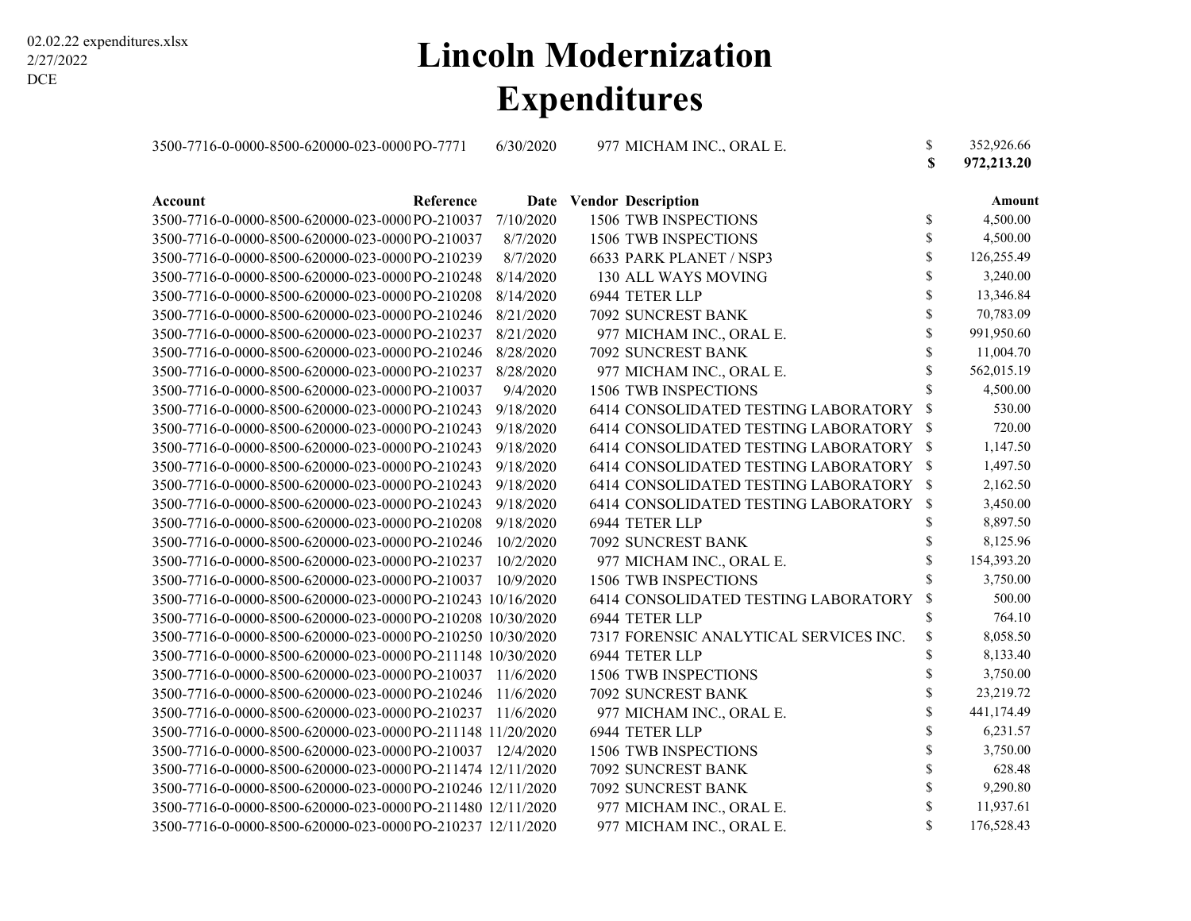02.02.22 expenditures.xlsx
2/27/2022
DCE

# Lincoln Modernization Expenditures

| | | | | | | |
|---|---|---|---|---|---|---|
| 3500-7716-0-0000-8500-620000-023-0000 | PO-7771 | 6/30/2020 | 977 | MICHAM INC., ORAL E. | $ | 352,926.66 |
| | | | | | **$** | **972,213.20** |

| Account | Reference | Date | Vendor | Description | | Amount |
|---|---|---|---|---|---|---|
| 3500-7716-0-0000-8500-620000-023-0000 | PO-210037 | 7/10/2020 | 1506 | TWB INSPECTIONS | $ | 4,500.00 |
| 3500-7716-0-0000-8500-620000-023-0000 | PO-210037 | 8/7/2020 | 1506 | TWB INSPECTIONS | $ | 4,500.00 |
| 3500-7716-0-0000-8500-620000-023-0000 | PO-210239 | 8/7/2020 | 6633 | PARK PLANET / NSP3 | $ | 126,255.49 |
| 3500-7716-0-0000-8500-620000-023-0000 | PO-210248 | 8/14/2020 | 130 | ALL WAYS MOVING | $ | 3,240.00 |
| 3500-7716-0-0000-8500-620000-023-0000 | PO-210208 | 8/14/2020 | 6944 | TETER LLP | $ | 13,346.84 |
| 3500-7716-0-0000-8500-620000-023-0000 | PO-210246 | 8/21/2020 | 7092 | SUNCREST BANK | $ | 70,783.09 |
| 3500-7716-0-0000-8500-620000-023-0000 | PO-210237 | 8/21/2020 | 977 | MICHAM INC., ORAL E. | $ | 991,950.60 |
| 3500-7716-0-0000-8500-620000-023-0000 | PO-210246 | 8/28/2020 | 7092 | SUNCREST BANK | $ | 11,004.70 |
| 3500-7716-0-0000-8500-620000-023-0000 | PO-210237 | 8/28/2020 | 977 | MICHAM INC., ORAL E. | $ | 562,015.19 |
| 3500-7716-0-0000-8500-620000-023-0000 | PO-210037 | 9/4/2020 | 1506 | TWB INSPECTIONS | $ | 4,500.00 |
| 3500-7716-0-0000-8500-620000-023-0000 | PO-210243 | 9/18/2020 | 6414 | CONSOLIDATED TESTING LABORATORY | $ | 530.00 |
| 3500-7716-0-0000-8500-620000-023-0000 | PO-210243 | 9/18/2020 | 6414 | CONSOLIDATED TESTING LABORATORY | $ | 720.00 |
| 3500-7716-0-0000-8500-620000-023-0000 | PO-210243 | 9/18/2020 | 6414 | CONSOLIDATED TESTING LABORATORY | $ | 1,147.50 |
| 3500-7716-0-0000-8500-620000-023-0000 | PO-210243 | 9/18/2020 | 6414 | CONSOLIDATED TESTING LABORATORY | $ | 1,497.50 |
| 3500-7716-0-0000-8500-620000-023-0000 | PO-210243 | 9/18/2020 | 6414 | CONSOLIDATED TESTING LABORATORY | $ | 2,162.50 |
| 3500-7716-0-0000-8500-620000-023-0000 | PO-210243 | 9/18/2020 | 6414 | CONSOLIDATED TESTING LABORATORY | $ | 3,450.00 |
| 3500-7716-0-0000-8500-620000-023-0000 | PO-210208 | 9/18/2020 | 6944 | TETER LLP | $ | 8,897.50 |
| 3500-7716-0-0000-8500-620000-023-0000 | PO-210246 | 10/2/2020 | 7092 | SUNCREST BANK | $ | 8,125.96 |
| 3500-7716-0-0000-8500-620000-023-0000 | PO-210237 | 10/2/2020 | 977 | MICHAM INC., ORAL E. | $ | 154,393.20 |
| 3500-7716-0-0000-8500-620000-023-0000 | PO-210037 | 10/9/2020 | 1506 | TWB INSPECTIONS | $ | 3,750.00 |
| 3500-7716-0-0000-8500-620000-023-0000 | PO-210243 | 10/16/2020 | 6414 | CONSOLIDATED TESTING LABORATORY | $ | 500.00 |
| 3500-7716-0-0000-8500-620000-023-0000 | PO-210208 | 10/30/2020 | 6944 | TETER LLP | $ | 764.10 |
| 3500-7716-0-0000-8500-620000-023-0000 | PO-210250 | 10/30/2020 | 7317 | FORENSIC ANALYTICAL SERVICES INC. | $ | 8,058.50 |
| 3500-7716-0-0000-8500-620000-023-0000 | PO-211148 | 10/30/2020 | 6944 | TETER LLP | $ | 8,133.40 |
| 3500-7716-0-0000-8500-620000-023-0000 | PO-210037 | 11/6/2020 | 1506 | TWB INSPECTIONS | $ | 3,750.00 |
| 3500-7716-0-0000-8500-620000-023-0000 | PO-210246 | 11/6/2020 | 7092 | SUNCREST BANK | $ | 23,219.72 |
| 3500-7716-0-0000-8500-620000-023-0000 | PO-210237 | 11/6/2020 | 977 | MICHAM INC., ORAL E. | $ | 441,174.49 |
| 3500-7716-0-0000-8500-620000-023-0000 | PO-211148 | 11/20/2020 | 6944 | TETER LLP | $ | 6,231.57 |
| 3500-7716-0-0000-8500-620000-023-0000 | PO-210037 | 12/4/2020 | 1506 | TWB INSPECTIONS | $ | 3,750.00 |
| 3500-7716-0-0000-8500-620000-023-0000 | PO-211474 | 12/11/2020 | 7092 | SUNCREST BANK | $ | 628.48 |
| 3500-7716-0-0000-8500-620000-023-0000 | PO-210246 | 12/11/2020 | 7092 | SUNCREST BANK | $ | 9,290.80 |
| 3500-7716-0-0000-8500-620000-023-0000 | PO-211480 | 12/11/2020 | 977 | MICHAM INC., ORAL E. | $ | 11,937.61 |
| 3500-7716-0-0000-8500-620000-023-0000 | PO-210237 | 12/11/2020 | 977 | MICHAM INC., ORAL E. | $ | 176,528.43 |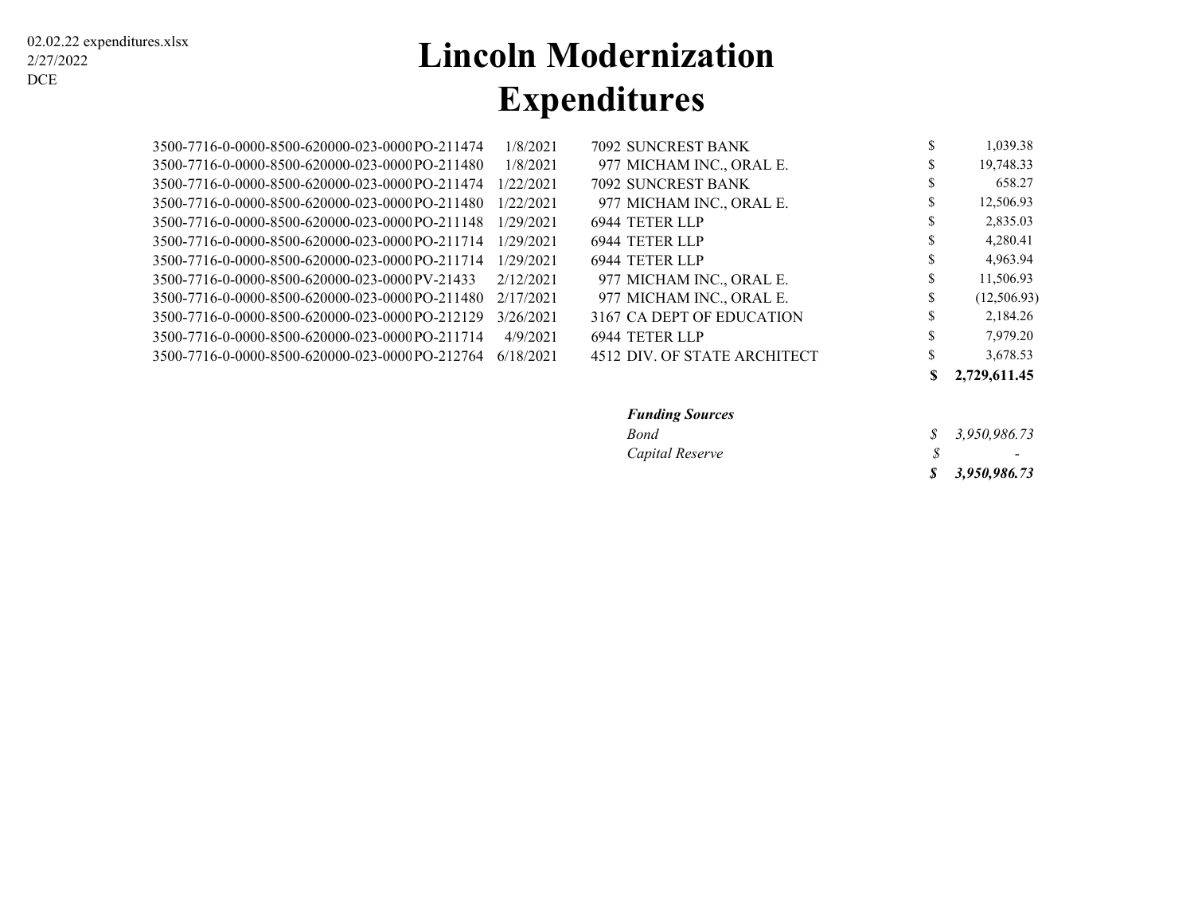02.02.22 expenditures.xlsx
2/27/2022
DCE

# Lincoln Modernization
# Expenditures

| Account | PO | Date | Vendor # | Vendor | Amount |
|---|---|---|---|---|---|
| 3500-7716-0-0000-8500-620000-023-0000 | PO-211474 | 1/8/2021 | 7092 | SUNCREST BANK | $ 1,039.38 |
| 3500-7716-0-0000-8500-620000-023-0000 | PO-211480 | 1/8/2021 | 977 | MICHAM INC., ORAL E. | $ 19,748.33 |
| 3500-7716-0-0000-8500-620000-023-0000 | PO-211474 | 1/22/2021 | 7092 | SUNCREST BANK | $ 658.27 |
| 3500-7716-0-0000-8500-620000-023-0000 | PO-211480 | 1/22/2021 | 977 | MICHAM INC., ORAL E. | $ 12,506.93 |
| 3500-7716-0-0000-8500-620000-023-0000 | PO-211148 | 1/29/2021 | 6944 | TETER LLP | $ 2,835.03 |
| 3500-7716-0-0000-8500-620000-023-0000 | PO-211714 | 1/29/2021 | 6944 | TETER LLP | $ 4,280.41 |
| 3500-7716-0-0000-8500-620000-023-0000 | PO-211714 | 1/29/2021 | 6944 | TETER LLP | $ 4,963.94 |
| 3500-7716-0-0000-8500-620000-023-0000 | PV-21433 | 2/12/2021 | 977 | MICHAM INC., ORAL E. | $ 11,506.93 |
| 3500-7716-0-0000-8500-620000-023-0000 | PO-211480 | 2/17/2021 | 977 | MICHAM INC., ORAL E. | $ (12,506.93) |
| 3500-7716-0-0000-8500-620000-023-0000 | PO-212129 | 3/26/2021 | 3167 | CA DEPT OF EDUCATION | $ 2,184.26 |
| 3500-7716-0-0000-8500-620000-023-0000 | PO-211714 | 4/9/2021 | 6944 | TETER LLP | $ 7,979.20 |
| 3500-7716-0-0000-8500-620000-023-0000 | PO-212764 | 6/18/2021 | 4512 | DIV. OF STATE ARCHITECT | $ 3,678.53 |
| | | | | | **$ 2,729,611.45** |

| ***Funding Sources*** | |
|---|---|
| *Bond* | *$ 3,950,986.73* |
| *Capital Reserve* | *$ -* |
| | ***$ 3,950,986.73*** |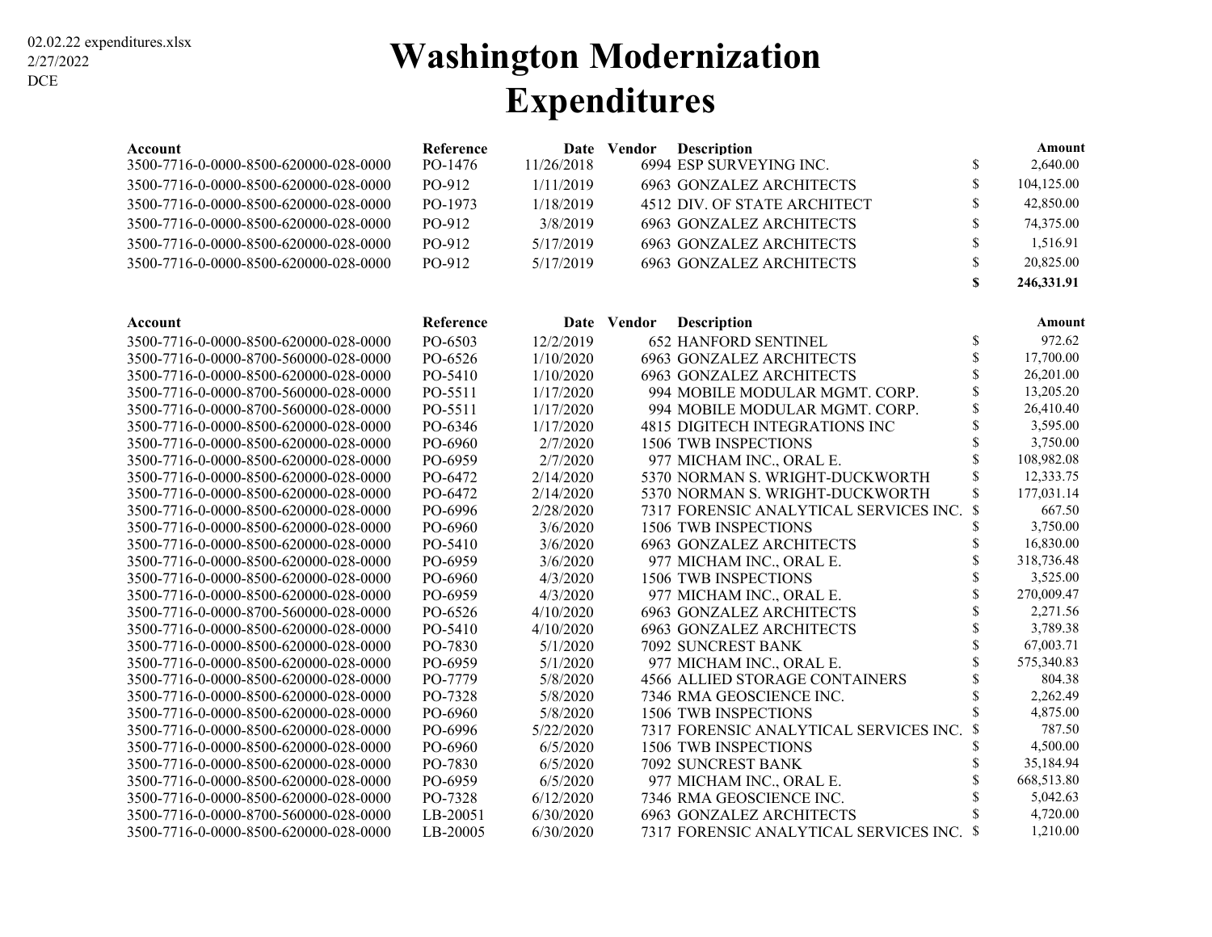02.02.22 expenditures.xlsx
2/27/2022
DCE

# Washington Modernization Expenditures

| Account | Reference | Date | Vendor | Description | | Amount |
|---|---|---|---|---|---|---|
| 3500-7716-0-0000-8500-620000-028-0000 | PO-1476 | 11/26/2018 | 6994 | ESP SURVEYING INC. | $ | 2,640.00 |
| 3500-7716-0-0000-8500-620000-028-0000 | PO-912 | 1/11/2019 | 6963 | GONZALEZ ARCHITECTS | $ | 104,125.00 |
| 3500-7716-0-0000-8500-620000-028-0000 | PO-1973 | 1/18/2019 | 4512 | DIV. OF STATE ARCHITECT | $ | 42,850.00 |
| 3500-7716-0-0000-8500-620000-028-0000 | PO-912 | 3/8/2019 | 6963 | GONZALEZ ARCHITECTS | $ | 74,375.00 |
| 3500-7716-0-0000-8500-620000-028-0000 | PO-912 | 5/17/2019 | 6963 | GONZALEZ ARCHITECTS | $ | 1,516.91 |
| 3500-7716-0-0000-8500-620000-028-0000 | PO-912 | 5/17/2019 | 6963 | GONZALEZ ARCHITECTS | $ | 20,825.00 |
| | | | | | **$** | **246,331.91** |

| Account | Reference | Date | Vendor | Description | | Amount |
|---|---|---|---|---|---|---|
| 3500-7716-0-0000-8500-620000-028-0000 | PO-6503 | 12/2/2019 | 652 | HANFORD SENTINEL | $ | 972.62 |
| 3500-7716-0-0000-8700-560000-028-0000 | PO-6526 | 1/10/2020 | 6963 | GONZALEZ ARCHITECTS | $ | 17,700.00 |
| 3500-7716-0-0000-8500-620000-028-0000 | PO-5410 | 1/10/2020 | 6963 | GONZALEZ ARCHITECTS | $ | 26,201.00 |
| 3500-7716-0-0000-8700-560000-028-0000 | PO-5511 | 1/17/2020 | 994 | MOBILE MODULAR MGMT. CORP. | $ | 13,205.20 |
| 3500-7716-0-0000-8700-560000-028-0000 | PO-5511 | 1/17/2020 | 994 | MOBILE MODULAR MGMT. CORP. | $ | 26,410.40 |
| 3500-7716-0-0000-8500-620000-028-0000 | PO-6346 | 1/17/2020 | 4815 | DIGITECH INTEGRATIONS INC | $ | 3,595.00 |
| 3500-7716-0-0000-8500-620000-028-0000 | PO-6960 | 2/7/2020 | 1506 | TWB INSPECTIONS | $ | 3,750.00 |
| 3500-7716-0-0000-8500-620000-028-0000 | PO-6959 | 2/7/2020 | 977 | MICHAM INC., ORAL E. | $ | 108,982.08 |
| 3500-7716-0-0000-8500-620000-028-0000 | PO-6472 | 2/14/2020 | 5370 | NORMAN S. WRIGHT-DUCKWORTH | $ | 12,333.75 |
| 3500-7716-0-0000-8500-620000-028-0000 | PO-6472 | 2/14/2020 | 5370 | NORMAN S. WRIGHT-DUCKWORTH | $ | 177,031.14 |
| 3500-7716-0-0000-8500-620000-028-0000 | PO-6996 | 2/28/2020 | 7317 | FORENSIC ANALYTICAL SERVICES INC. | $ | 667.50 |
| 3500-7716-0-0000-8500-620000-028-0000 | PO-6960 | 3/6/2020 | 1506 | TWB INSPECTIONS | $ | 3,750.00 |
| 3500-7716-0-0000-8500-620000-028-0000 | PO-5410 | 3/6/2020 | 6963 | GONZALEZ ARCHITECTS | $ | 16,830.00 |
| 3500-7716-0-0000-8500-620000-028-0000 | PO-6959 | 3/6/2020 | 977 | MICHAM INC., ORAL E. | $ | 318,736.48 |
| 3500-7716-0-0000-8500-620000-028-0000 | PO-6960 | 4/3/2020 | 1506 | TWB INSPECTIONS | $ | 3,525.00 |
| 3500-7716-0-0000-8500-620000-028-0000 | PO-6959 | 4/3/2020 | 977 | MICHAM INC., ORAL E. | $ | 270,009.47 |
| 3500-7716-0-0000-8700-560000-028-0000 | PO-6526 | 4/10/2020 | 6963 | GONZALEZ ARCHITECTS | $ | 2,271.56 |
| 3500-7716-0-0000-8500-620000-028-0000 | PO-5410 | 4/10/2020 | 6963 | GONZALEZ ARCHITECTS | $ | 3,789.38 |
| 3500-7716-0-0000-8500-620000-028-0000 | PO-7830 | 5/1/2020 | 7092 | SUNCREST BANK | $ | 67,003.71 |
| 3500-7716-0-0000-8500-620000-028-0000 | PO-6959 | 5/1/2020 | 977 | MICHAM INC., ORAL E. | $ | 575,340.83 |
| 3500-7716-0-0000-8500-620000-028-0000 | PO-7779 | 5/8/2020 | 4566 | ALLIED STORAGE CONTAINERS | $ | 804.38 |
| 3500-7716-0-0000-8500-620000-028-0000 | PO-7328 | 5/8/2020 | 7346 | RMA GEOSCIENCE INC. | $ | 2,262.49 |
| 3500-7716-0-0000-8500-620000-028-0000 | PO-6960 | 5/8/2020 | 1506 | TWB INSPECTIONS | $ | 4,875.00 |
| 3500-7716-0-0000-8500-620000-028-0000 | PO-6996 | 5/22/2020 | 7317 | FORENSIC ANALYTICAL SERVICES INC. | $ | 787.50 |
| 3500-7716-0-0000-8500-620000-028-0000 | PO-6960 | 6/5/2020 | 1506 | TWB INSPECTIONS | $ | 4,500.00 |
| 3500-7716-0-0000-8500-620000-028-0000 | PO-7830 | 6/5/2020 | 7092 | SUNCREST BANK | $ | 35,184.94 |
| 3500-7716-0-0000-8500-620000-028-0000 | PO-6959 | 6/5/2020 | 977 | MICHAM INC., ORAL E. | $ | 668,513.80 |
| 3500-7716-0-0000-8500-620000-028-0000 | PO-7328 | 6/12/2020 | 7346 | RMA GEOSCIENCE INC. | $ | 5,042.63 |
| 3500-7716-0-0000-8700-560000-028-0000 | LB-20051 | 6/30/2020 | 6963 | GONZALEZ ARCHITECTS | $ | 4,720.00 |
| 3500-7716-0-0000-8500-620000-028-0000 | LB-20005 | 6/30/2020 | 7317 | FORENSIC ANALYTICAL SERVICES INC. | $ | 1,210.00 |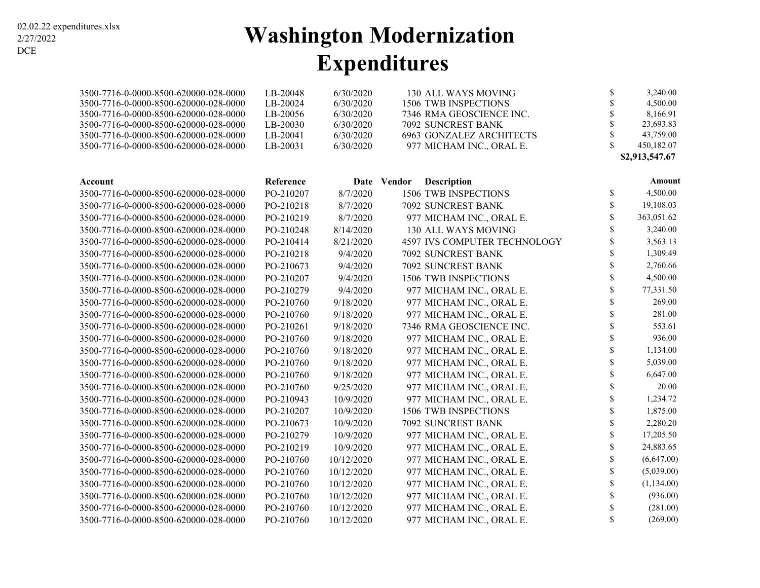02.02.22 expenditures.xlsx
2/27/2022
DCE

# Washington Modernization Expenditures

| | | | | | | |
|---|---|---|---|---|---|---|
| 3500-7716-0-0000-8500-620000-028-0000 | LB-20048 | 6/30/2020 | 130 | ALL WAYS MOVING | $ | 3,240.00 |
| 3500-7716-0-0000-8500-620000-028-0000 | LB-20024 | 6/30/2020 | 1506 | TWB INSPECTIONS | $ | 4,500.00 |
| 3500-7716-0-0000-8500-620000-028-0000 | LB-20056 | 6/30/2020 | 7346 | RMA GEOSCIENCE INC. | $ | 8,166.91 |
| 3500-7716-0-0000-8500-620000-028-0000 | LB-20030 | 6/30/2020 | 7092 | SUNCREST BANK | $ | 23,693.83 |
| 3500-7716-0-0000-8500-620000-028-0000 | LB-20041 | 6/30/2020 | 6963 | GONZALEZ ARCHITECTS | $ | 43,759.00 |
| 3500-7716-0-0000-8500-620000-028-0000 | LB-20031 | 6/30/2020 | 977 | MICHAM INC., ORAL E. | $ | 450,182.07 |
| | | | | | | **$2,913,547.67** |

| Account | Reference | Date | Vendor | Description | | Amount |
|---|---|---|---|---|---|---|
| 3500-7716-0-0000-8500-620000-028-0000 | PO-210207 | 8/7/2020 | 1506 | TWB INSPECTIONS | $ | 4,500.00 |
| 3500-7716-0-0000-8500-620000-028-0000 | PO-210218 | 8/7/2020 | 7092 | SUNCREST BANK | $ | 19,108.03 |
| 3500-7716-0-0000-8500-620000-028-0000 | PO-210219 | 8/7/2020 | 977 | MICHAM INC., ORAL E. | $ | 363,051.62 |
| 3500-7716-0-0000-8500-620000-028-0000 | PO-210248 | 8/14/2020 | 130 | ALL WAYS MOVING | $ | 3,240.00 |
| 3500-7716-0-0000-8500-620000-028-0000 | PO-210414 | 8/21/2020 | 4597 | IVS COMPUTER TECHNOLOGY | $ | 3,563.13 |
| 3500-7716-0-0000-8500-620000-028-0000 | PO-210218 | 9/4/2020 | 7092 | SUNCREST BANK | $ | 1,309.49 |
| 3500-7716-0-0000-8500-620000-028-0000 | PO-210673 | 9/4/2020 | 7092 | SUNCREST BANK | $ | 2,760.66 |
| 3500-7716-0-0000-8500-620000-028-0000 | PO-210207 | 9/4/2020 | 1506 | TWB INSPECTIONS | $ | 4,500.00 |
| 3500-7716-0-0000-8500-620000-028-0000 | PO-210279 | 9/4/2020 | 977 | MICHAM INC., ORAL E. | $ | 77,331.50 |
| 3500-7716-0-0000-8500-620000-028-0000 | PO-210760 | 9/18/2020 | 977 | MICHAM INC., ORAL E. | $ | 269.00 |
| 3500-7716-0-0000-8500-620000-028-0000 | PO-210760 | 9/18/2020 | 977 | MICHAM INC., ORAL E. | $ | 281.00 |
| 3500-7716-0-0000-8500-620000-028-0000 | PO-210261 | 9/18/2020 | 7346 | RMA GEOSCIENCE INC. | $ | 553.61 |
| 3500-7716-0-0000-8500-620000-028-0000 | PO-210760 | 9/18/2020 | 977 | MICHAM INC., ORAL E. | $ | 936.00 |
| 3500-7716-0-0000-8500-620000-028-0000 | PO-210760 | 9/18/2020 | 977 | MICHAM INC., ORAL E. | $ | 1,134.00 |
| 3500-7716-0-0000-8500-620000-028-0000 | PO-210760 | 9/18/2020 | 977 | MICHAM INC., ORAL E. | $ | 5,039.00 |
| 3500-7716-0-0000-8500-620000-028-0000 | PO-210760 | 9/18/2020 | 977 | MICHAM INC., ORAL E. | $ | 6,647.00 |
| 3500-7716-0-0000-8500-620000-028-0000 | PO-210760 | 9/25/2020 | 977 | MICHAM INC., ORAL E. | $ | 20.00 |
| 3500-7716-0-0000-8500-620000-028-0000 | PO-210943 | 10/9/2020 | 977 | MICHAM INC., ORAL E. | $ | 1,234.72 |
| 3500-7716-0-0000-8500-620000-028-0000 | PO-210207 | 10/9/2020 | 1506 | TWB INSPECTIONS | $ | 1,875.00 |
| 3500-7716-0-0000-8500-620000-028-0000 | PO-210673 | 10/9/2020 | 7092 | SUNCREST BANK | $ | 2,280.20 |
| 3500-7716-0-0000-8500-620000-028-0000 | PO-210279 | 10/9/2020 | 977 | MICHAM INC., ORAL E. | $ | 17,205.50 |
| 3500-7716-0-0000-8500-620000-028-0000 | PO-210219 | 10/9/2020 | 977 | MICHAM INC., ORAL E. | $ | 24,883.65 |
| 3500-7716-0-0000-8500-620000-028-0000 | PO-210760 | 10/12/2020 | 977 | MICHAM INC., ORAL E. | $ | (6,647.00) |
| 3500-7716-0-0000-8500-620000-028-0000 | PO-210760 | 10/12/2020 | 977 | MICHAM INC., ORAL E. | $ | (5,039.00) |
| 3500-7716-0-0000-8500-620000-028-0000 | PO-210760 | 10/12/2020 | 977 | MICHAM INC., ORAL E. | $ | (1,134.00) |
| 3500-7716-0-0000-8500-620000-028-0000 | PO-210760 | 10/12/2020 | 977 | MICHAM INC., ORAL E. | $ | (936.00) |
| 3500-7716-0-0000-8500-620000-028-0000 | PO-210760 | 10/12/2020 | 977 | MICHAM INC., ORAL E. | $ | (281.00) |
| 3500-7716-0-0000-8500-620000-028-0000 | PO-210760 | 10/12/2020 | 977 | MICHAM INC., ORAL E. | $ | (269.00) |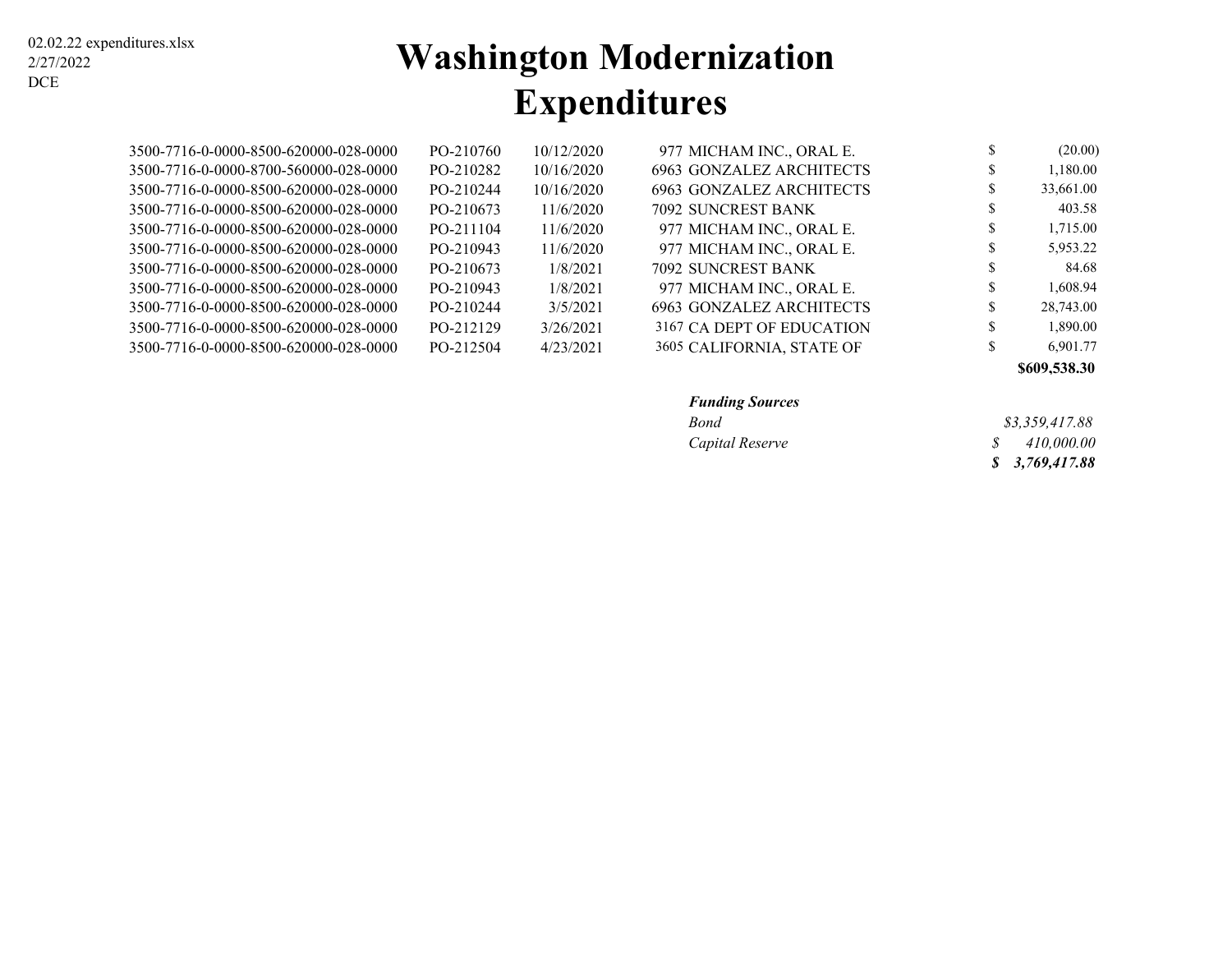02.02.22 expenditures.xlsx
2/27/2022
DCE

# Washington Modernization Expenditures

| Account | PO | Date | Vendor No. | Vendor | Amount |
|---|---|---|---|---|---|
| 3500-7716-0-0000-8500-620000-028-0000 | PO-210760 | 10/12/2020 | 977 | MICHAM INC., ORAL E. | $ (20.00) |
| 3500-7716-0-0000-8700-560000-028-0000 | PO-210282 | 10/16/2020 | 6963 | GONZALEZ ARCHITECTS | $ 1,180.00 |
| 3500-7716-0-0000-8500-620000-028-0000 | PO-210244 | 10/16/2020 | 6963 | GONZALEZ ARCHITECTS | $ 33,661.00 |
| 3500-7716-0-0000-8500-620000-028-0000 | PO-210673 | 11/6/2020 | 7092 | SUNCREST BANK | $ 403.58 |
| 3500-7716-0-0000-8500-620000-028-0000 | PO-211104 | 11/6/2020 | 977 | MICHAM INC., ORAL E. | $ 1,715.00 |
| 3500-7716-0-0000-8500-620000-028-0000 | PO-210943 | 11/6/2020 | 977 | MICHAM INC., ORAL E. | $ 5,953.22 |
| 3500-7716-0-0000-8500-620000-028-0000 | PO-210673 | 1/8/2021 | 7092 | SUNCREST BANK | $ 84.68 |
| 3500-7716-0-0000-8500-620000-028-0000 | PO-210943 | 1/8/2021 | 977 | MICHAM INC., ORAL E. | $ 1,608.94 |
| 3500-7716-0-0000-8500-620000-028-0000 | PO-210244 | 3/5/2021 | 6963 | GONZALEZ ARCHITECTS | $ 28,743.00 |
| 3500-7716-0-0000-8500-620000-028-0000 | PO-212129 | 3/26/2021 | 3167 | CA DEPT OF EDUCATION | $ 1,890.00 |
| 3500-7716-0-0000-8500-620000-028-0000 | PO-212504 | 4/23/2021 | 3605 | CALIFORNIA, STATE OF | $ 6,901.77 |
| | | | | | **$609,538.30** |

| ***Funding Sources*** | |
|---|---|
| *Bond* | *$3,359,417.88* |
| *Capital Reserve* | *$ 410,000.00* |
| | ***$ 3,769,417.88*** |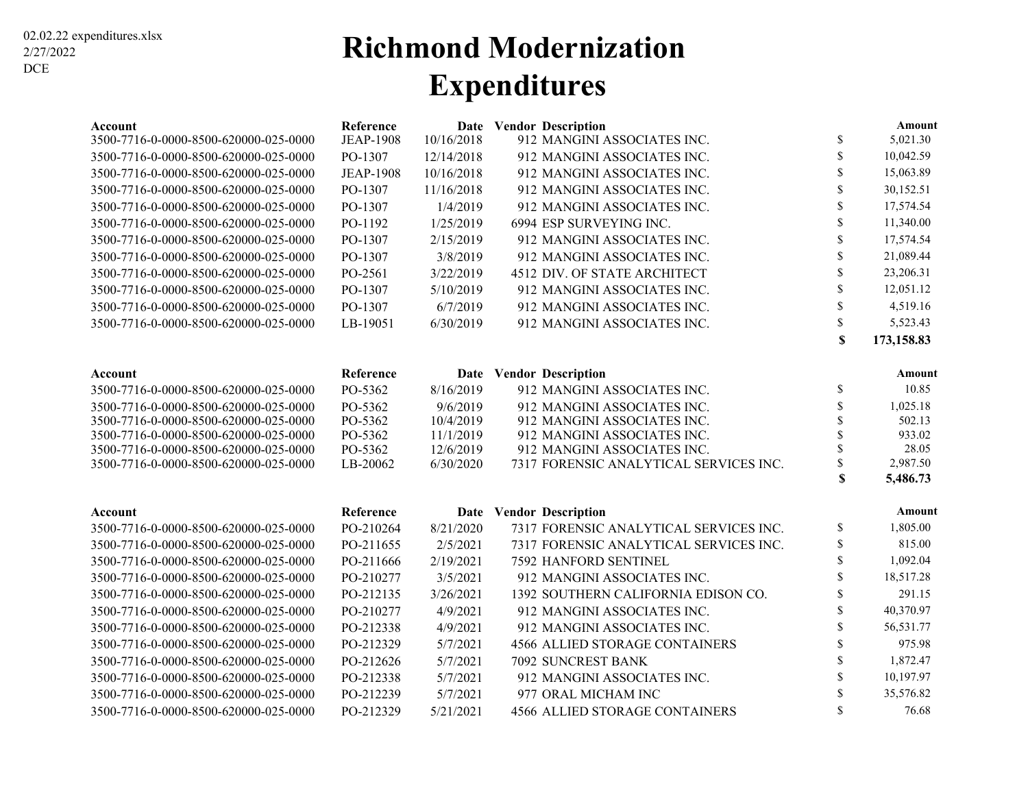02.02.22 expenditures.xlsx
2/27/2022
DCE

# Richmond Modernization
# Expenditures

| Account | Reference | Date | Vendor | Description | Amount |
|---|---|---|---|---|---|
| 3500-7716-0-0000-8500-620000-025-0000 | JEAP-1908 | 10/16/2018 | 912 | MANGINI ASSOCIATES INC. | $ 5,021.30 |
| 3500-7716-0-0000-8500-620000-025-0000 | PO-1307 | 12/14/2018 | 912 | MANGINI ASSOCIATES INC. | $ 10,042.59 |
| 3500-7716-0-0000-8500-620000-025-0000 | JEAP-1908 | 10/16/2018 | 912 | MANGINI ASSOCIATES INC. | $ 15,063.89 |
| 3500-7716-0-0000-8500-620000-025-0000 | PO-1307 | 11/16/2018 | 912 | MANGINI ASSOCIATES INC. | $ 30,152.51 |
| 3500-7716-0-0000-8500-620000-025-0000 | PO-1307 | 1/4/2019 | 912 | MANGINI ASSOCIATES INC. | $ 17,574.54 |
| 3500-7716-0-0000-8500-620000-025-0000 | PO-1192 | 1/25/2019 | 6994 | ESP SURVEYING INC. | $ 11,340.00 |
| 3500-7716-0-0000-8500-620000-025-0000 | PO-1307 | 2/15/2019 | 912 | MANGINI ASSOCIATES INC. | $ 17,574.54 |
| 3500-7716-0-0000-8500-620000-025-0000 | PO-1307 | 3/8/2019 | 912 | MANGINI ASSOCIATES INC. | $ 21,089.44 |
| 3500-7716-0-0000-8500-620000-025-0000 | PO-2561 | 3/22/2019 | 4512 | DIV. OF STATE ARCHITECT | $ 23,206.31 |
| 3500-7716-0-0000-8500-620000-025-0000 | PO-1307 | 5/10/2019 | 912 | MANGINI ASSOCIATES INC. | $ 12,051.12 |
| 3500-7716-0-0000-8500-620000-025-0000 | PO-1307 | 6/7/2019 | 912 | MANGINI ASSOCIATES INC. | $ 4,519.16 |
| 3500-7716-0-0000-8500-620000-025-0000 | LB-19051 | 6/30/2019 | 912 | MANGINI ASSOCIATES INC. | $ 5,523.43 |
| | | | | | **$ 173,158.83** |

| Account | Reference | Date | Vendor | Description | Amount |
|---|---|---|---|---|---|
| 3500-7716-0-0000-8500-620000-025-0000 | PO-5362 | 8/16/2019 | 912 | MANGINI ASSOCIATES INC. | $ 10.85 |
| 3500-7716-0-0000-8500-620000-025-0000 | PO-5362 | 9/6/2019 | 912 | MANGINI ASSOCIATES INC. | $ 1,025.18 |
| 3500-7716-0-0000-8500-620000-025-0000 | PO-5362 | 10/4/2019 | 912 | MANGINI ASSOCIATES INC. | $ 502.13 |
| 3500-7716-0-0000-8500-620000-025-0000 | PO-5362 | 11/1/2019 | 912 | MANGINI ASSOCIATES INC. | $ 933.02 |
| 3500-7716-0-0000-8500-620000-025-0000 | PO-5362 | 12/6/2019 | 912 | MANGINI ASSOCIATES INC. | $ 28.05 |
| 3500-7716-0-0000-8500-620000-025-0000 | LB-20062 | 6/30/2020 | 7317 | FORENSIC ANALYTICAL SERVICES INC. | $ 2,987.50 |
| | | | | | **$ 5,486.73** |

| Account | Reference | Date | Vendor | Description | Amount |
|---|---|---|---|---|---|
| 3500-7716-0-0000-8500-620000-025-0000 | PO-210264 | 8/21/2020 | 7317 | FORENSIC ANALYTICAL SERVICES INC. | $ 1,805.00 |
| 3500-7716-0-0000-8500-620000-025-0000 | PO-211655 | 2/5/2021 | 7317 | FORENSIC ANALYTICAL SERVICES INC. | $ 815.00 |
| 3500-7716-0-0000-8500-620000-025-0000 | PO-211666 | 2/19/2021 | 7592 | HANFORD SENTINEL | $ 1,092.04 |
| 3500-7716-0-0000-8500-620000-025-0000 | PO-210277 | 3/5/2021 | 912 | MANGINI ASSOCIATES INC. | $ 18,517.28 |
| 3500-7716-0-0000-8500-620000-025-0000 | PO-212135 | 3/26/2021 | 1392 | SOUTHERN CALIFORNIA EDISON CO. | $ 291.15 |
| 3500-7716-0-0000-8500-620000-025-0000 | PO-210277 | 4/9/2021 | 912 | MANGINI ASSOCIATES INC. | $ 40,370.97 |
| 3500-7716-0-0000-8500-620000-025-0000 | PO-212338 | 4/9/2021 | 912 | MANGINI ASSOCIATES INC. | $ 56,531.77 |
| 3500-7716-0-0000-8500-620000-025-0000 | PO-212329 | 5/7/2021 | 4566 | ALLIED STORAGE CONTAINERS | $ 975.98 |
| 3500-7716-0-0000-8500-620000-025-0000 | PO-212626 | 5/7/2021 | 7092 | SUNCREST BANK | $ 1,872.47 |
| 3500-7716-0-0000-8500-620000-025-0000 | PO-212338 | 5/7/2021 | 912 | MANGINI ASSOCIATES INC. | $ 10,197.97 |
| 3500-7716-0-0000-8500-620000-025-0000 | PO-212239 | 5/7/2021 | 977 | ORAL MICHAM INC | $ 35,576.82 |
| 3500-7716-0-0000-8500-620000-025-0000 | PO-212329 | 5/21/2021 | 4566 | ALLIED STORAGE CONTAINERS | $ 76.68 |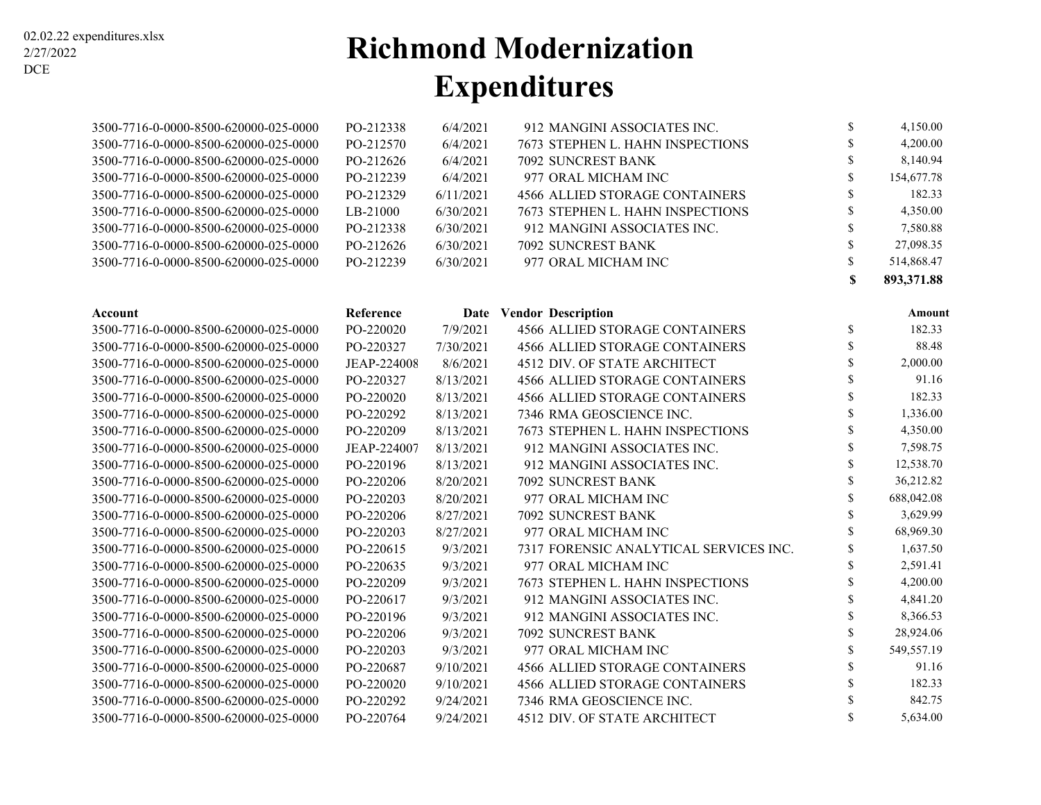02.02.22 expenditures.xlsx
2/27/2022
DCE

# Richmond Modernization Expenditures

| Account | Reference | Date | Vendor | Description | | Amount |
|---|---|---|---|---|---|---|
| 3500-7716-0-0000-8500-620000-025-0000 | PO-212338 | 6/4/2021 | 912 | MANGINI ASSOCIATES INC. | $ | 4,150.00 |
| 3500-7716-0-0000-8500-620000-025-0000 | PO-212570 | 6/4/2021 | 7673 | STEPHEN L. HAHN INSPECTIONS | $ | 4,200.00 |
| 3500-7716-0-0000-8500-620000-025-0000 | PO-212626 | 6/4/2021 | 7092 | SUNCREST BANK | $ | 8,140.94 |
| 3500-7716-0-0000-8500-620000-025-0000 | PO-212239 | 6/4/2021 | 977 | ORAL MICHAM INC | $ | 154,677.78 |
| 3500-7716-0-0000-8500-620000-025-0000 | PO-212329 | 6/11/2021 | 4566 | ALLIED STORAGE CONTAINERS | $ | 182.33 |
| 3500-7716-0-0000-8500-620000-025-0000 | LB-21000 | 6/30/2021 | 7673 | STEPHEN L. HAHN INSPECTIONS | $ | 4,350.00 |
| 3500-7716-0-0000-8500-620000-025-0000 | PO-212338 | 6/30/2021 | 912 | MANGINI ASSOCIATES INC. | $ | 7,580.88 |
| 3500-7716-0-0000-8500-620000-025-0000 | PO-212626 | 6/30/2021 | 7092 | SUNCREST BANK | $ | 27,098.35 |
| 3500-7716-0-0000-8500-620000-025-0000 | PO-212239 | 6/30/2021 | 977 | ORAL MICHAM INC | $ | 514,868.47 |
| | | | | | **$** | **893,371.88** |

| Account | Reference | Date | Vendor | Description | | Amount |
|---|---|---|---|---|---|---|
| 3500-7716-0-0000-8500-620000-025-0000 | PO-220020 | 7/9/2021 | 4566 | ALLIED STORAGE CONTAINERS | $ | 182.33 |
| 3500-7716-0-0000-8500-620000-025-0000 | PO-220327 | 7/30/2021 | 4566 | ALLIED STORAGE CONTAINERS | $ | 88.48 |
| 3500-7716-0-0000-8500-620000-025-0000 | JEAP-224008 | 8/6/2021 | 4512 | DIV. OF STATE ARCHITECT | $ | 2,000.00 |
| 3500-7716-0-0000-8500-620000-025-0000 | PO-220327 | 8/13/2021 | 4566 | ALLIED STORAGE CONTAINERS | $ | 91.16 |
| 3500-7716-0-0000-8500-620000-025-0000 | PO-220020 | 8/13/2021 | 4566 | ALLIED STORAGE CONTAINERS | $ | 182.33 |
| 3500-7716-0-0000-8500-620000-025-0000 | PO-220292 | 8/13/2021 | 7346 | RMA GEOSCIENCE INC. | $ | 1,336.00 |
| 3500-7716-0-0000-8500-620000-025-0000 | PO-220209 | 8/13/2021 | 7673 | STEPHEN L. HAHN INSPECTIONS | $ | 4,350.00 |
| 3500-7716-0-0000-8500-620000-025-0000 | JEAP-224007 | 8/13/2021 | 912 | MANGINI ASSOCIATES INC. | $ | 7,598.75 |
| 3500-7716-0-0000-8500-620000-025-0000 | PO-220196 | 8/13/2021 | 912 | MANGINI ASSOCIATES INC. | $ | 12,538.70 |
| 3500-7716-0-0000-8500-620000-025-0000 | PO-220206 | 8/20/2021 | 7092 | SUNCREST BANK | $ | 36,212.82 |
| 3500-7716-0-0000-8500-620000-025-0000 | PO-220203 | 8/20/2021 | 977 | ORAL MICHAM INC | $ | 688,042.08 |
| 3500-7716-0-0000-8500-620000-025-0000 | PO-220206 | 8/27/2021 | 7092 | SUNCREST BANK | $ | 3,629.99 |
| 3500-7716-0-0000-8500-620000-025-0000 | PO-220203 | 8/27/2021 | 977 | ORAL MICHAM INC | $ | 68,969.30 |
| 3500-7716-0-0000-8500-620000-025-0000 | PO-220615 | 9/3/2021 | 7317 | FORENSIC ANALYTICAL SERVICES INC. | $ | 1,637.50 |
| 3500-7716-0-0000-8500-620000-025-0000 | PO-220635 | 9/3/2021 | 977 | ORAL MICHAM INC | $ | 2,591.41 |
| 3500-7716-0-0000-8500-620000-025-0000 | PO-220209 | 9/3/2021 | 7673 | STEPHEN L. HAHN INSPECTIONS | $ | 4,200.00 |
| 3500-7716-0-0000-8500-620000-025-0000 | PO-220617 | 9/3/2021 | 912 | MANGINI ASSOCIATES INC. | $ | 4,841.20 |
| 3500-7716-0-0000-8500-620000-025-0000 | PO-220196 | 9/3/2021 | 912 | MANGINI ASSOCIATES INC. | $ | 8,366.53 |
| 3500-7716-0-0000-8500-620000-025-0000 | PO-220206 | 9/3/2021 | 7092 | SUNCREST BANK | $ | 28,924.06 |
| 3500-7716-0-0000-8500-620000-025-0000 | PO-220203 | 9/3/2021 | 977 | ORAL MICHAM INC | $ | 549,557.19 |
| 3500-7716-0-0000-8500-620000-025-0000 | PO-220687 | 9/10/2021 | 4566 | ALLIED STORAGE CONTAINERS | $ | 91.16 |
| 3500-7716-0-0000-8500-620000-025-0000 | PO-220020 | 9/10/2021 | 4566 | ALLIED STORAGE CONTAINERS | $ | 182.33 |
| 3500-7716-0-0000-8500-620000-025-0000 | PO-220292 | 9/24/2021 | 7346 | RMA GEOSCIENCE INC. | $ | 842.75 |
| 3500-7716-0-0000-8500-620000-025-0000 | PO-220764 | 9/24/2021 | 4512 | DIV. OF STATE ARCHITECT | $ | 5,634.00 |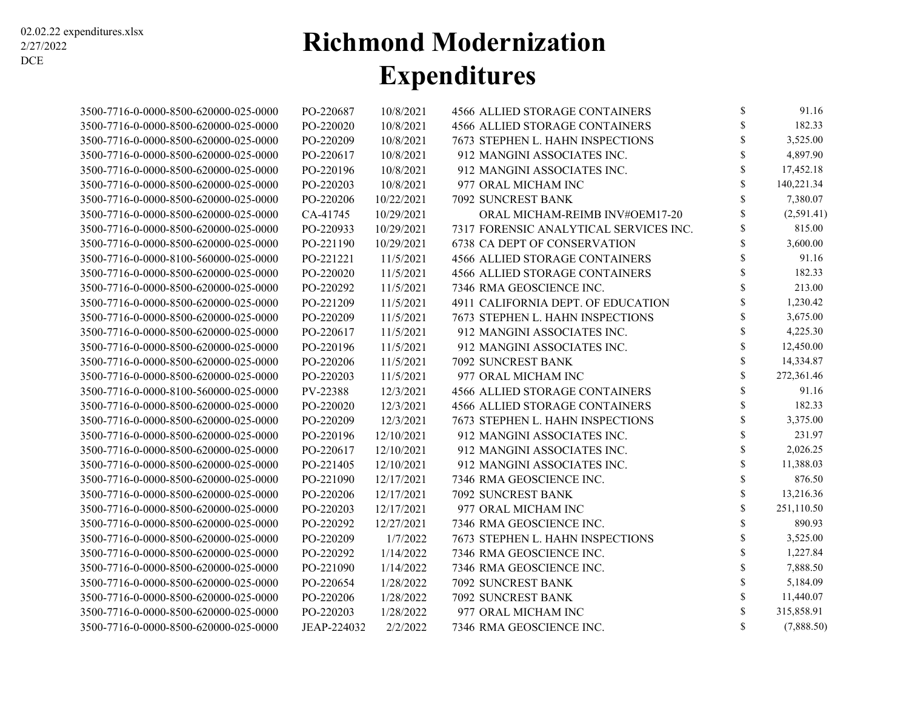02.02.22 expenditures.xlsx
2/27/2022
DCE

# Richmond Modernization Expenditures

| Account | Document | Date | Vendor | | Amount |
|---|---|---|---|---|---|
| 3500-7716-0-0000-8500-620000-025-0000 | PO-220687 | 10/8/2021 | 4566 ALLIED STORAGE CONTAINERS | $ | 91.16 |
| 3500-7716-0-0000-8500-620000-025-0000 | PO-220020 | 10/8/2021 | 4566 ALLIED STORAGE CONTAINERS | $ | 182.33 |
| 3500-7716-0-0000-8500-620000-025-0000 | PO-220209 | 10/8/2021 | 7673 STEPHEN L. HAHN INSPECTIONS | $ | 3,525.00 |
| 3500-7716-0-0000-8500-620000-025-0000 | PO-220617 | 10/8/2021 | 912 MANGINI ASSOCIATES INC. | $ | 4,897.90 |
| 3500-7716-0-0000-8500-620000-025-0000 | PO-220196 | 10/8/2021 | 912 MANGINI ASSOCIATES INC. | $ | 17,452.18 |
| 3500-7716-0-0000-8500-620000-025-0000 | PO-220203 | 10/8/2021 | 977 ORAL MICHAM INC | $ | 140,221.34 |
| 3500-7716-0-0000-8500-620000-025-0000 | PO-220206 | 10/22/2021 | 7092 SUNCREST BANK | $ | 7,380.07 |
| 3500-7716-0-0000-8500-620000-025-0000 | CA-41745 | 10/29/2021 | ORAL MICHAM-REIMB INV#OEM17-20 | $ | (2,591.41) |
| 3500-7716-0-0000-8500-620000-025-0000 | PO-220933 | 10/29/2021 | 7317 FORENSIC ANALYTICAL SERVICES INC. | $ | 815.00 |
| 3500-7716-0-0000-8500-620000-025-0000 | PO-221190 | 10/29/2021 | 6738 CA DEPT OF CONSERVATION | $ | 3,600.00 |
| 3500-7716-0-0000-8100-560000-025-0000 | PO-221221 | 11/5/2021 | 4566 ALLIED STORAGE CONTAINERS | $ | 91.16 |
| 3500-7716-0-0000-8500-620000-025-0000 | PO-220020 | 11/5/2021 | 4566 ALLIED STORAGE CONTAINERS | $ | 182.33 |
| 3500-7716-0-0000-8500-620000-025-0000 | PO-220292 | 11/5/2021 | 7346 RMA GEOSCIENCE INC. | $ | 213.00 |
| 3500-7716-0-0000-8500-620000-025-0000 | PO-221209 | 11/5/2021 | 4911 CALIFORNIA DEPT. OF EDUCATION | $ | 1,230.42 |
| 3500-7716-0-0000-8500-620000-025-0000 | PO-220209 | 11/5/2021 | 7673 STEPHEN L. HAHN INSPECTIONS | $ | 3,675.00 |
| 3500-7716-0-0000-8500-620000-025-0000 | PO-220617 | 11/5/2021 | 912 MANGINI ASSOCIATES INC. | $ | 4,225.30 |
| 3500-7716-0-0000-8500-620000-025-0000 | PO-220196 | 11/5/2021 | 912 MANGINI ASSOCIATES INC. | $ | 12,450.00 |
| 3500-7716-0-0000-8500-620000-025-0000 | PO-220206 | 11/5/2021 | 7092 SUNCREST BANK | $ | 14,334.87 |
| 3500-7716-0-0000-8500-620000-025-0000 | PO-220203 | 11/5/2021 | 977 ORAL MICHAM INC | $ | 272,361.46 |
| 3500-7716-0-0000-8100-560000-025-0000 | PV-22388 | 12/3/2021 | 4566 ALLIED STORAGE CONTAINERS | $ | 91.16 |
| 3500-7716-0-0000-8500-620000-025-0000 | PO-220020 | 12/3/2021 | 4566 ALLIED STORAGE CONTAINERS | $ | 182.33 |
| 3500-7716-0-0000-8500-620000-025-0000 | PO-220209 | 12/3/2021 | 7673 STEPHEN L. HAHN INSPECTIONS | $ | 3,375.00 |
| 3500-7716-0-0000-8500-620000-025-0000 | PO-220196 | 12/10/2021 | 912 MANGINI ASSOCIATES INC. | $ | 231.97 |
| 3500-7716-0-0000-8500-620000-025-0000 | PO-220617 | 12/10/2021 | 912 MANGINI ASSOCIATES INC. | $ | 2,026.25 |
| 3500-7716-0-0000-8500-620000-025-0000 | PO-221405 | 12/10/2021 | 912 MANGINI ASSOCIATES INC. | $ | 11,388.03 |
| 3500-7716-0-0000-8500-620000-025-0000 | PO-221090 | 12/17/2021 | 7346 RMA GEOSCIENCE INC. | $ | 876.50 |
| 3500-7716-0-0000-8500-620000-025-0000 | PO-220206 | 12/17/2021 | 7092 SUNCREST BANK | $ | 13,216.36 |
| 3500-7716-0-0000-8500-620000-025-0000 | PO-220203 | 12/17/2021 | 977 ORAL MICHAM INC | $ | 251,110.50 |
| 3500-7716-0-0000-8500-620000-025-0000 | PO-220292 | 12/27/2021 | 7346 RMA GEOSCIENCE INC. | $ | 890.93 |
| 3500-7716-0-0000-8500-620000-025-0000 | PO-220209 | 1/7/2022 | 7673 STEPHEN L. HAHN INSPECTIONS | $ | 3,525.00 |
| 3500-7716-0-0000-8500-620000-025-0000 | PO-220292 | 1/14/2022 | 7346 RMA GEOSCIENCE INC. | $ | 1,227.84 |
| 3500-7716-0-0000-8500-620000-025-0000 | PO-221090 | 1/14/2022 | 7346 RMA GEOSCIENCE INC. | $ | 7,888.50 |
| 3500-7716-0-0000-8500-620000-025-0000 | PO-220654 | 1/28/2022 | 7092 SUNCREST BANK | $ | 5,184.09 |
| 3500-7716-0-0000-8500-620000-025-0000 | PO-220206 | 1/28/2022 | 7092 SUNCREST BANK | $ | 11,440.07 |
| 3500-7716-0-0000-8500-620000-025-0000 | PO-220203 | 1/28/2022 | 977 ORAL MICHAM INC | $ | 315,858.91 |
| 3500-7716-0-0000-8500-620000-025-0000 | JEAP-224032 | 2/2/2022 | 7346 RMA GEOSCIENCE INC. | $ | (7,888.50) |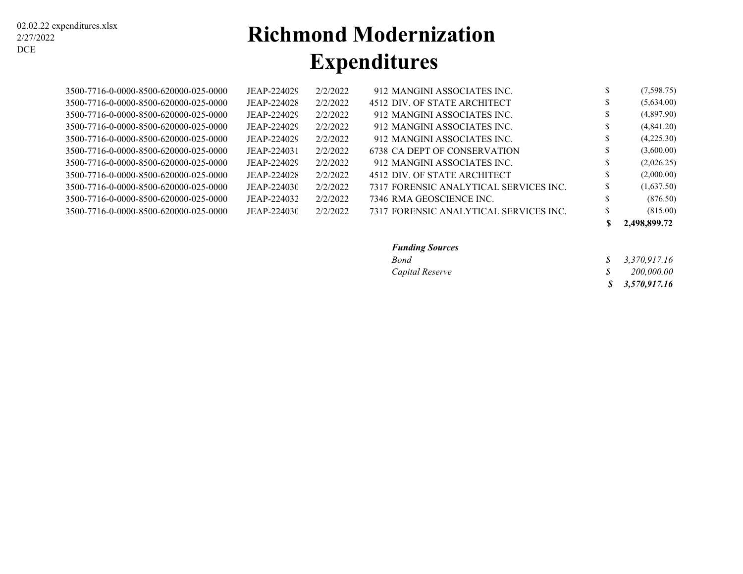02.02.22 expenditures.xlsx
2/27/2022
DCE

# Richmond Modernization Expenditures

| | | | | | | |
|---|---|---|---|---|---|---|
| 3500-7716-0-0000-8500-620000-025-0000 | JEAP-224029 | 2/2/2022 | 912 | MANGINI ASSOCIATES INC. | $ | (7,598.75) |
| 3500-7716-0-0000-8500-620000-025-0000 | JEAP-224028 | 2/2/2022 | 4512 | DIV. OF STATE ARCHITECT | $ | (5,634.00) |
| 3500-7716-0-0000-8500-620000-025-0000 | JEAP-224029 | 2/2/2022 | 912 | MANGINI ASSOCIATES INC. | $ | (4,897.90) |
| 3500-7716-0-0000-8500-620000-025-0000 | JEAP-224029 | 2/2/2022 | 912 | MANGINI ASSOCIATES INC. | $ | (4,841.20) |
| 3500-7716-0-0000-8500-620000-025-0000 | JEAP-224029 | 2/2/2022 | 912 | MANGINI ASSOCIATES INC. | $ | (4,225.30) |
| 3500-7716-0-0000-8500-620000-025-0000 | JEAP-224031 | 2/2/2022 | 6738 | CA DEPT OF CONSERVATION | $ | (3,600.00) |
| 3500-7716-0-0000-8500-620000-025-0000 | JEAP-224029 | 2/2/2022 | 912 | MANGINI ASSOCIATES INC. | $ | (2,026.25) |
| 3500-7716-0-0000-8500-620000-025-0000 | JEAP-224028 | 2/2/2022 | 4512 | DIV. OF STATE ARCHITECT | $ | (2,000.00) |
| 3500-7716-0-0000-8500-620000-025-0000 | JEAP-224030 | 2/2/2022 | 7317 | FORENSIC ANALYTICAL SERVICES INC. | $ | (1,637.50) |
| 3500-7716-0-0000-8500-620000-025-0000 | JEAP-224032 | 2/2/2022 | 7346 | RMA GEOSCIENCE INC. | $ | (876.50) |
| 3500-7716-0-0000-8500-620000-025-0000 | JEAP-224030 | 2/2/2022 | 7317 | FORENSIC ANALYTICAL SERVICES INC. | $ | (815.00) |
| | | | | | **$** | **2,498,899.72** |

| | | |
|---|---|---|
| ***Funding Sources*** | | |
| *Bond* | *$* | *3,370,917.16* |
| *Capital Reserve* | *$* | *200,000.00* |
| | ***$*** | ***3,570,917.16*** |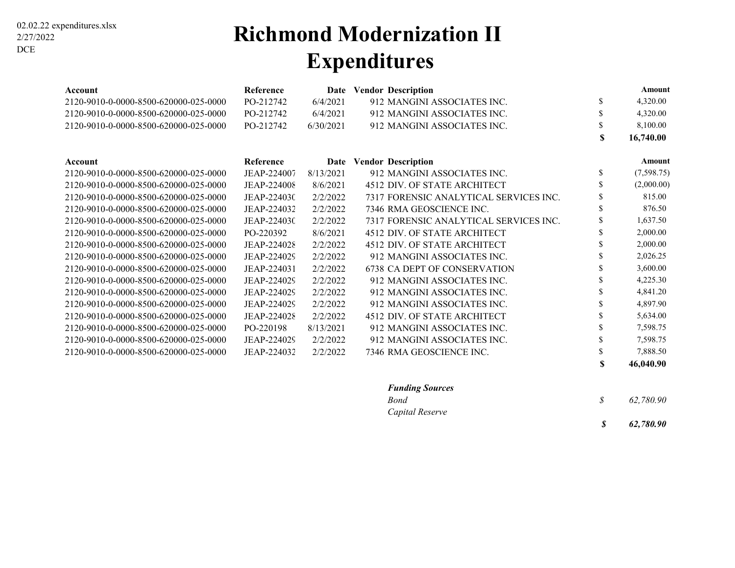02.02.22 expenditures.xlsx
2/27/2022
DCE

# Richmond Modernization II
# Expenditures

| Account | Reference | Date | Vendor | Description | | Amount |
|---|---|---|---|---|---|---|
| 2120-9010-0-0000-8500-620000-025-0000 | PO-212742 | 6/4/2021 | 912 | MANGINI ASSOCIATES INC. | $ | 4,320.00 |
| 2120-9010-0-0000-8500-620000-025-0000 | PO-212742 | 6/4/2021 | 912 | MANGINI ASSOCIATES INC. | $ | 4,320.00 |
| 2120-9010-0-0000-8500-620000-025-0000 | PO-212742 | 6/30/2021 | 912 | MANGINI ASSOCIATES INC. | $ | 8,100.00 |
| | | | | | **$** | **16,740.00** |

| Account | Reference | Date | Vendor | Description | | Amount |
|---|---|---|---|---|---|---|
| 2120-9010-0-0000-8500-620000-025-0000 | JEAP-224007 | 8/13/2021 | 912 | MANGINI ASSOCIATES INC. | $ | (7,598.75) |
| 2120-9010-0-0000-8500-620000-025-0000 | JEAP-224008 | 8/6/2021 | 4512 | DIV. OF STATE ARCHITECT | $ | (2,000.00) |
| 2120-9010-0-0000-8500-620000-025-0000 | JEAP-224030 | 2/2/2022 | 7317 | FORENSIC ANALYTICAL SERVICES INC. | $ | 815.00 |
| 2120-9010-0-0000-8500-620000-025-0000 | JEAP-224032 | 2/2/2022 | 7346 | RMA GEOSCIENCE INC. | $ | 876.50 |
| 2120-9010-0-0000-8500-620000-025-0000 | JEAP-224030 | 2/2/2022 | 7317 | FORENSIC ANALYTICAL SERVICES INC. | $ | 1,637.50 |
| 2120-9010-0-0000-8500-620000-025-0000 | PO-220392 | 8/6/2021 | 4512 | DIV. OF STATE ARCHITECT | $ | 2,000.00 |
| 2120-9010-0-0000-8500-620000-025-0000 | JEAP-224028 | 2/2/2022 | 4512 | DIV. OF STATE ARCHITECT | $ | 2,000.00 |
| 2120-9010-0-0000-8500-620000-025-0000 | JEAP-224029 | 2/2/2022 | 912 | MANGINI ASSOCIATES INC. | $ | 2,026.25 |
| 2120-9010-0-0000-8500-620000-025-0000 | JEAP-224031 | 2/2/2022 | 6738 | CA DEPT OF CONSERVATION | $ | 3,600.00 |
| 2120-9010-0-0000-8500-620000-025-0000 | JEAP-224029 | 2/2/2022 | 912 | MANGINI ASSOCIATES INC. | $ | 4,225.30 |
| 2120-9010-0-0000-8500-620000-025-0000 | JEAP-224029 | 2/2/2022 | 912 | MANGINI ASSOCIATES INC. | $ | 4,841.20 |
| 2120-9010-0-0000-8500-620000-025-0000 | JEAP-224029 | 2/2/2022 | 912 | MANGINI ASSOCIATES INC. | $ | 4,897.90 |
| 2120-9010-0-0000-8500-620000-025-0000 | JEAP-224028 | 2/2/2022 | 4512 | DIV. OF STATE ARCHITECT | $ | 5,634.00 |
| 2120-9010-0-0000-8500-620000-025-0000 | PO-220198 | 8/13/2021 | 912 | MANGINI ASSOCIATES INC. | $ | 7,598.75 |
| 2120-9010-0-0000-8500-620000-025-0000 | JEAP-224029 | 2/2/2022 | 912 | MANGINI ASSOCIATES INC. | $ | 7,598.75 |
| 2120-9010-0-0000-8500-620000-025-0000 | JEAP-224032 | 2/2/2022 | 7346 | RMA GEOSCIENCE INC. | $ | 7,888.50 |
| | | | | | **$** | **46,040.90** |

| ***Funding Sources*** | | |
|---|---|---|
| *Bond* | *$* | *62,780.90* |
| *Capital Reserve* | | |
| | ***$*** | ***62,780.90*** |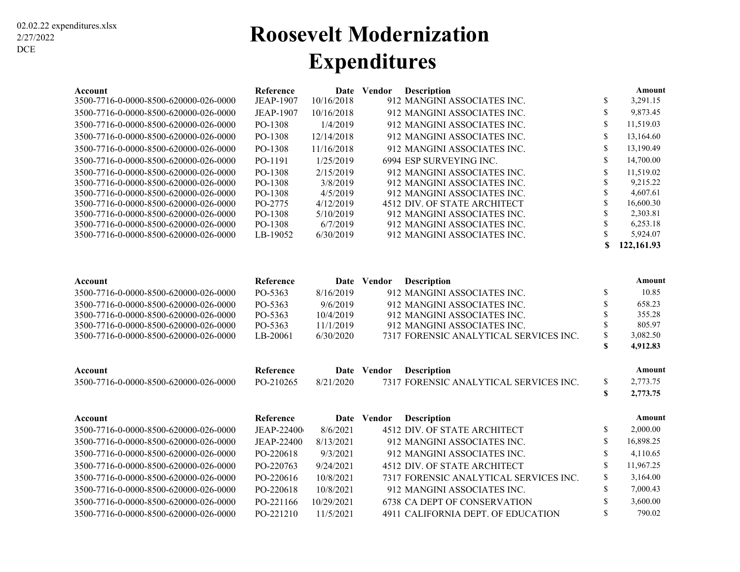02.02.22 expenditures.xlsx
2/27/2022
DCE

# Roosevelt Modernization
# Expenditures

| Account | Reference | Date | Vendor | Description | Amount |
|---|---|---|---|---|---|
| 3500-7716-0-0000-8500-620000-026-0000 | JEAP-1907 | 10/16/2018 | 912 | MANGINI ASSOCIATES INC. | $ 3,291.15 |
| 3500-7716-0-0000-8500-620000-026-0000 | JEAP-1907 | 10/16/2018 | 912 | MANGINI ASSOCIATES INC. | $ 9,873.45 |
| 3500-7716-0-0000-8500-620000-026-0000 | PO-1308 | 1/4/2019 | 912 | MANGINI ASSOCIATES INC. | $ 11,519.03 |
| 3500-7716-0-0000-8500-620000-026-0000 | PO-1308 | 12/14/2018 | 912 | MANGINI ASSOCIATES INC. | $ 13,164.60 |
| 3500-7716-0-0000-8500-620000-026-0000 | PO-1308 | 11/16/2018 | 912 | MANGINI ASSOCIATES INC. | $ 13,190.49 |
| 3500-7716-0-0000-8500-620000-026-0000 | PO-1191 | 1/25/2019 | 6994 | ESP SURVEYING INC. | $ 14,700.00 |
| 3500-7716-0-0000-8500-620000-026-0000 | PO-1308 | 2/15/2019 | 912 | MANGINI ASSOCIATES INC. | $ 11,519.02 |
| 3500-7716-0-0000-8500-620000-026-0000 | PO-1308 | 3/8/2019 | 912 | MANGINI ASSOCIATES INC. | $ 9,215.22 |
| 3500-7716-0-0000-8500-620000-026-0000 | PO-1308 | 4/5/2019 | 912 | MANGINI ASSOCIATES INC. | $ 4,607.61 |
| 3500-7716-0-0000-8500-620000-026-0000 | PO-2775 | 4/12/2019 | 4512 | DIV. OF STATE ARCHITECT | $ 16,600.30 |
| 3500-7716-0-0000-8500-620000-026-0000 | PO-1308 | 5/10/2019 | 912 | MANGINI ASSOCIATES INC. | $ 2,303.81 |
| 3500-7716-0-0000-8500-620000-026-0000 | PO-1308 | 6/7/2019 | 912 | MANGINI ASSOCIATES INC. | $ 6,253.18 |
| 3500-7716-0-0000-8500-620000-026-0000 | LB-19052 | 6/30/2019 | 912 | MANGINI ASSOCIATES INC. | $ 5,924.07 |
| | | | | | **$ 122,161.93** |

| Account | Reference | Date | Vendor | Description | Amount |
|---|---|---|---|---|---|
| 3500-7716-0-0000-8500-620000-026-0000 | PO-5363 | 8/16/2019 | 912 | MANGINI ASSOCIATES INC. | $ 10.85 |
| 3500-7716-0-0000-8500-620000-026-0000 | PO-5363 | 9/6/2019 | 912 | MANGINI ASSOCIATES INC. | $ 658.23 |
| 3500-7716-0-0000-8500-620000-026-0000 | PO-5363 | 10/4/2019 | 912 | MANGINI ASSOCIATES INC. | $ 355.28 |
| 3500-7716-0-0000-8500-620000-026-0000 | PO-5363 | 11/1/2019 | 912 | MANGINI ASSOCIATES INC. | $ 805.97 |
| 3500-7716-0-0000-8500-620000-026-0000 | LB-20061 | 6/30/2020 | 7317 | FORENSIC ANALYTICAL SERVICES INC. | $ 3,082.50 |
| | | | | | **$ 4,912.83** |

| Account | Reference | Date | Vendor | Description | Amount |
|---|---|---|---|---|---|
| 3500-7716-0-0000-8500-620000-026-0000 | PO-210265 | 8/21/2020 | 7317 | FORENSIC ANALYTICAL SERVICES INC. | $ 2,773.75 |
| | | | | | **$ 2,773.75** |

| Account | Reference | Date | Vendor | Description | Amount |
|---|---|---|---|---|---|
| 3500-7716-0-0000-8500-620000-026-0000 | JEAP-22400 | 8/6/2021 | 4512 | DIV. OF STATE ARCHITECT | $ 2,000.00 |
| 3500-7716-0-0000-8500-620000-026-0000 | JEAP-22400 | 8/13/2021 | 912 | MANGINI ASSOCIATES INC. | $ 16,898.25 |
| 3500-7716-0-0000-8500-620000-026-0000 | PO-220618 | 9/3/2021 | 912 | MANGINI ASSOCIATES INC. | $ 4,110.65 |
| 3500-7716-0-0000-8500-620000-026-0000 | PO-220763 | 9/24/2021 | 4512 | DIV. OF STATE ARCHITECT | $ 11,967.25 |
| 3500-7716-0-0000-8500-620000-026-0000 | PO-220616 | 10/8/2021 | 7317 | FORENSIC ANALYTICAL SERVICES INC. | $ 3,164.00 |
| 3500-7716-0-0000-8500-620000-026-0000 | PO-220618 | 10/8/2021 | 912 | MANGINI ASSOCIATES INC. | $ 7,000.43 |
| 3500-7716-0-0000-8500-620000-026-0000 | PO-221166 | 10/29/2021 | 6738 | CA DEPT OF CONSERVATION | $ 3,600.00 |
| 3500-7716-0-0000-8500-620000-026-0000 | PO-221210 | 11/5/2021 | 4911 | CALIFORNIA DEPT. OF EDUCATION | $ 790.02 |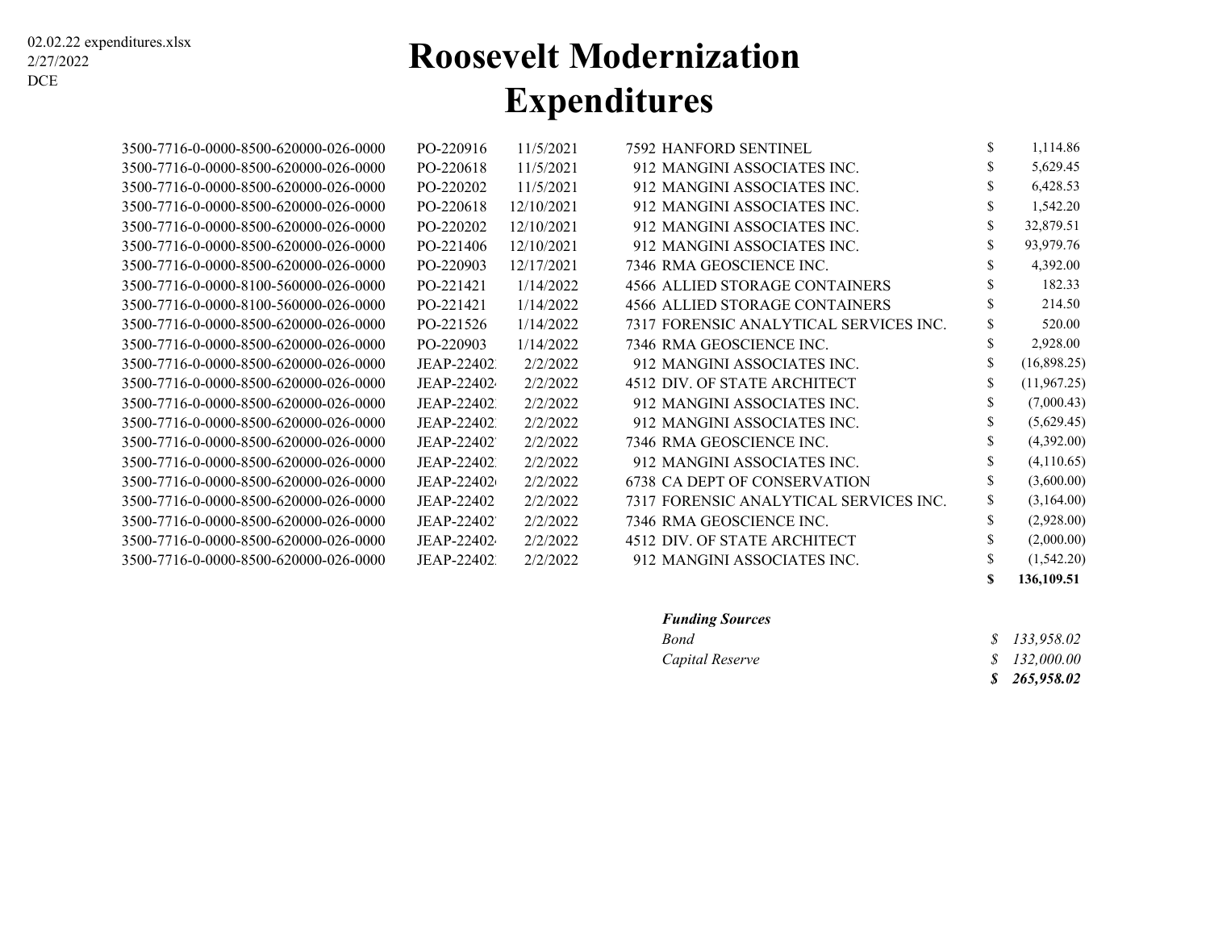02.02.22 expenditures.xlsx
2/27/2022
DCE

# Roosevelt Modernization Expenditures

| Account | Document | Date | Vendor | Amount |
|---|---|---|---|---|
| 3500-7716-0-0000-8500-620000-026-0000 | PO-220916 | 11/5/2021 | 7592 HANFORD SENTINEL | $ 1,114.86 |
| 3500-7716-0-0000-8500-620000-026-0000 | PO-220618 | 11/5/2021 | 912 MANGINI ASSOCIATES INC. | $ 5,629.45 |
| 3500-7716-0-0000-8500-620000-026-0000 | PO-220202 | 11/5/2021 | 912 MANGINI ASSOCIATES INC. | $ 6,428.53 |
| 3500-7716-0-0000-8500-620000-026-0000 | PO-220618 | 12/10/2021 | 912 MANGINI ASSOCIATES INC. | $ 1,542.20 |
| 3500-7716-0-0000-8500-620000-026-0000 | PO-220202 | 12/10/2021 | 912 MANGINI ASSOCIATES INC. | $ 32,879.51 |
| 3500-7716-0-0000-8500-620000-026-0000 | PO-221406 | 12/10/2021 | 912 MANGINI ASSOCIATES INC. | $ 93,979.76 |
| 3500-7716-0-0000-8500-620000-026-0000 | PO-220903 | 12/17/2021 | 7346 RMA GEOSCIENCE INC. | $ 4,392.00 |
| 3500-7716-0-0000-8100-560000-026-0000 | PO-221421 | 1/14/2022 | 4566 ALLIED STORAGE CONTAINERS | $ 182.33 |
| 3500-7716-0-0000-8100-560000-026-0000 | PO-221421 | 1/14/2022 | 4566 ALLIED STORAGE CONTAINERS | $ 214.50 |
| 3500-7716-0-0000-8500-620000-026-0000 | PO-221526 | 1/14/2022 | 7317 FORENSIC ANALYTICAL SERVICES INC. | $ 520.00 |
| 3500-7716-0-0000-8500-620000-026-0000 | PO-220903 | 1/14/2022 | 7346 RMA GEOSCIENCE INC. | $ 2,928.00 |
| 3500-7716-0-0000-8500-620000-026-0000 | JEAP-22402 | 2/2/2022 | 912 MANGINI ASSOCIATES INC. | $ (16,898.25) |
| 3500-7716-0-0000-8500-620000-026-0000 | JEAP-22402 | 2/2/2022 | 4512 DIV. OF STATE ARCHITECT | $ (11,967.25) |
| 3500-7716-0-0000-8500-620000-026-0000 | JEAP-22402 | 2/2/2022 | 912 MANGINI ASSOCIATES INC. | $ (7,000.43) |
| 3500-7716-0-0000-8500-620000-026-0000 | JEAP-22402 | 2/2/2022 | 912 MANGINI ASSOCIATES INC. | $ (5,629.45) |
| 3500-7716-0-0000-8500-620000-026-0000 | JEAP-22402 | 2/2/2022 | 7346 RMA GEOSCIENCE INC. | $ (4,392.00) |
| 3500-7716-0-0000-8500-620000-026-0000 | JEAP-22402 | 2/2/2022 | 912 MANGINI ASSOCIATES INC. | $ (4,110.65) |
| 3500-7716-0-0000-8500-620000-026-0000 | JEAP-22402 | 2/2/2022 | 6738 CA DEPT OF CONSERVATION | $ (3,600.00) |
| 3500-7716-0-0000-8500-620000-026-0000 | JEAP-22402 | 2/2/2022 | 7317 FORENSIC ANALYTICAL SERVICES INC. | $ (3,164.00) |
| 3500-7716-0-0000-8500-620000-026-0000 | JEAP-22402 | 2/2/2022 | 7346 RMA GEOSCIENCE INC. | $ (2,928.00) |
| 3500-7716-0-0000-8500-620000-026-0000 | JEAP-22402 | 2/2/2022 | 4512 DIV. OF STATE ARCHITECT | $ (2,000.00) |
| 3500-7716-0-0000-8500-620000-026-0000 | JEAP-22402 | 2/2/2022 | 912 MANGINI ASSOCIATES INC. | $ (1,542.20) |
| | | | | **$ 136,109.51** |

| ***Funding Sources*** | |
|---|---|
| *Bond* | *$ 133,958.02* |
| *Capital Reserve* | *$ 132,000.00* |
| | ***$ 265,958.02*** |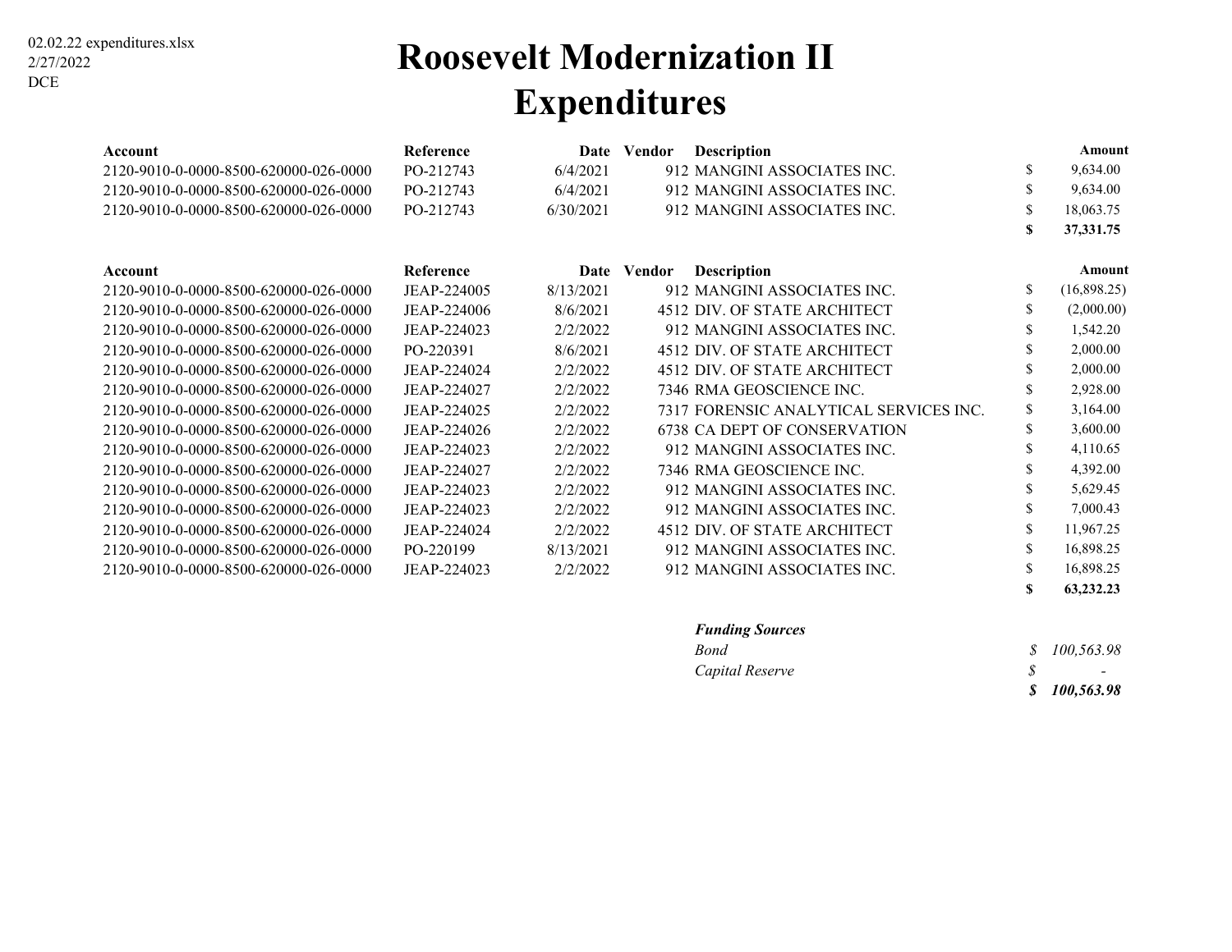02.02.22 expenditures.xlsx
2/27/2022
DCE

# Roosevelt Modernization II
# Expenditures

| Account | Reference | Date | Vendor | Description | Amount |
|---|---|---|---|---|---|
| 2120-9010-0-0000-8500-620000-026-0000 | PO-212743 | 6/4/2021 | 912 | MANGINI ASSOCIATES INC. | $ 9,634.00 |
| 2120-9010-0-0000-8500-620000-026-0000 | PO-212743 | 6/4/2021 | 912 | MANGINI ASSOCIATES INC. | $ 9,634.00 |
| 2120-9010-0-0000-8500-620000-026-0000 | PO-212743 | 6/30/2021 | 912 | MANGINI ASSOCIATES INC. | $ 18,063.75 |
| | | | | | **$ 37,331.75** |

| Account | Reference | Date | Vendor | Description | Amount |
|---|---|---|---|---|---|
| 2120-9010-0-0000-8500-620000-026-0000 | JEAP-224005 | 8/13/2021 | 912 | MANGINI ASSOCIATES INC. | $ (16,898.25) |
| 2120-9010-0-0000-8500-620000-026-0000 | JEAP-224006 | 8/6/2021 | 4512 | DIV. OF STATE ARCHITECT | $ (2,000.00) |
| 2120-9010-0-0000-8500-620000-026-0000 | JEAP-224023 | 2/2/2022 | 912 | MANGINI ASSOCIATES INC. | $ 1,542.20 |
| 2120-9010-0-0000-8500-620000-026-0000 | PO-220391 | 8/6/2021 | 4512 | DIV. OF STATE ARCHITECT | $ 2,000.00 |
| 2120-9010-0-0000-8500-620000-026-0000 | JEAP-224024 | 2/2/2022 | 4512 | DIV. OF STATE ARCHITECT | $ 2,000.00 |
| 2120-9010-0-0000-8500-620000-026-0000 | JEAP-224027 | 2/2/2022 | 7346 | RMA GEOSCIENCE INC. | $ 2,928.00 |
| 2120-9010-0-0000-8500-620000-026-0000 | JEAP-224025 | 2/2/2022 | 7317 | FORENSIC ANALYTICAL SERVICES INC. | $ 3,164.00 |
| 2120-9010-0-0000-8500-620000-026-0000 | JEAP-224026 | 2/2/2022 | 6738 | CA DEPT OF CONSERVATION | $ 3,600.00 |
| 2120-9010-0-0000-8500-620000-026-0000 | JEAP-224023 | 2/2/2022 | 912 | MANGINI ASSOCIATES INC. | $ 4,110.65 |
| 2120-9010-0-0000-8500-620000-026-0000 | JEAP-224027 | 2/2/2022 | 7346 | RMA GEOSCIENCE INC. | $ 4,392.00 |
| 2120-9010-0-0000-8500-620000-026-0000 | JEAP-224023 | 2/2/2022 | 912 | MANGINI ASSOCIATES INC. | $ 5,629.45 |
| 2120-9010-0-0000-8500-620000-026-0000 | JEAP-224023 | 2/2/2022 | 912 | MANGINI ASSOCIATES INC. | $ 7,000.43 |
| 2120-9010-0-0000-8500-620000-026-0000 | JEAP-224024 | 2/2/2022 | 4512 | DIV. OF STATE ARCHITECT | $ 11,967.25 |
| 2120-9010-0-0000-8500-620000-026-0000 | PO-220199 | 8/13/2021 | 912 | MANGINI ASSOCIATES INC. | $ 16,898.25 |
| 2120-9010-0-0000-8500-620000-026-0000 | JEAP-224023 | 2/2/2022 | 912 | MANGINI ASSOCIATES INC. | $ 16,898.25 |
| | | | | | **$ 63,232.23** |

| ***Funding Sources*** | |
|---|---|
| *Bond* | *$ 100,563.98* |
| *Capital Reserve* | *$ -* |
| | ***$ 100,563.98*** |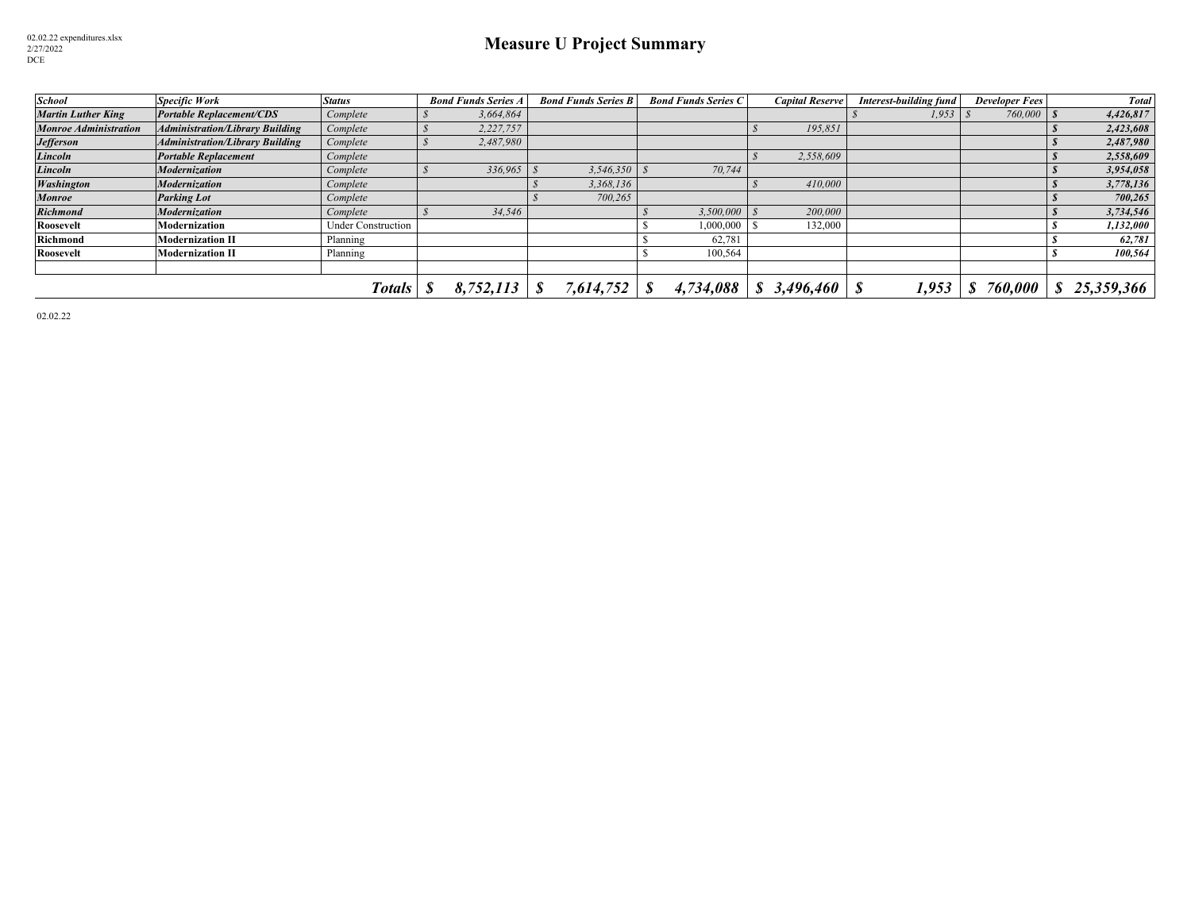02.02.22 expenditures.xlsx
2/27/2022
DCE

# Measure U Project Summary

| School | Specific Work | Status | Bond Funds Series A | Bond Funds Series B | Bond Funds Series C | Capital Reserve | Interest-building fund | Developer Fees | Total |
|---|---|---|---|---|---|---|---|---|---|
| *Martin Luther King* | *Portable Replacement/CDS* | *Complete* | $ 3,664,864 | | | | $ 1,953 | $ 760,000 | $ 4,426,817 |
| *Monroe Administration* | *Administration/Library Building* | *Complete* | $ 2,227,757 | | | $ 195,851 | | | $ 2,423,608 |
| *Jefferson* | *Administration/Library Building* | *Complete* | $ 2,487,980 | | | | | | $ 2,487,980 |
| *Lincoln* | *Portable Replacement* | *Complete* | | | | $ 2,558,609 | | | $ 2,558,609 |
| *Lincoln* | *Modernization* | *Complete* | $ 336,965 | $ 3,546,350 | $ 70,744 | | | | $ 3,954,058 |
| *Washington* | *Modernization* | *Complete* | | $ 3,368,136 | | $ 410,000 | | | $ 3,778,136 |
| *Monroe* | *Parking Lot* | *Complete* | | $ 700,265 | | | | | $ 700,265 |
| *Richmond* | *Modernization* | *Complete* | $ 34,546 | | $ 3,500,000 | $ 200,000 | | | $ 3,734,546 |
| **Roosevelt** | **Modernization** | Under Construction | | | $ 1,000,000 | $ 132,000 | | | $ 1,132,000 |
| **Richmond** | **Modernization II** | Planning | | | $ 62,781 | | | | $ 62,781 |
| **Roosevelt** | **Modernization II** | Planning | | | $ 100,564 | | | | $ 100,564 |
| | | | | | | | | | |
| | | ***Totals*** | ***$ 8,752,113*** | ***$ 7,614,752*** | ***$ 4,734,088*** | ***$ 3,496,460*** | ***$ 1,953*** | ***$ 760,000*** | ***$ 25,359,366*** |

02.02.22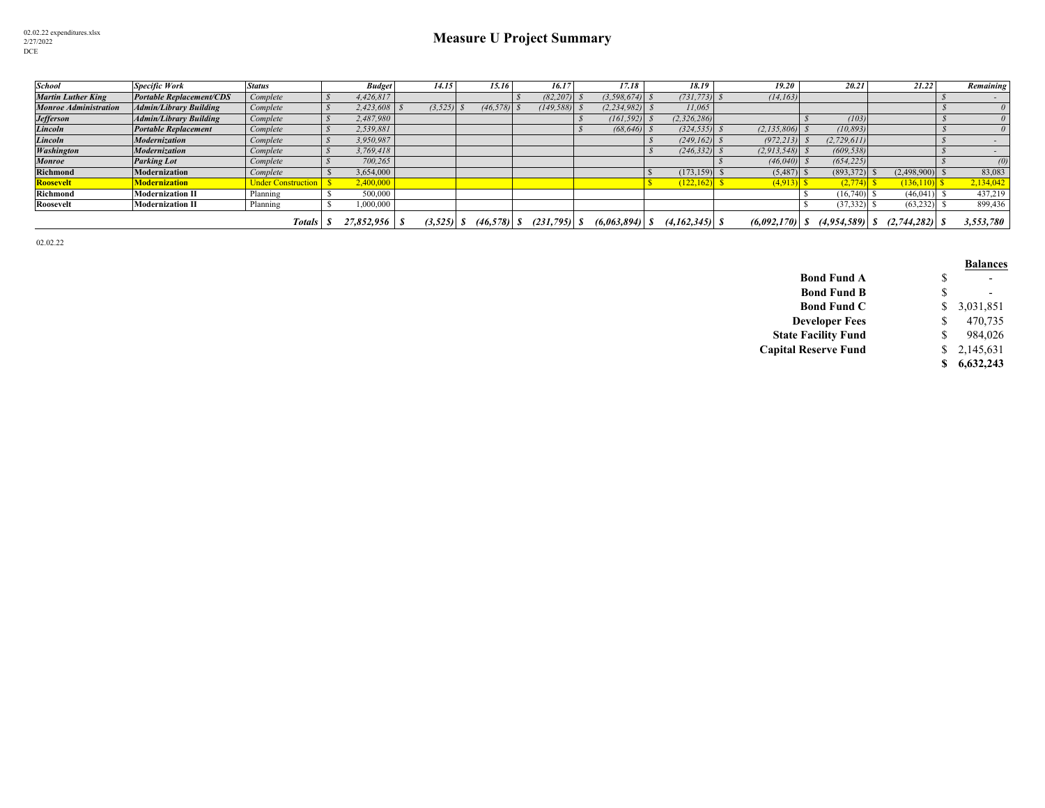02.02.22 expenditures.xlsx
2/27/2022
DCE

# Measure U Project Summary

| School | Specific Work | Status | Budget | 14.15 | 15.16 | 16.17 | 17.18 | 18.19 | 19.20 | 20.21 | 21.22 | Remaining |
|---|---|---|---|---|---|---|---|---|---|---|---|---|
| *Martin Luther King* | *Portable Replacement/CDS* | *Complete* | *$ 4,426,817* | | | *$ (82,207)* | *$ (3,598,674)* | *$ (731,773)* | *$ (14,163)* | | | *$ -* |
| *Monroe Administration* | *Admin/Library Building* | *Complete* | *$ 2,423,608* | *$ (3,525)* | *$ (46,578)* | *$ (149,588)* | *$ (2,234,982)* | *$ 11,065* | | | | *$ 0* |
| *Jefferson* | *Admin/Library Building* | *Complete* | *$ 2,487,980* | | | | *$ (161,592)* | *$ (2,326,286)* | | *$ (103)* | | *$ 0* |
| *Lincoln* | *Portable Replacement* | *Complete* | *$ 2,539,881* | | | | *$ (68,646)* | *$ (324,535)* | *$ (2,135,806)* | *$ (10,893)* | | *$ 0* |
| *Lincoln* | *Modernization* | *Complete* | *$ 3,950,987* | | | | | *$ (249,162)* | *$ (972,213)* | *$ (2,729,611)* | | *$ -* |
| *Washington* | *Modernization* | *Complete* | *$ 3,769,418* | | | | | *$ (246,332)* | *$ (2,913,548)* | *$ (609,538)* | | *$ -* |
| *Monroe* | *Parking Lot* | *Complete* | *$ 700,265* | | | | | | *$ (46,040)* | *$ (654,225)* | | *$ (0)* |
| **Richmond** | **Modernization** | *Complete* | $ 3,654,000 | | | | | $ (173,159) | $ (5,487) | $ (893,372) | $ (2,498,900) | $ 83,083 |
| **Roosevelt** | **Modernization** | Under Construction | $ 2,400,000 | | | | | $ (122,162) | $ (4,913) | $ (2,774) | $ (136,110) | $ 2,134,042 |
| **Richmond** | **Modernization II** | Planning | $ 500,000 | | | | | | | $ (16,740) | $ (46,041) | $ 437,219 |
| **Roosevelt** | **Modernization II** | Planning | $ 1,000,000 | | | | | | | $ (37,332) | $ (63,232) | $ 899,436 |
| | | ***Totals*** | ***$ 27,852,956*** | ***$ (3,525)*** | ***$ (46,578)*** | ***$ (231,795)*** | ***$ (6,063,894)*** | ***$ (4,162,345)*** | ***$ (6,092,170)*** | ***$ (4,954,589)*** | ***$ (2,744,282)*** | ***$ 3,553,780*** |

02.02.22

| | **Balances** |
|---|---|
| **Bond Fund A** | $ - |
| **Bond Fund B** | $ - |
| **Bond Fund C** | $ 3,031,851 |
| **Developer Fees** | $ 470,735 |
| **State Facility Fund** | $ 984,026 |
| **Capital Reserve Fund** | $ 2,145,631 |
| | **$ 6,632,243** |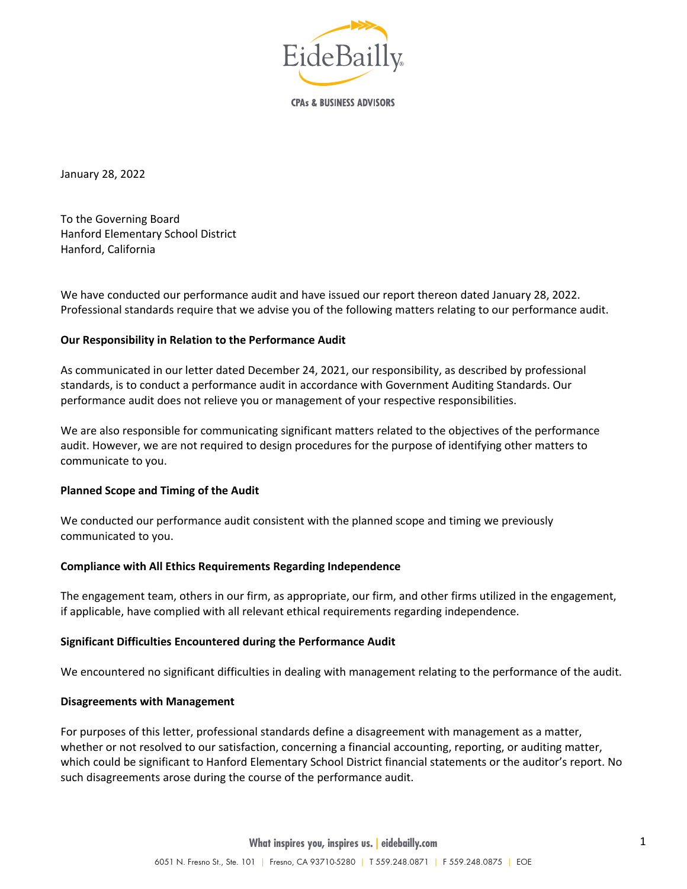EideBailly

CPAs & BUSINESS ADVISORS

January 28, 2022

To the Governing Board
Hanford Elementary School District
Hanford, California

We have conducted our performance audit and have issued our report thereon dated January 28, 2022. Professional standards require that we advise you of the following matters relating to our performance audit.

**Our Responsibility in Relation to the Performance Audit**

As communicated in our letter dated December 24, 2021, our responsibility, as described by professional standards, is to conduct a performance audit in accordance with Government Auditing Standards. Our performance audit does not relieve you or management of your respective responsibilities.

We are also responsible for communicating significant matters related to the objectives of the performance audit. However, we are not required to design procedures for the purpose of identifying other matters to communicate to you.

**Planned Scope and Timing of the Audit**

We conducted our performance audit consistent with the planned scope and timing we previously communicated to you.

**Compliance with All Ethics Requirements Regarding Independence**

The engagement team, others in our firm, as appropriate, our firm, and other firms utilized in the engagement, if applicable, have complied with all relevant ethical requirements regarding independence.

**Significant Difficulties Encountered during the Performance Audit**

We encountered no significant difficulties in dealing with management relating to the performance of the audit.

**Disagreements with Management**

For purposes of this letter, professional standards define a disagreement with management as a matter, whether or not resolved to our satisfaction, concerning a financial accounting, reporting, or auditing matter, which could be significant to Hanford Elementary School District financial statements or the auditor's report. No such disagreements arose during the course of the performance audit.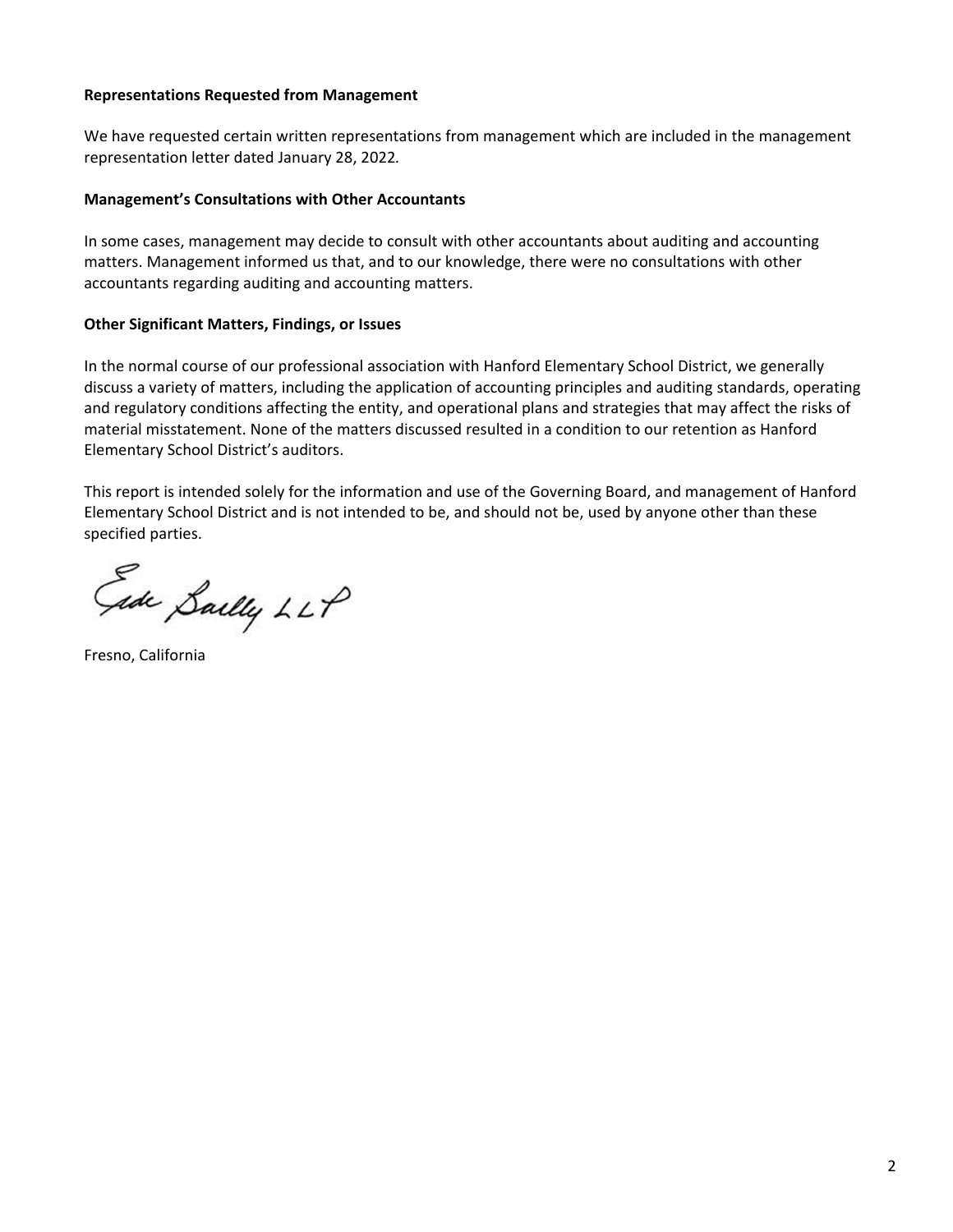**Representations Requested from Management**

We have requested certain written representations from management which are included in the management representation letter dated January 28, 2022.

**Management's Consultations with Other Accountants**

In some cases, management may decide to consult with other accountants about auditing and accounting matters. Management informed us that, and to our knowledge, there were no consultations with other accountants regarding auditing and accounting matters.

**Other Significant Matters, Findings, or Issues**

In the normal course of our professional association with Hanford Elementary School District, we generally discuss a variety of matters, including the application of accounting principles and auditing standards, operating and regulatory conditions affecting the entity, and operational plans and strategies that may affect the risks of material misstatement. None of the matters discussed resulted in a condition to our retention as Hanford Elementary School District's auditors.

This report is intended solely for the information and use of the Governing Board, and management of Hanford Elementary School District and is not intended to be, and should not be, used by anyone other than these specified parties.

Eide Bailly LLP

Fresno, California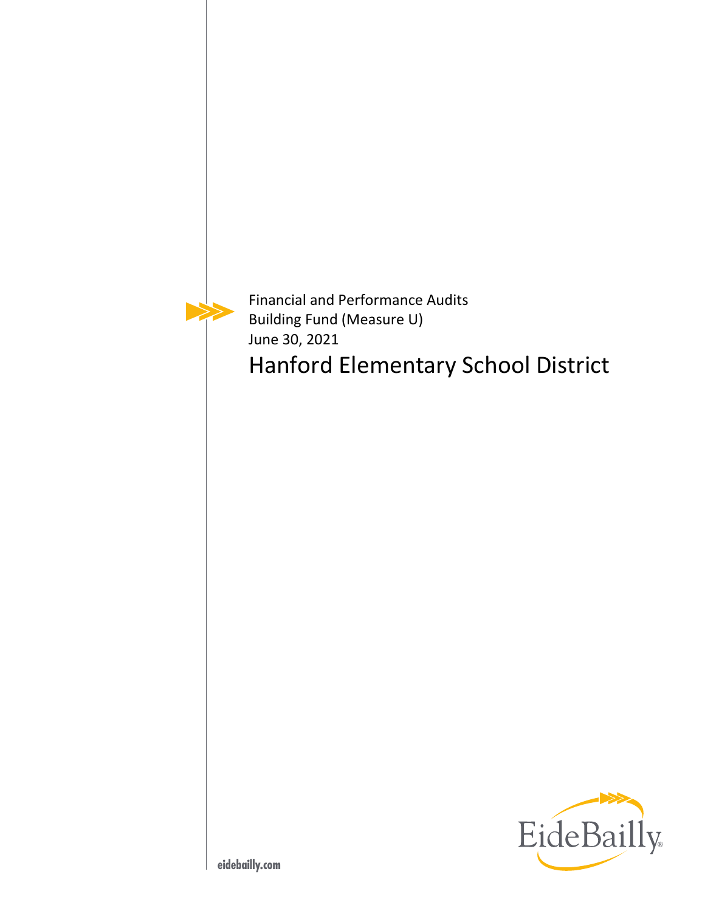Financial and Performance Audits
Building Fund (Measure U)
June 30, 2021

# Hanford Elementary School District

EideBailly

eidebailly.com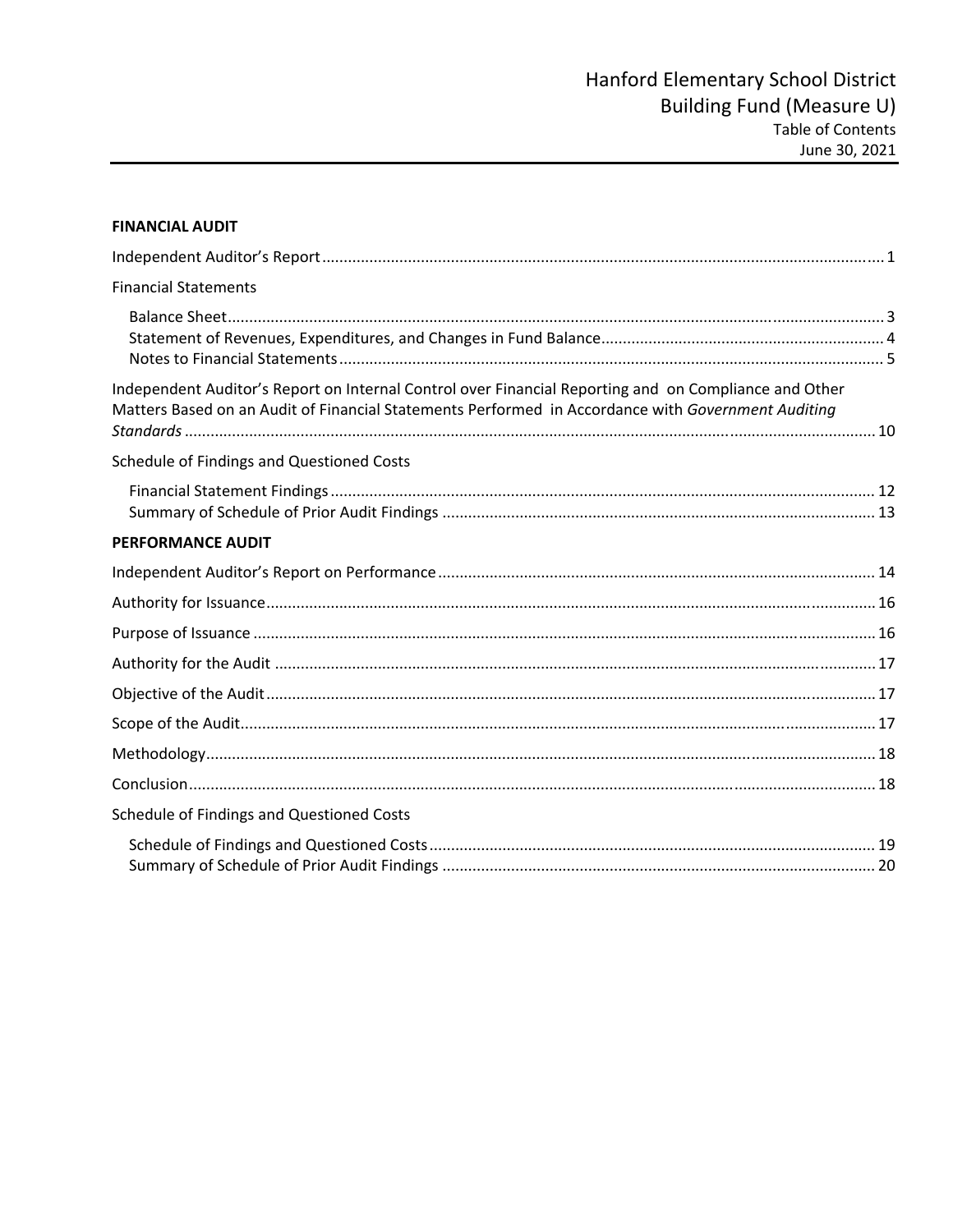# Hanford Elementary School District
## Building Fund (Measure U)
### Table of Contents
June 30, 2021

**FINANCIAL AUDIT**

Independent Auditor's Report ........................................................................ 1

Financial Statements

- Balance Sheet ........................................................................ 3
- Statement of Revenues, Expenditures, and Changes in Fund Balance ........................................................................ 4
- Notes to Financial Statements ........................................................................ 5

Independent Auditor's Report on Internal Control over Financial Reporting and on Compliance and Other Matters Based on an Audit of Financial Statements Performed in Accordance with *Government Auditing Standards* ........................................................................ 10

Schedule of Findings and Questioned Costs

- Financial Statement Findings ........................................................................ 12
- Summary of Schedule of Prior Audit Findings ........................................................................ 13

**PERFORMANCE AUDIT**

Independent Auditor's Report on Performance ........................................................................ 14

Authority for Issuance ........................................................................ 16

Purpose of Issuance ........................................................................ 16

Authority for the Audit ........................................................................ 17

Objective of the Audit ........................................................................ 17

Scope of the Audit ........................................................................ 17

Methodology ........................................................................ 18

Conclusion ........................................................................ 18

Schedule of Findings and Questioned Costs

- Schedule of Findings and Questioned Costs ........................................................................ 19
- Summary of Schedule of Prior Audit Findings ........................................................................ 20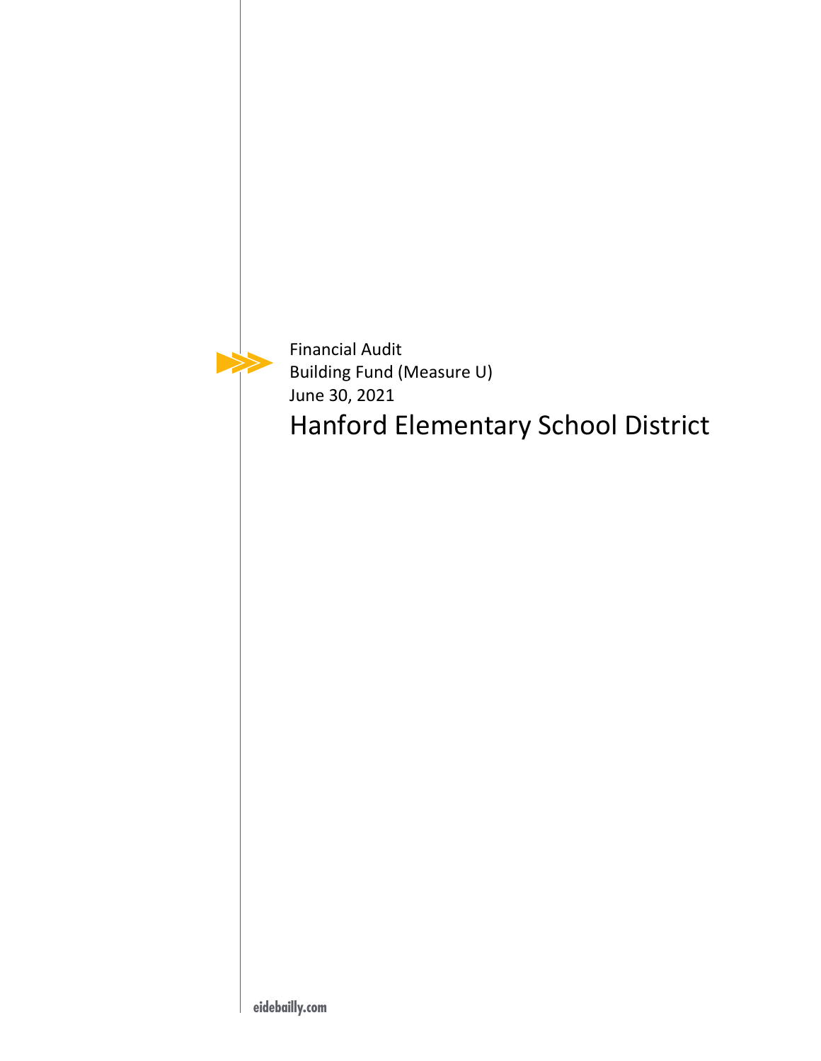Financial Audit

Building Fund (Measure U)

June 30, 2021

# Hanford Elementary School District

eidebailly.com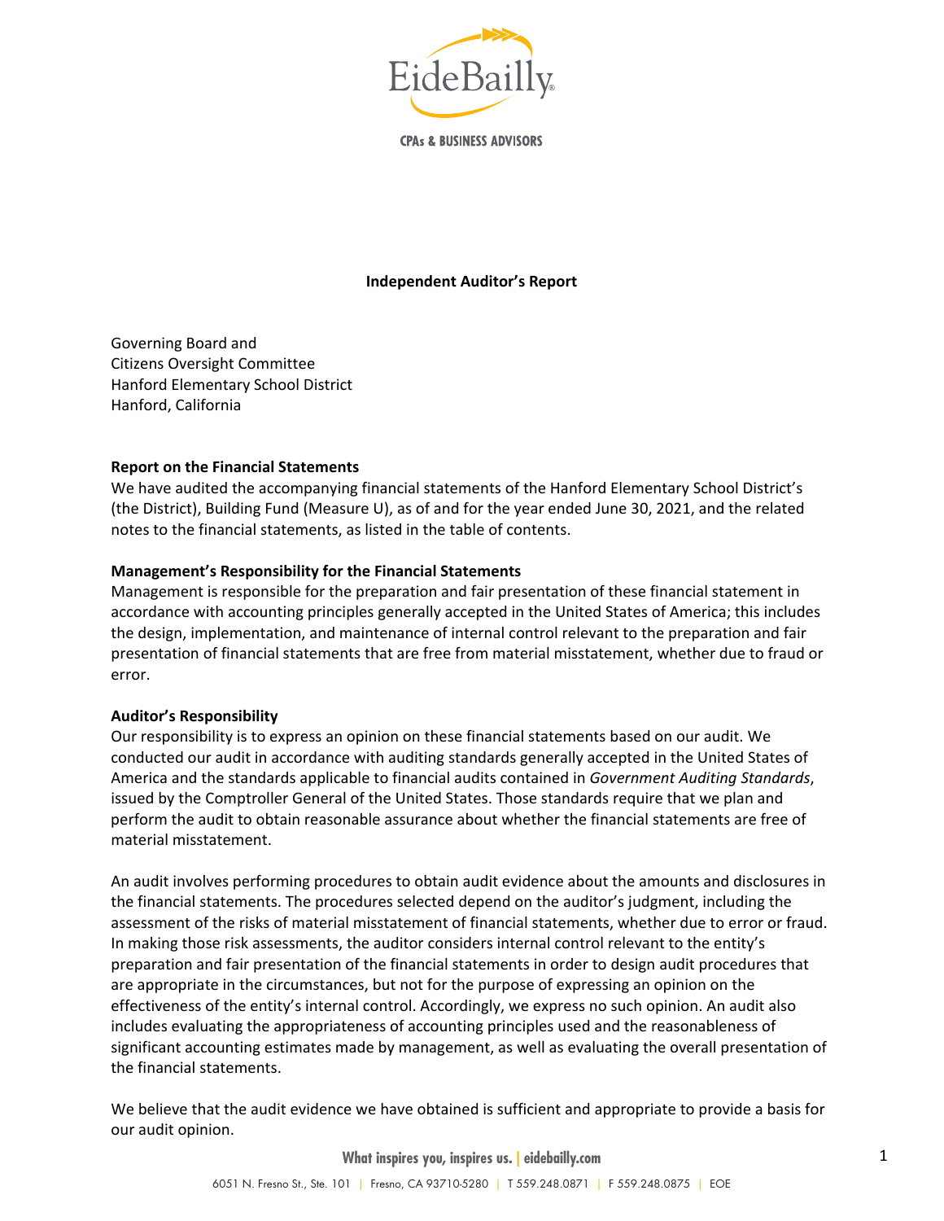EideBailly

CPAs & BUSINESS ADVISORS

**Independent Auditor's Report**

Governing Board and
Citizens Oversight Committee
Hanford Elementary School District
Hanford, California

**Report on the Financial Statements**

We have audited the accompanying financial statements of the Hanford Elementary School District's (the District), Building Fund (Measure U), as of and for the year ended June 30, 2021, and the related notes to the financial statements, as listed in the table of contents.

**Management's Responsibility for the Financial Statements**

Management is responsible for the preparation and fair presentation of these financial statement in accordance with accounting principles generally accepted in the United States of America; this includes the design, implementation, and maintenance of internal control relevant to the preparation and fair presentation of financial statements that are free from material misstatement, whether due to fraud or error.

**Auditor's Responsibility**

Our responsibility is to express an opinion on these financial statements based on our audit. We conducted our audit in accordance with auditing standards generally accepted in the United States of America and the standards applicable to financial audits contained in *Government Auditing Standards*, issued by the Comptroller General of the United States. Those standards require that we plan and perform the audit to obtain reasonable assurance about whether the financial statements are free of material misstatement.

An audit involves performing procedures to obtain audit evidence about the amounts and disclosures in the financial statements. The procedures selected depend on the auditor's judgment, including the assessment of the risks of material misstatement of financial statements, whether due to error or fraud. In making those risk assessments, the auditor considers internal control relevant to the entity's preparation and fair presentation of the financial statements in order to design audit procedures that are appropriate in the circumstances, but not for the purpose of expressing an opinion on the effectiveness of the entity's internal control. Accordingly, we express no such opinion. An audit also includes evaluating the appropriateness of accounting principles used and the reasonableness of significant accounting estimates made by management, as well as evaluating the overall presentation of the financial statements.

We believe that the audit evidence we have obtained is sufficient and appropriate to provide a basis for our audit opinion.

What inspires you, inspires us. | eidebailly.com

6051 N. Fresno St., Ste. 101 | Fresno, CA 93710-5280 | T 559.248.0871 | F 559.248.0875 | EOE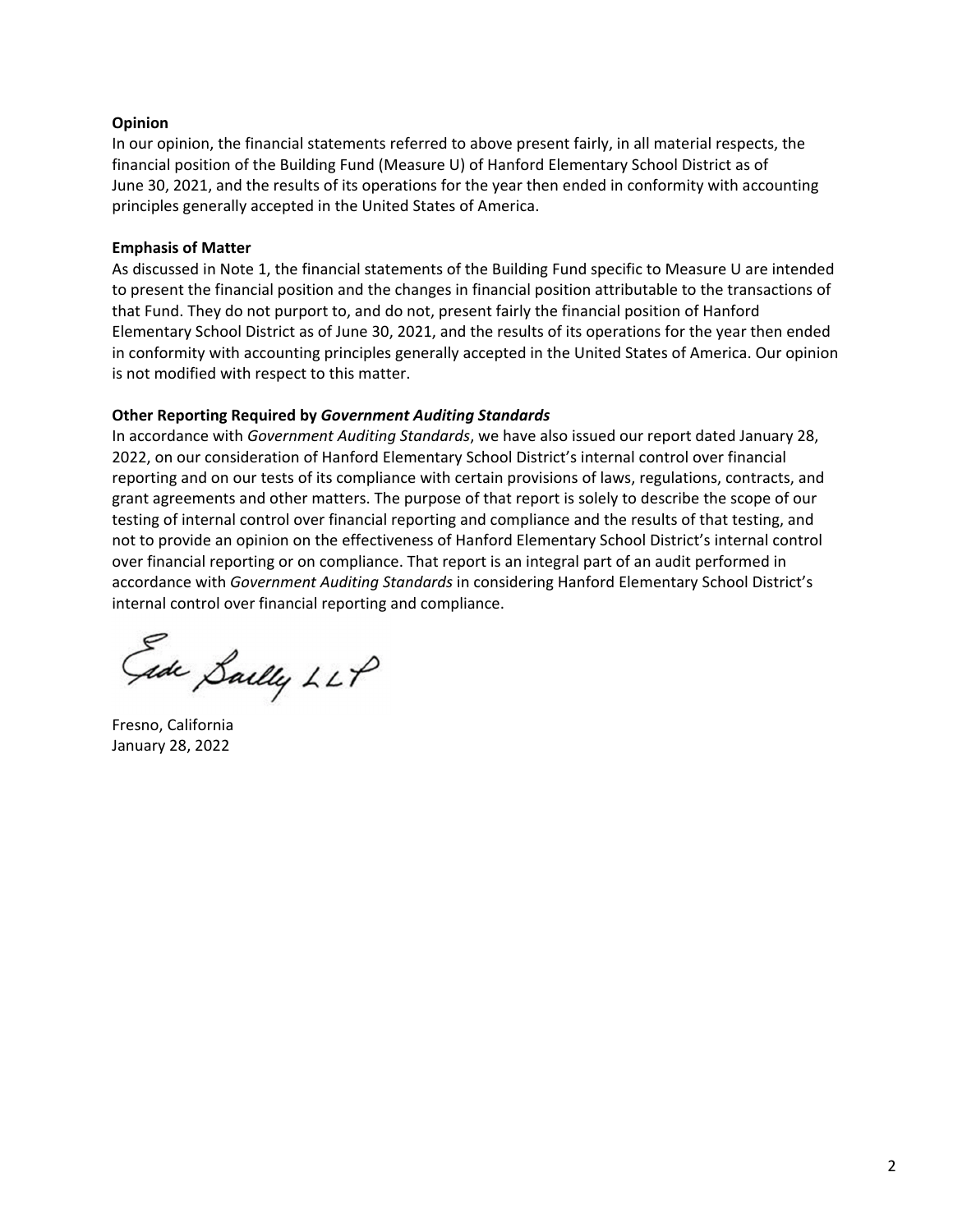**Opinion**

In our opinion, the financial statements referred to above present fairly, in all material respects, the financial position of the Building Fund (Measure U) of Hanford Elementary School District as of June 30, 2021, and the results of its operations for the year then ended in conformity with accounting principles generally accepted in the United States of America.

**Emphasis of Matter**

As discussed in Note 1, the financial statements of the Building Fund specific to Measure U are intended to present the financial position and the changes in financial position attributable to the transactions of that Fund. They do not purport to, and do not, present fairly the financial position of Hanford Elementary School District as of June 30, 2021, and the results of its operations for the year then ended in conformity with accounting principles generally accepted in the United States of America. Our opinion is not modified with respect to this matter.

**Other Reporting Required by *Government Auditing Standards***

In accordance with *Government Auditing Standards*, we have also issued our report dated January 28, 2022, on our consideration of Hanford Elementary School District's internal control over financial reporting and on our tests of its compliance with certain provisions of laws, regulations, contracts, and grant agreements and other matters. The purpose of that report is solely to describe the scope of our testing of internal control over financial reporting and compliance and the results of that testing, and not to provide an opinion on the effectiveness of Hanford Elementary School District's internal control over financial reporting or on compliance. That report is an integral part of an audit performed in accordance with *Government Auditing Standards* in considering Hanford Elementary School District's internal control over financial reporting and compliance.

Eide Bailly LLP

Fresno, California
January 28, 2022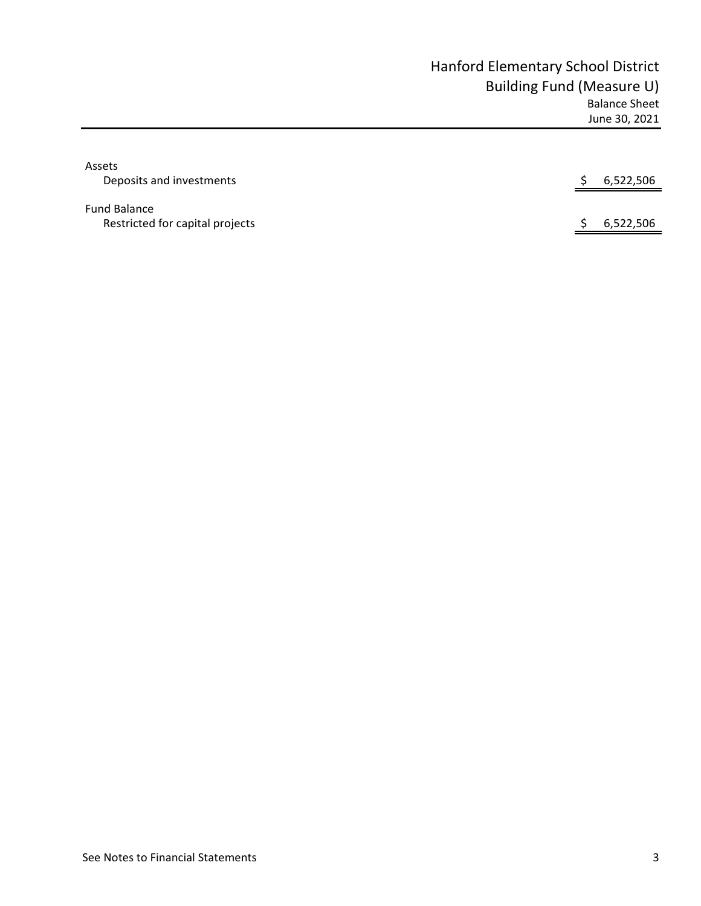# Hanford Elementary School District
## Building Fund (Measure U)
### Balance Sheet
### June 30, 2021

| | |
|---|---|
| **Assets** | |
| Deposits and investments | $ 6,522,506 |
| **Fund Balance** | |
| Restricted for capital projects | $ 6,522,506 |

See Notes to Financial Statements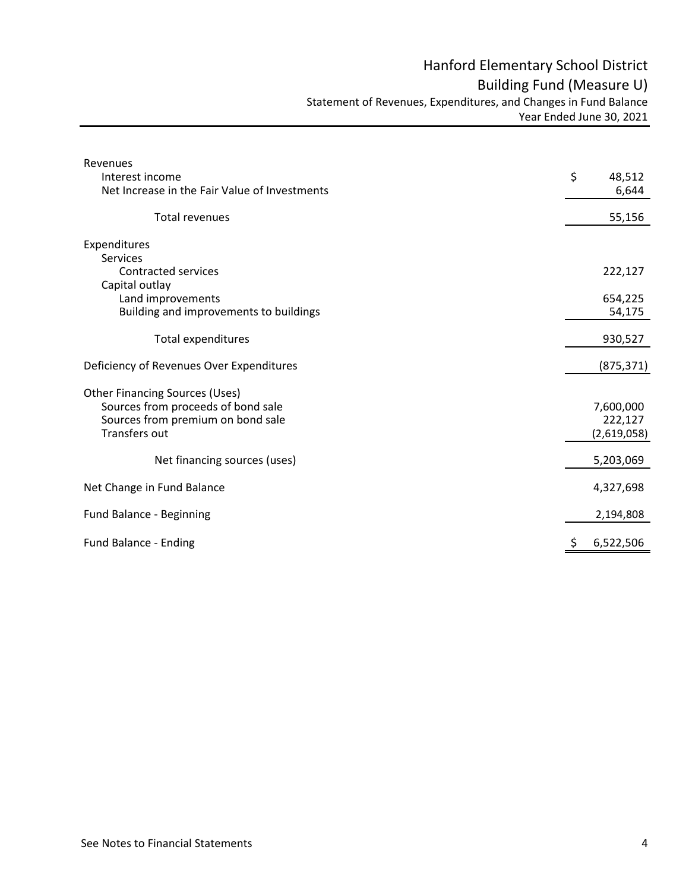# Hanford Elementary School District

## Building Fund (Measure U)

### Statement of Revenues, Expenditures, and Changes in Fund Balance

Year Ended June 30, 2021

| | |
|---|---|
| **Revenues** | |
| Interest income | $ 48,512 |
| Net Increase in the Fair Value of Investments | 6,644 |
| Total revenues | 55,156 |
| **Expenditures** | |
| Services | |
| Contracted services | 222,127 |
| Capital outlay | |
| Land improvements | 654,225 |
| Building and improvements to buildings | 54,175 |
| Total expenditures | 930,527 |
| **Deficiency of Revenues Over Expenditures** | (875,371) |
| **Other Financing Sources (Uses)** | |
| Sources from proceeds of bond sale | 7,600,000 |
| Sources from premium on bond sale | 222,127 |
| Transfers out | (2,619,058) |
| Net financing sources (uses) | 5,203,069 |
| **Net Change in Fund Balance** | 4,327,698 |
| **Fund Balance - Beginning** | 2,194,808 |
| **Fund Balance - Ending** | $ 6,522,506 |

See Notes to Financial Statements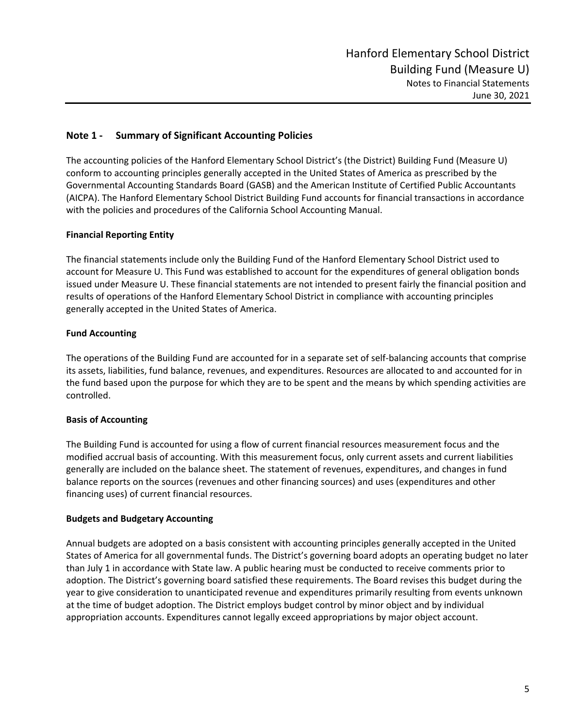## Note 1 - Summary of Significant Accounting Policies

The accounting policies of the Hanford Elementary School District's (the District) Building Fund (Measure U) conform to accounting principles generally accepted in the United States of America as prescribed by the Governmental Accounting Standards Board (GASB) and the American Institute of Certified Public Accountants (AICPA). The Hanford Elementary School District Building Fund accounts for financial transactions in accordance with the policies and procedures of the California School Accounting Manual.

### Financial Reporting Entity

The financial statements include only the Building Fund of the Hanford Elementary School District used to account for Measure U. This Fund was established to account for the expenditures of general obligation bonds issued under Measure U. These financial statements are not intended to present fairly the financial position and results of operations of the Hanford Elementary School District in compliance with accounting principles generally accepted in the United States of America.

### Fund Accounting

The operations of the Building Fund are accounted for in a separate set of self-balancing accounts that comprise its assets, liabilities, fund balance, revenues, and expenditures. Resources are allocated to and accounted for in the fund based upon the purpose for which they are to be spent and the means by which spending activities are controlled.

### Basis of Accounting

The Building Fund is accounted for using a flow of current financial resources measurement focus and the modified accrual basis of accounting. With this measurement focus, only current assets and current liabilities generally are included on the balance sheet. The statement of revenues, expenditures, and changes in fund balance reports on the sources (revenues and other financing sources) and uses (expenditures and other financing uses) of current financial resources.

### Budgets and Budgetary Accounting

Annual budgets are adopted on a basis consistent with accounting principles generally accepted in the United States of America for all governmental funds. The District's governing board adopts an operating budget no later than July 1 in accordance with State law. A public hearing must be conducted to receive comments prior to adoption. The District's governing board satisfied these requirements. The Board revises this budget during the year to give consideration to unanticipated revenue and expenditures primarily resulting from events unknown at the time of budget adoption. The District employs budget control by minor object and by individual appropriation accounts. Expenditures cannot legally exceed appropriations by major object account.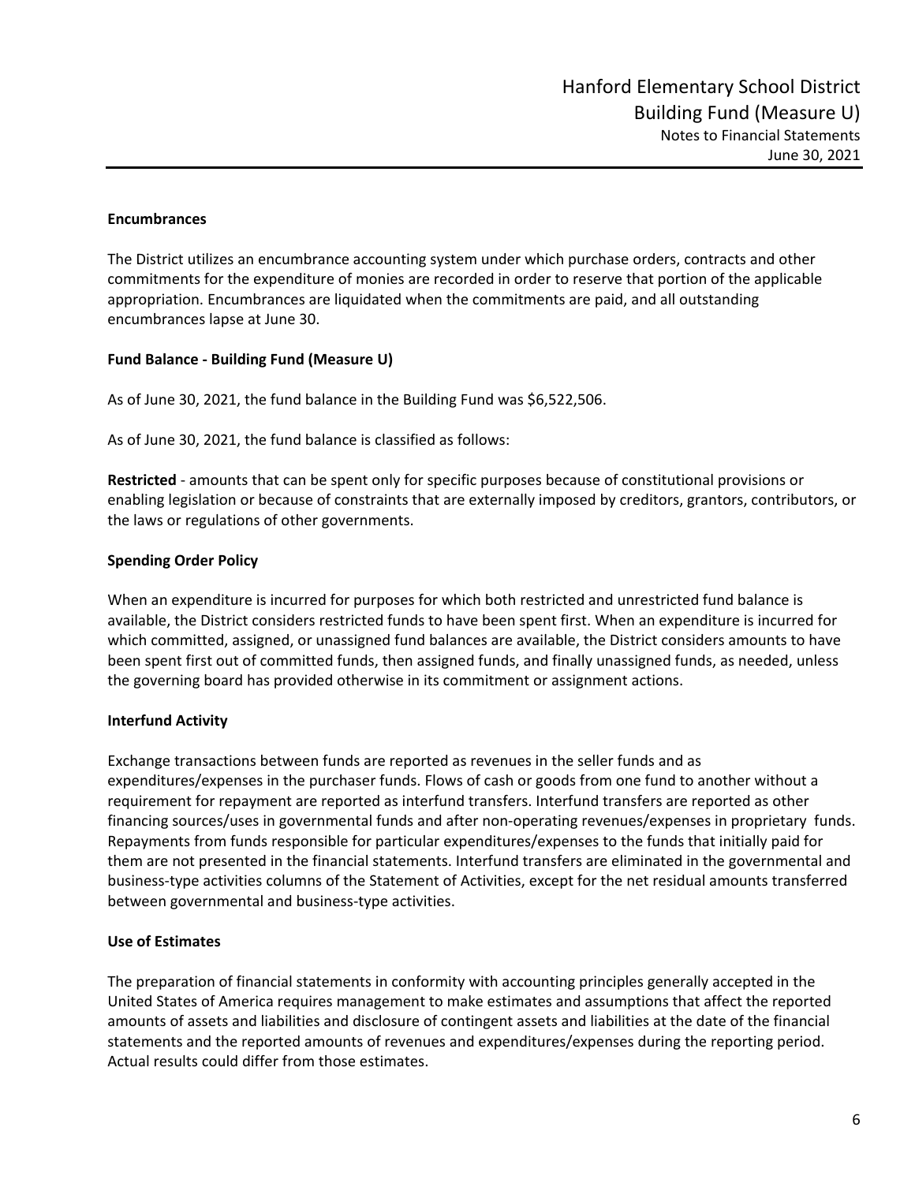**Encumbrances**

The District utilizes an encumbrance accounting system under which purchase orders, contracts and other commitments for the expenditure of monies are recorded in order to reserve that portion of the applicable appropriation. Encumbrances are liquidated when the commitments are paid, and all outstanding encumbrances lapse at June 30.

**Fund Balance - Building Fund (Measure U)**

As of June 30, 2021, the fund balance in the Building Fund was $6,522,506.

As of June 30, 2021, the fund balance is classified as follows:

**Restricted** - amounts that can be spent only for specific purposes because of constitutional provisions or enabling legislation or because of constraints that are externally imposed by creditors, grantors, contributors, or the laws or regulations of other governments.

**Spending Order Policy**

When an expenditure is incurred for purposes for which both restricted and unrestricted fund balance is available, the District considers restricted funds to have been spent first. When an expenditure is incurred for which committed, assigned, or unassigned fund balances are available, the District considers amounts to have been spent first out of committed funds, then assigned funds, and finally unassigned funds, as needed, unless the governing board has provided otherwise in its commitment or assignment actions.

**Interfund Activity**

Exchange transactions between funds are reported as revenues in the seller funds and as expenditures/expenses in the purchaser funds. Flows of cash or goods from one fund to another without a requirement for repayment are reported as interfund transfers. Interfund transfers are reported as other financing sources/uses in governmental funds and after non-operating revenues/expenses in proprietary funds. Repayments from funds responsible for particular expenditures/expenses to the funds that initially paid for them are not presented in the financial statements. Interfund transfers are eliminated in the governmental and business-type activities columns of the Statement of Activities, except for the net residual amounts transferred between governmental and business-type activities.

**Use of Estimates**

The preparation of financial statements in conformity with accounting principles generally accepted in the United States of America requires management to make estimates and assumptions that affect the reported amounts of assets and liabilities and disclosure of contingent assets and liabilities at the date of the financial statements and the reported amounts of revenues and expenditures/expenses during the reporting period. Actual results could differ from those estimates.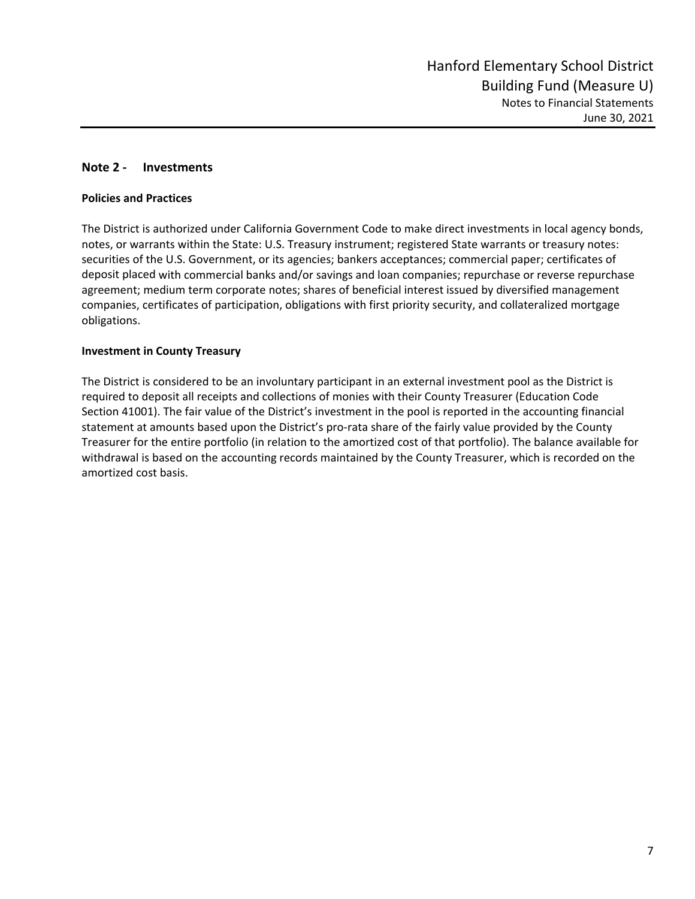## Note 2 - Investments

### Policies and Practices

The District is authorized under California Government Code to make direct investments in local agency bonds, notes, or warrants within the State: U.S. Treasury instrument; registered State warrants or treasury notes: securities of the U.S. Government, or its agencies; bankers acceptances; commercial paper; certificates of deposit placed with commercial banks and/or savings and loan companies; repurchase or reverse repurchase agreement; medium term corporate notes; shares of beneficial interest issued by diversified management companies, certificates of participation, obligations with first priority security, and collateralized mortgage obligations.

### Investment in County Treasury

The District is considered to be an involuntary participant in an external investment pool as the District is required to deposit all receipts and collections of monies with their County Treasurer (Education Code Section 41001). The fair value of the District's investment in the pool is reported in the accounting financial statement at amounts based upon the District's pro-rata share of the fairly value provided by the County Treasurer for the entire portfolio (in relation to the amortized cost of that portfolio). The balance available for withdrawal is based on the accounting records maintained by the County Treasurer, which is recorded on the amortized cost basis.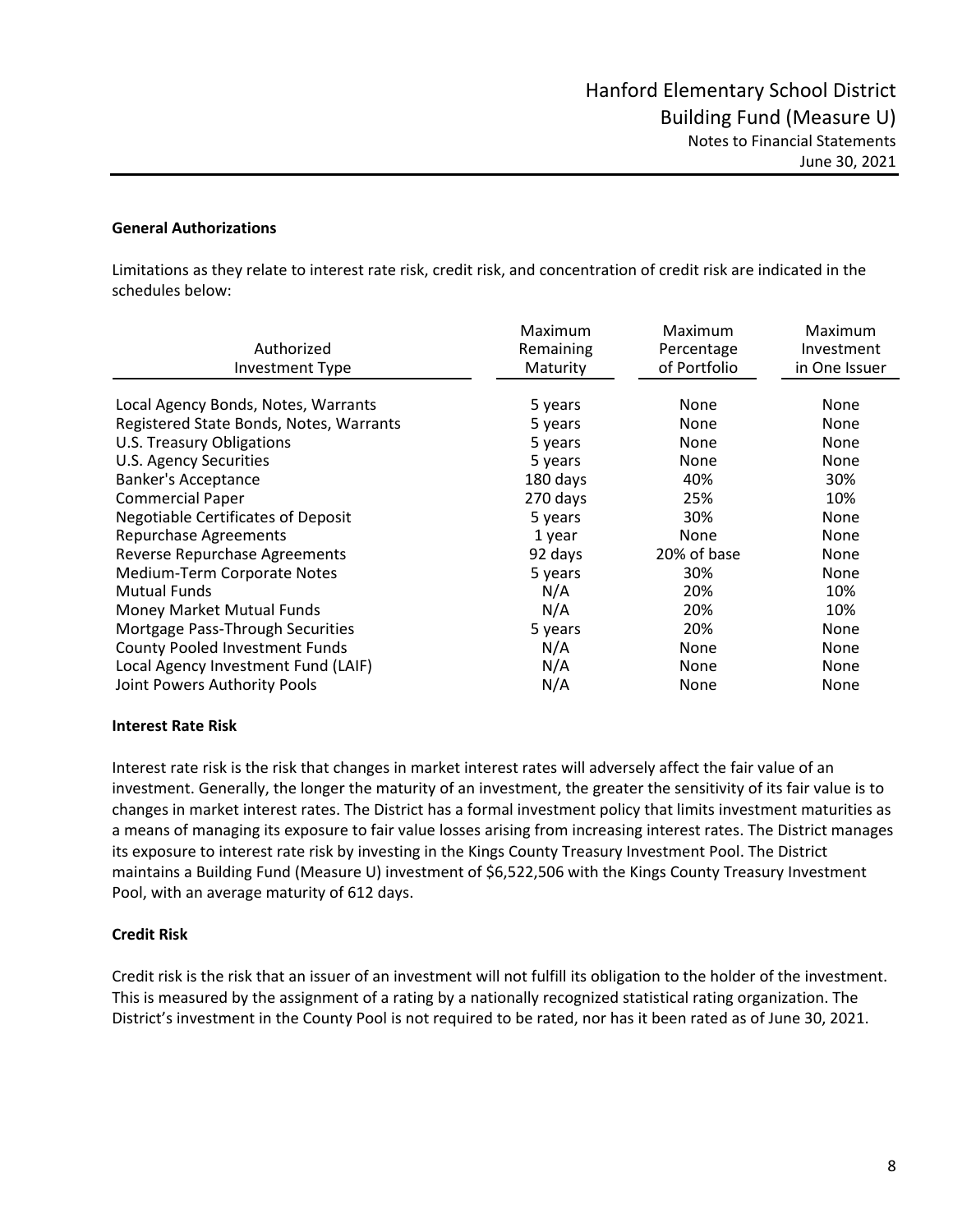### General Authorizations

Limitations as they relate to interest rate risk, credit risk, and concentration of credit risk are indicated in the schedules below:

| Authorized Investment Type | Maximum Remaining Maturity | Maximum Percentage of Portfolio | Maximum Investment in One Issuer |
|---|---|---|---|
| Local Agency Bonds, Notes, Warrants | 5 years | None | None |
| Registered State Bonds, Notes, Warrants | 5 years | None | None |
| U.S. Treasury Obligations | 5 years | None | None |
| U.S. Agency Securities | 5 years | None | None |
| Banker's Acceptance | 180 days | 40% | 30% |
| Commercial Paper | 270 days | 25% | 10% |
| Negotiable Certificates of Deposit | 5 years | 30% | None |
| Repurchase Agreements | 1 year | None | None |
| Reverse Repurchase Agreements | 92 days | 20% of base | None |
| Medium-Term Corporate Notes | 5 years | 30% | None |
| Mutual Funds | N/A | 20% | 10% |
| Money Market Mutual Funds | N/A | 20% | 10% |
| Mortgage Pass-Through Securities | 5 years | 20% | None |
| County Pooled Investment Funds | N/A | None | None |
| Local Agency Investment Fund (LAIF) | N/A | None | None |
| Joint Powers Authority Pools | N/A | None | None |

### Interest Rate Risk

Interest rate risk is the risk that changes in market interest rates will adversely affect the fair value of an investment. Generally, the longer the maturity of an investment, the greater the sensitivity of its fair value is to changes in market interest rates. The District has a formal investment policy that limits investment maturities as a means of managing its exposure to fair value losses arising from increasing interest rates. The District manages its exposure to interest rate risk by investing in the Kings County Treasury Investment Pool. The District maintains a Building Fund (Measure U) investment of $6,522,506 with the Kings County Treasury Investment Pool, with an average maturity of 612 days.

### Credit Risk

Credit risk is the risk that an issuer of an investment will not fulfill its obligation to the holder of the investment. This is measured by the assignment of a rating by a nationally recognized statistical rating organization. The District's investment in the County Pool is not required to be rated, nor has it been rated as of June 30, 2021.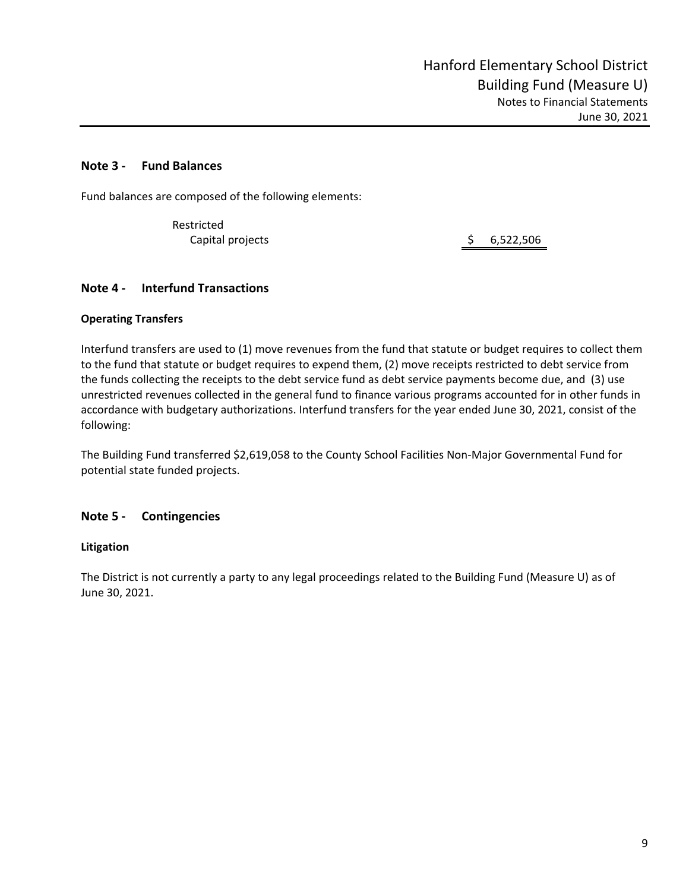## Note 3 - Fund Balances

Fund balances are composed of the following elements:

| | |
|---|---|
| Restricted | |
| Capital projects | $ 6,522,506 |

## Note 4 - Interfund Transactions

### Operating Transfers

Interfund transfers are used to (1) move revenues from the fund that statute or budget requires to collect them to the fund that statute or budget requires to expend them, (2) move receipts restricted to debt service from the funds collecting the receipts to the debt service fund as debt service payments become due, and (3) use unrestricted revenues collected in the general fund to finance various programs accounted for in other funds in accordance with budgetary authorizations. Interfund transfers for the year ended June 30, 2021, consist of the following:

The Building Fund transferred $2,619,058 to the County School Facilities Non-Major Governmental Fund for potential state funded projects.

## Note 5 - Contingencies

### Litigation

The District is not currently a party to any legal proceedings related to the Building Fund (Measure U) as of June 30, 2021.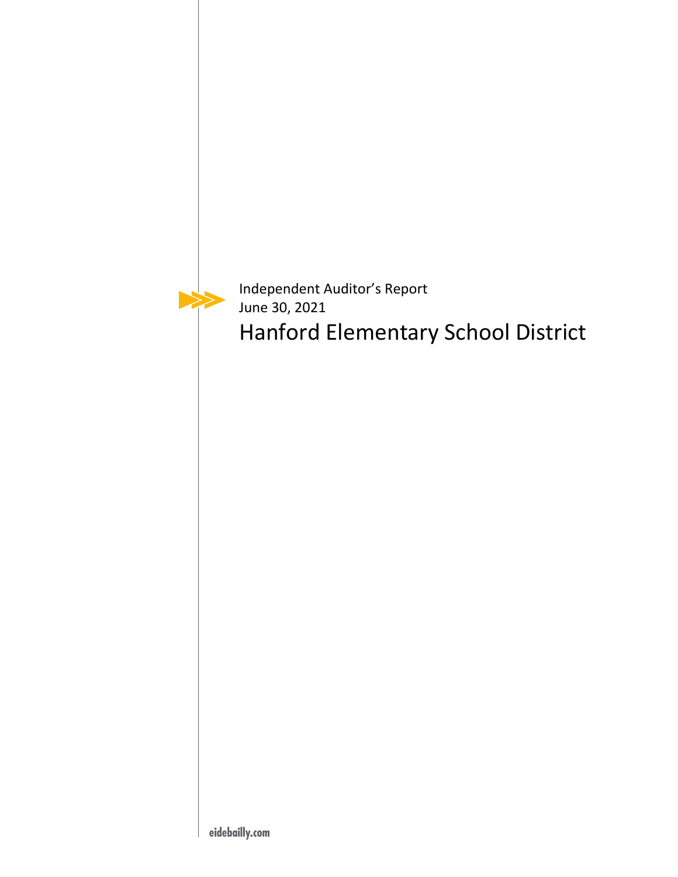Independent Auditor's Report
June 30, 2021

# Hanford Elementary School District

eidebailly.com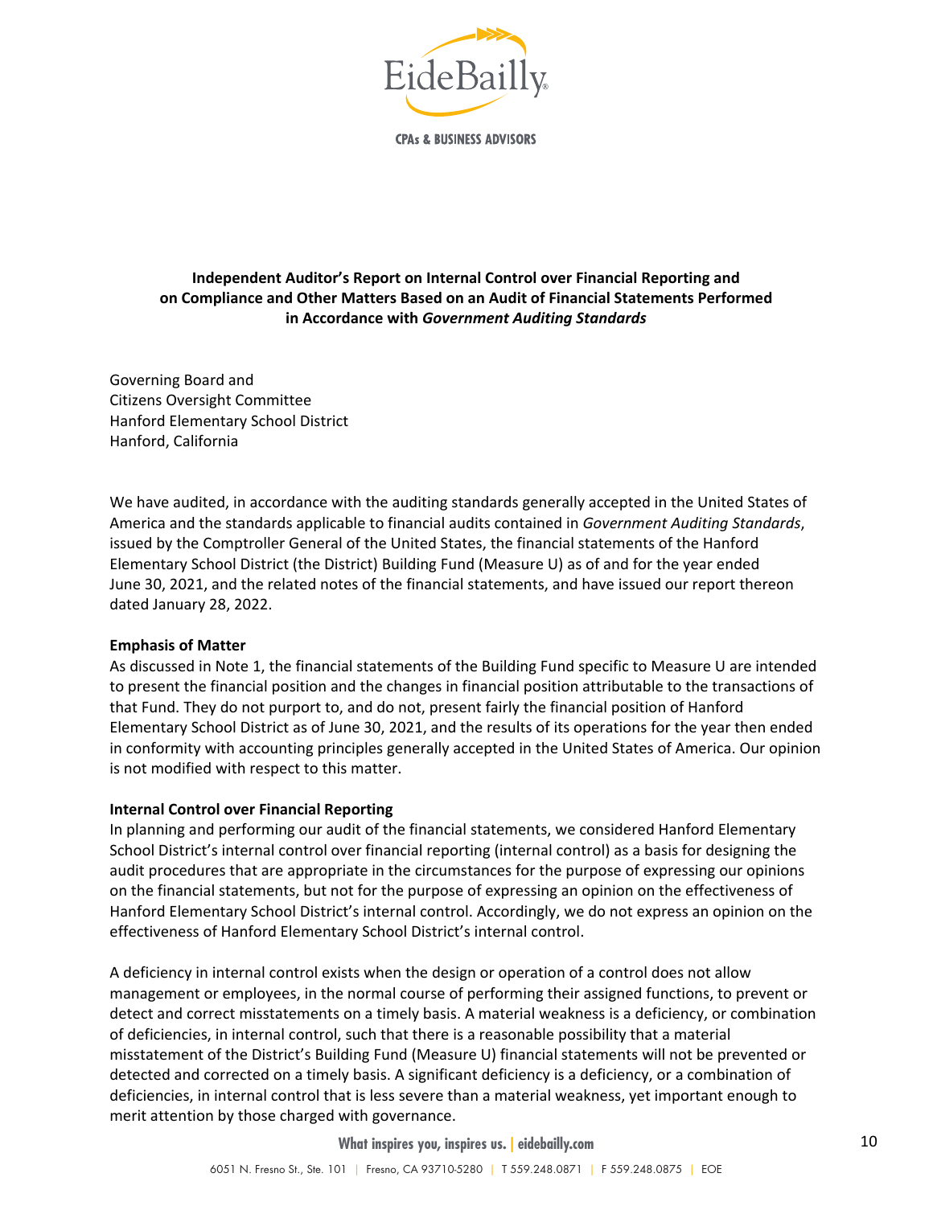**Independent Auditor's Report on Internal Control over Financial Reporting and on Compliance and Other Matters Based on an Audit of Financial Statements Performed in Accordance with *Government Auditing Standards***

Governing Board and
Citizens Oversight Committee
Hanford Elementary School District
Hanford, California

We have audited, in accordance with the auditing standards generally accepted in the United States of America and the standards applicable to financial audits contained in *Government Auditing Standards*, issued by the Comptroller General of the United States, the financial statements of the Hanford Elementary School District (the District) Building Fund (Measure U) as of and for the year ended June 30, 2021, and the related notes of the financial statements, and have issued our report thereon dated January 28, 2022.

**Emphasis of Matter**

As discussed in Note 1, the financial statements of the Building Fund specific to Measure U are intended to present the financial position and the changes in financial position attributable to the transactions of that Fund. They do not purport to, and do not, present fairly the financial position of Hanford Elementary School District as of June 30, 2021, and the results of its operations for the year then ended in conformity with accounting principles generally accepted in the United States of America. Our opinion is not modified with respect to this matter.

**Internal Control over Financial Reporting**

In planning and performing our audit of the financial statements, we considered Hanford Elementary School District's internal control over financial reporting (internal control) as a basis for designing the audit procedures that are appropriate in the circumstances for the purpose of expressing our opinions on the financial statements, but not for the purpose of expressing an opinion on the effectiveness of Hanford Elementary School District's internal control. Accordingly, we do not express an opinion on the effectiveness of Hanford Elementary School District's internal control.

A deficiency in internal control exists when the design or operation of a control does not allow management or employees, in the normal course of performing their assigned functions, to prevent or detect and correct misstatements on a timely basis. A material weakness is a deficiency, or combination of deficiencies, in internal control, such that there is a reasonable possibility that a material misstatement of the District's Building Fund (Measure U) financial statements will not be prevented or detected and corrected on a timely basis. A significant deficiency is a deficiency, or a combination of deficiencies, in internal control that is less severe than a material weakness, yet important enough to merit attention by those charged with governance.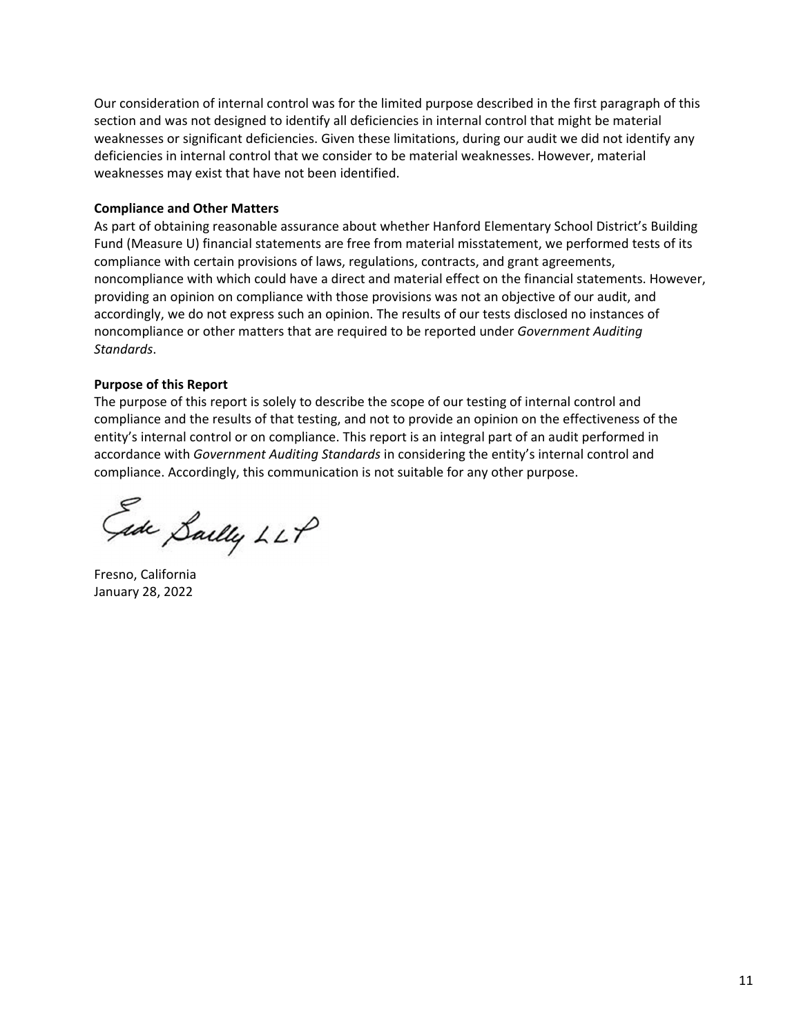Our consideration of internal control was for the limited purpose described in the first paragraph of this section and was not designed to identify all deficiencies in internal control that might be material weaknesses or significant deficiencies. Given these limitations, during our audit we did not identify any deficiencies in internal control that we consider to be material weaknesses. However, material weaknesses may exist that have not been identified.

**Compliance and Other Matters**

As part of obtaining reasonable assurance about whether Hanford Elementary School District's Building Fund (Measure U) financial statements are free from material misstatement, we performed tests of its compliance with certain provisions of laws, regulations, contracts, and grant agreements, noncompliance with which could have a direct and material effect on the financial statements. However, providing an opinion on compliance with those provisions was not an objective of our audit, and accordingly, we do not express such an opinion. The results of our tests disclosed no instances of noncompliance or other matters that are required to be reported under *Government Auditing Standards*.

**Purpose of this Report**

The purpose of this report is solely to describe the scope of our testing of internal control and compliance and the results of that testing, and not to provide an opinion on the effectiveness of the entity's internal control or on compliance. This report is an integral part of an audit performed in accordance with *Government Auditing Standards* in considering the entity's internal control and compliance. Accordingly, this communication is not suitable for any other purpose.

Eide Bailly LLP

Fresno, California
January 28, 2022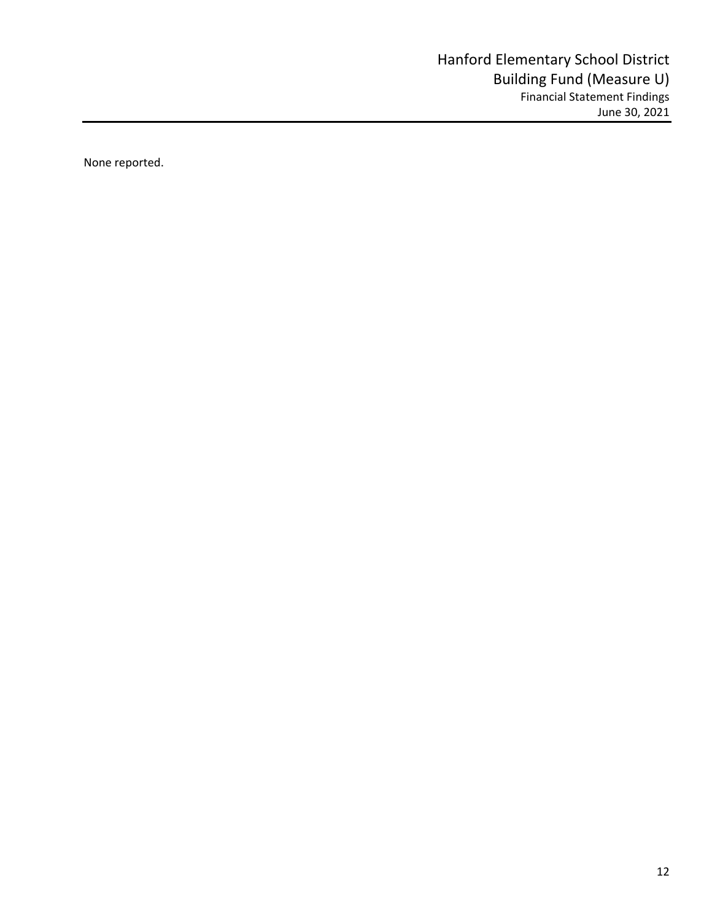None reported.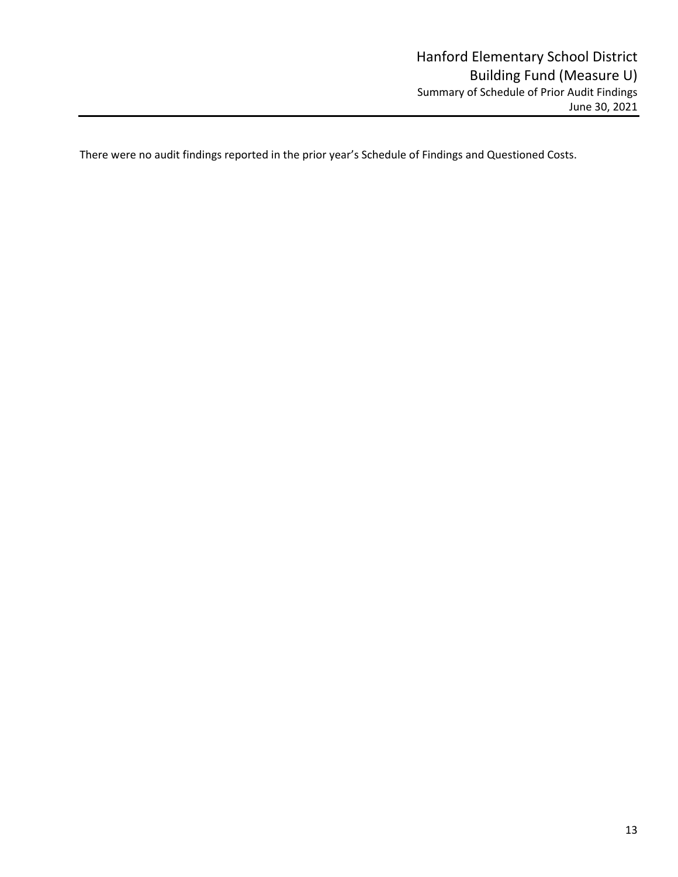# Hanford Elementary School District
## Building Fund (Measure U)
### Summary of Schedule of Prior Audit Findings
June 30, 2021

There were no audit findings reported in the prior year's Schedule of Findings and Questioned Costs.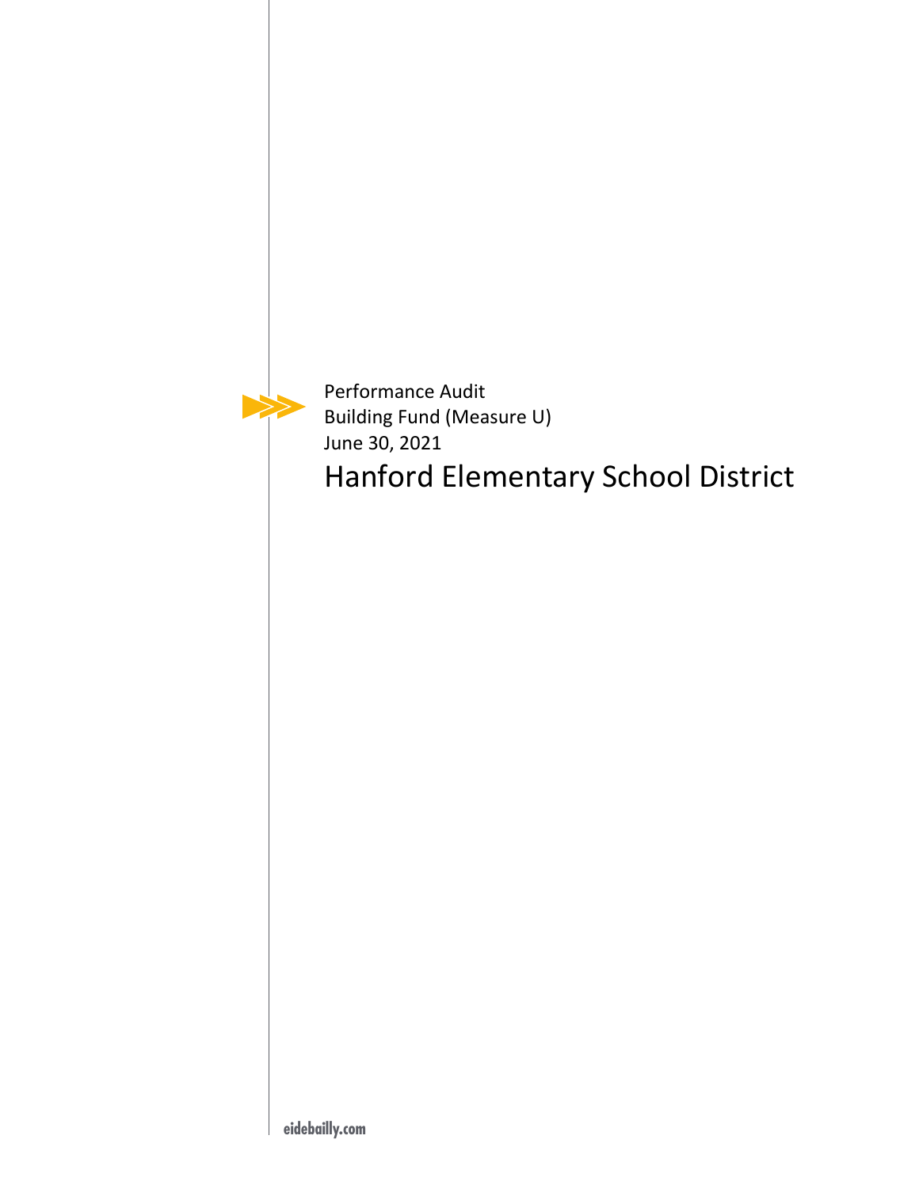Performance Audit
Building Fund (Measure U)
June 30, 2021

# Hanford Elementary School District

eidebailly.com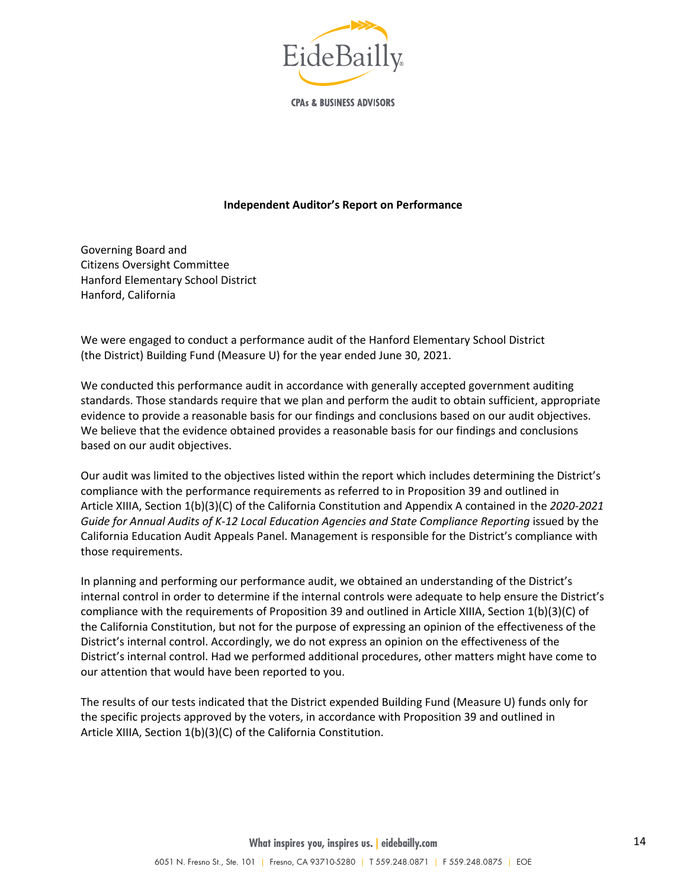**Independent Auditor's Report on Performance**

Governing Board and
Citizens Oversight Committee
Hanford Elementary School District
Hanford, California

We were engaged to conduct a performance audit of the Hanford Elementary School District (the District) Building Fund (Measure U) for the year ended June 30, 2021.

We conducted this performance audit in accordance with generally accepted government auditing standards. Those standards require that we plan and perform the audit to obtain sufficient, appropriate evidence to provide a reasonable basis for our findings and conclusions based on our audit objectives. We believe that the evidence obtained provides a reasonable basis for our findings and conclusions based on our audit objectives.

Our audit was limited to the objectives listed within the report which includes determining the District's compliance with the performance requirements as referred to in Proposition 39 and outlined in Article XIIIA, Section 1(b)(3)(C) of the California Constitution and Appendix A contained in the *2020-2021 Guide for Annual Audits of K-12 Local Education Agencies and State Compliance Reporting* issued by the California Education Audit Appeals Panel. Management is responsible for the District's compliance with those requirements.

In planning and performing our performance audit, we obtained an understanding of the District's internal control in order to determine if the internal controls were adequate to help ensure the District's compliance with the requirements of Proposition 39 and outlined in Article XIIIA, Section 1(b)(3)(C) of the California Constitution, but not for the purpose of expressing an opinion of the effectiveness of the District's internal control. Accordingly, we do not express an opinion on the effectiveness of the District's internal control. Had we performed additional procedures, other matters might have come to our attention that would have been reported to you.

The results of our tests indicated that the District expended Building Fund (Measure U) funds only for the specific projects approved by the voters, in accordance with Proposition 39 and outlined in Article XIIIA, Section 1(b)(3)(C) of the California Constitution.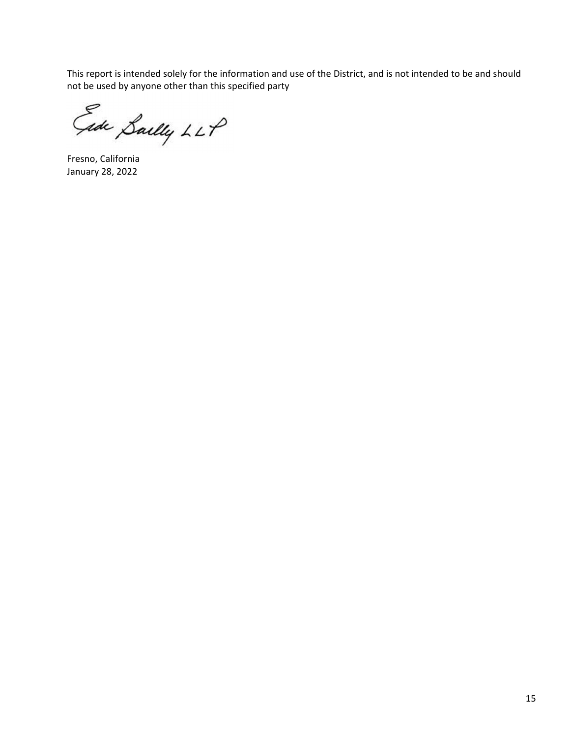This report is intended solely for the information and use of the District, and is not intended to be and should not be used by anyone other than this specified party

Eide Bailly LLP

Fresno, California
January 28, 2022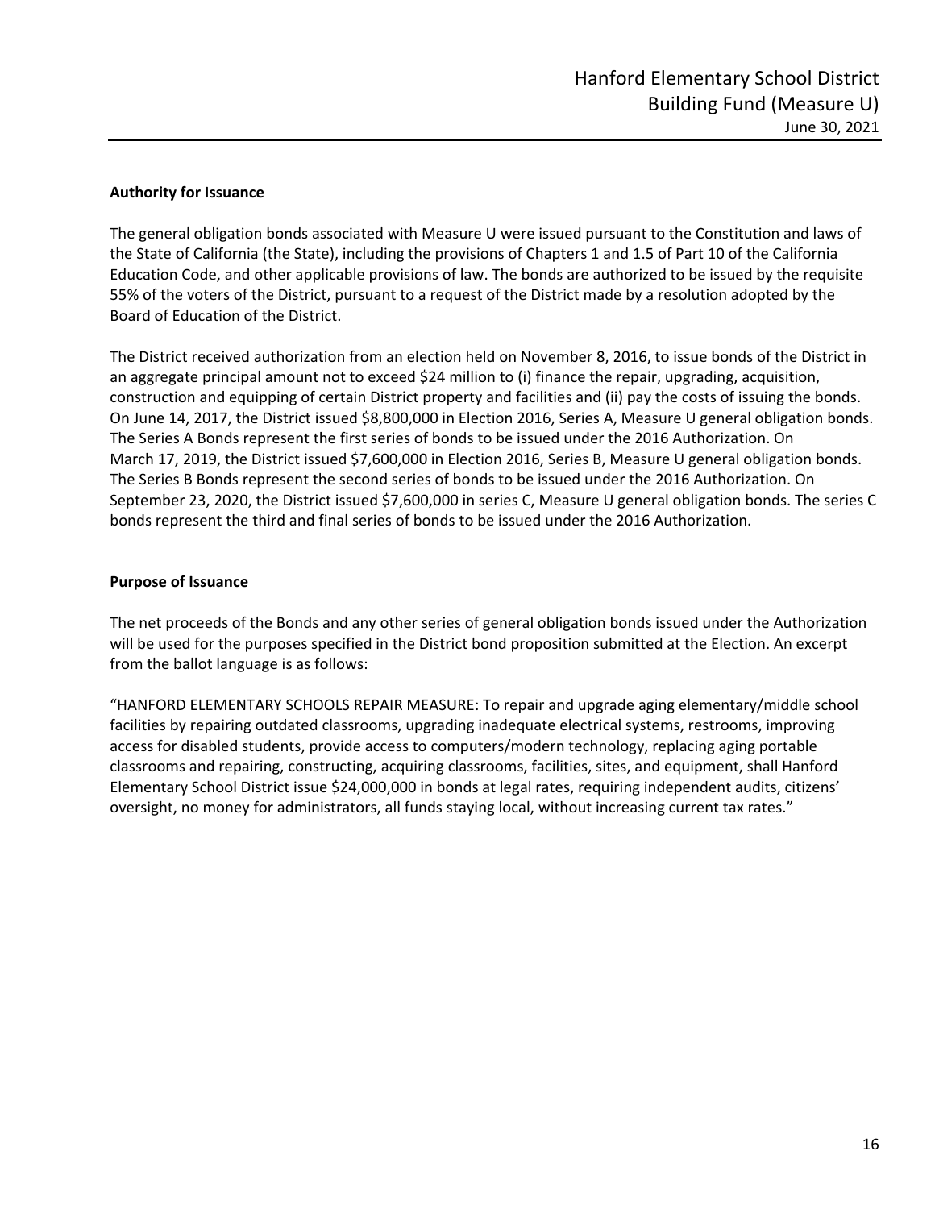**Authority for Issuance**

The general obligation bonds associated with Measure U were issued pursuant to the Constitution and laws of the State of California (the State), including the provisions of Chapters 1 and 1.5 of Part 10 of the California Education Code, and other applicable provisions of law. The bonds are authorized to be issued by the requisite 55% of the voters of the District, pursuant to a request of the District made by a resolution adopted by the Board of Education of the District.

The District received authorization from an election held on November 8, 2016, to issue bonds of the District in an aggregate principal amount not to exceed $24 million to (i) finance the repair, upgrading, acquisition, construction and equipping of certain District property and facilities and (ii) pay the costs of issuing the bonds. On June 14, 2017, the District issued $8,800,000 in Election 2016, Series A, Measure U general obligation bonds. The Series A Bonds represent the first series of bonds to be issued under the 2016 Authorization. On March 17, 2019, the District issued $7,600,000 in Election 2016, Series B, Measure U general obligation bonds. The Series B Bonds represent the second series of bonds to be issued under the 2016 Authorization. On September 23, 2020, the District issued $7,600,000 in series C, Measure U general obligation bonds. The series C bonds represent the third and final series of bonds to be issued under the 2016 Authorization.

**Purpose of Issuance**

The net proceeds of the Bonds and any other series of general obligation bonds issued under the Authorization will be used for the purposes specified in the District bond proposition submitted at the Election. An excerpt from the ballot language is as follows:

"HANFORD ELEMENTARY SCHOOLS REPAIR MEASURE: To repair and upgrade aging elementary/middle school facilities by repairing outdated classrooms, upgrading inadequate electrical systems, restrooms, improving access for disabled students, provide access to computers/modern technology, replacing aging portable classrooms and repairing, constructing, acquiring classrooms, facilities, sites, and equipment, shall Hanford Elementary School District issue $24,000,000 in bonds at legal rates, requiring independent audits, citizens' oversight, no money for administrators, all funds staying local, without increasing current tax rates."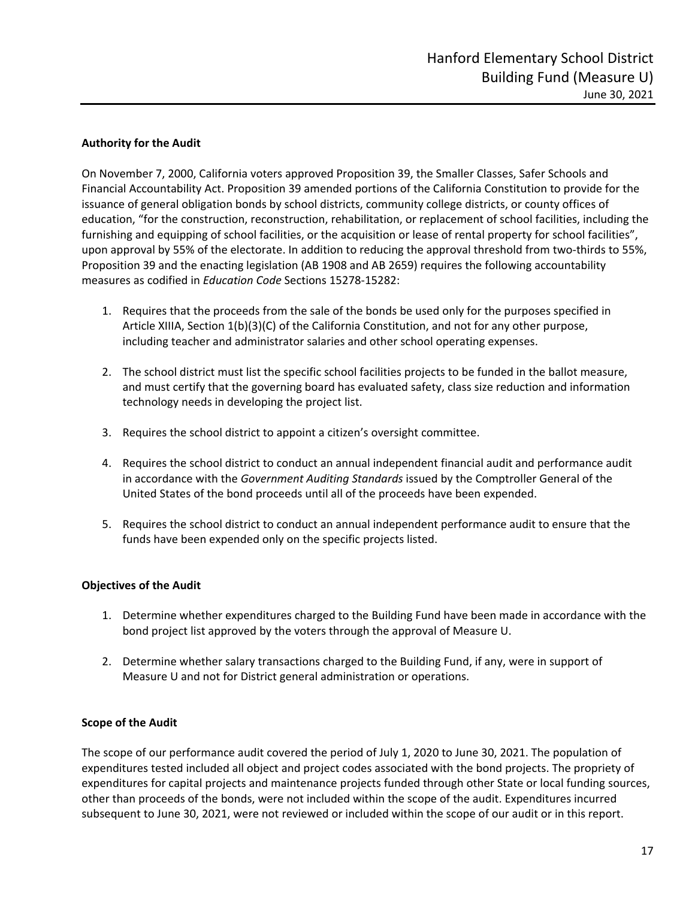### Authority for the Audit

On November 7, 2000, California voters approved Proposition 39, the Smaller Classes, Safer Schools and Financial Accountability Act. Proposition 39 amended portions of the California Constitution to provide for the issuance of general obligation bonds by school districts, community college districts, or county offices of education, "for the construction, reconstruction, rehabilitation, or replacement of school facilities, including the furnishing and equipping of school facilities, or the acquisition or lease of rental property for school facilities", upon approval by 55% of the electorate. In addition to reducing the approval threshold from two-thirds to 55%, Proposition 39 and the enacting legislation (AB 1908 and AB 2659) requires the following accountability measures as codified in *Education Code* Sections 15278-15282:

1. Requires that the proceeds from the sale of the bonds be used only for the purposes specified in Article XIIIA, Section 1(b)(3)(C) of the California Constitution, and not for any other purpose, including teacher and administrator salaries and other school operating expenses.

2. The school district must list the specific school facilities projects to be funded in the ballot measure, and must certify that the governing board has evaluated safety, class size reduction and information technology needs in developing the project list.

3. Requires the school district to appoint a citizen's oversight committee.

4. Requires the school district to conduct an annual independent financial audit and performance audit in accordance with the *Government Auditing Standards* issued by the Comptroller General of the United States of the bond proceeds until all of the proceeds have been expended.

5. Requires the school district to conduct an annual independent performance audit to ensure that the funds have been expended only on the specific projects listed.

### Objectives of the Audit

1. Determine whether expenditures charged to the Building Fund have been made in accordance with the bond project list approved by the voters through the approval of Measure U.

2. Determine whether salary transactions charged to the Building Fund, if any, were in support of Measure U and not for District general administration or operations.

### Scope of the Audit

The scope of our performance audit covered the period of July 1, 2020 to June 30, 2021. The population of expenditures tested included all object and project codes associated with the bond projects. The propriety of expenditures for capital projects and maintenance projects funded through other State or local funding sources, other than proceeds of the bonds, were not included within the scope of the audit. Expenditures incurred subsequent to June 30, 2021, were not reviewed or included within the scope of our audit or in this report.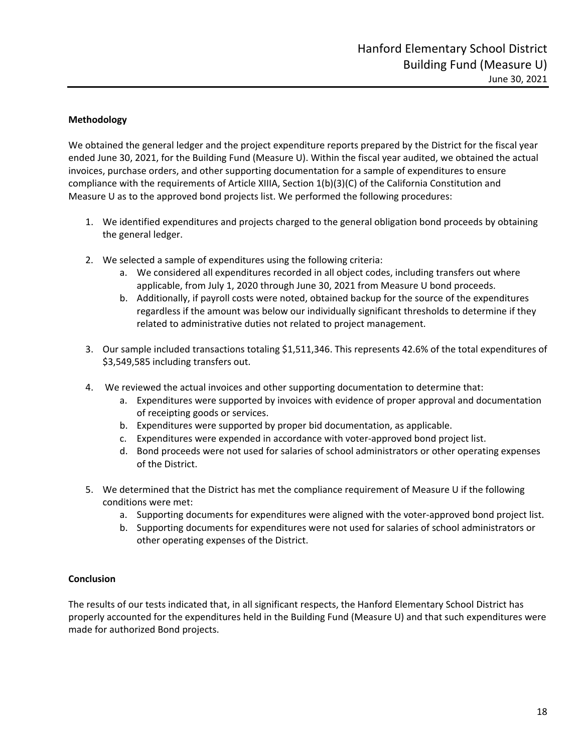**Methodology**

We obtained the general ledger and the project expenditure reports prepared by the District for the fiscal year ended June 30, 2021, for the Building Fund (Measure U). Within the fiscal year audited, we obtained the actual invoices, purchase orders, and other supporting documentation for a sample of expenditures to ensure compliance with the requirements of Article XIIIA, Section 1(b)(3)(C) of the California Constitution and Measure U as to the approved bond projects list. We performed the following procedures:

1. We identified expenditures and projects charged to the general obligation bond proceeds by obtaining the general ledger.

2. We selected a sample of expenditures using the following criteria:
   a. We considered all expenditures recorded in all object codes, including transfers out where applicable, from July 1, 2020 through June 30, 2021 from Measure U bond proceeds.
   b. Additionally, if payroll costs were noted, obtained backup for the source of the expenditures regardless if the amount was below our individually significant thresholds to determine if they related to administrative duties not related to project management.

3. Our sample included transactions totaling $1,511,346. This represents 42.6% of the total expenditures of $3,549,585 including transfers out.

4. We reviewed the actual invoices and other supporting documentation to determine that:
   a. Expenditures were supported by invoices with evidence of proper approval and documentation of receipting goods or services.
   b. Expenditures were supported by proper bid documentation, as applicable.
   c. Expenditures were expended in accordance with voter-approved bond project list.
   d. Bond proceeds were not used for salaries of school administrators or other operating expenses of the District.

5. We determined that the District has met the compliance requirement of Measure U if the following conditions were met:
   a. Supporting documents for expenditures were aligned with the voter-approved bond project list.
   b. Supporting documents for expenditures were not used for salaries of school administrators or other operating expenses of the District.

**Conclusion**

The results of our tests indicated that, in all significant respects, the Hanford Elementary School District has properly accounted for the expenditures held in the Building Fund (Measure U) and that such expenditures were made for authorized Bond projects.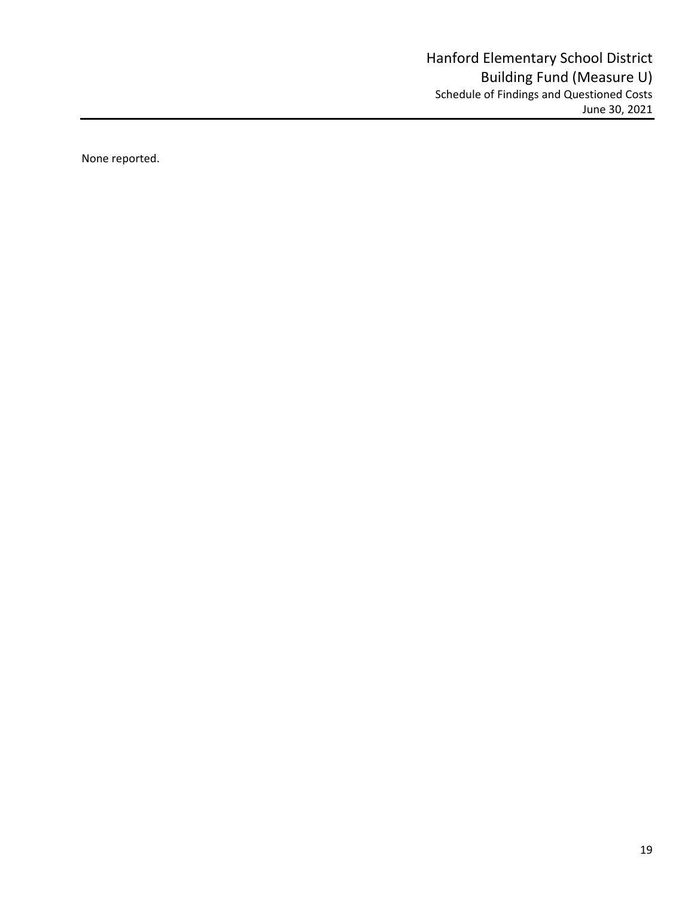# Hanford Elementary School District
## Building Fund (Measure U)
### Schedule of Findings and Questioned Costs
June 30, 2021

None reported.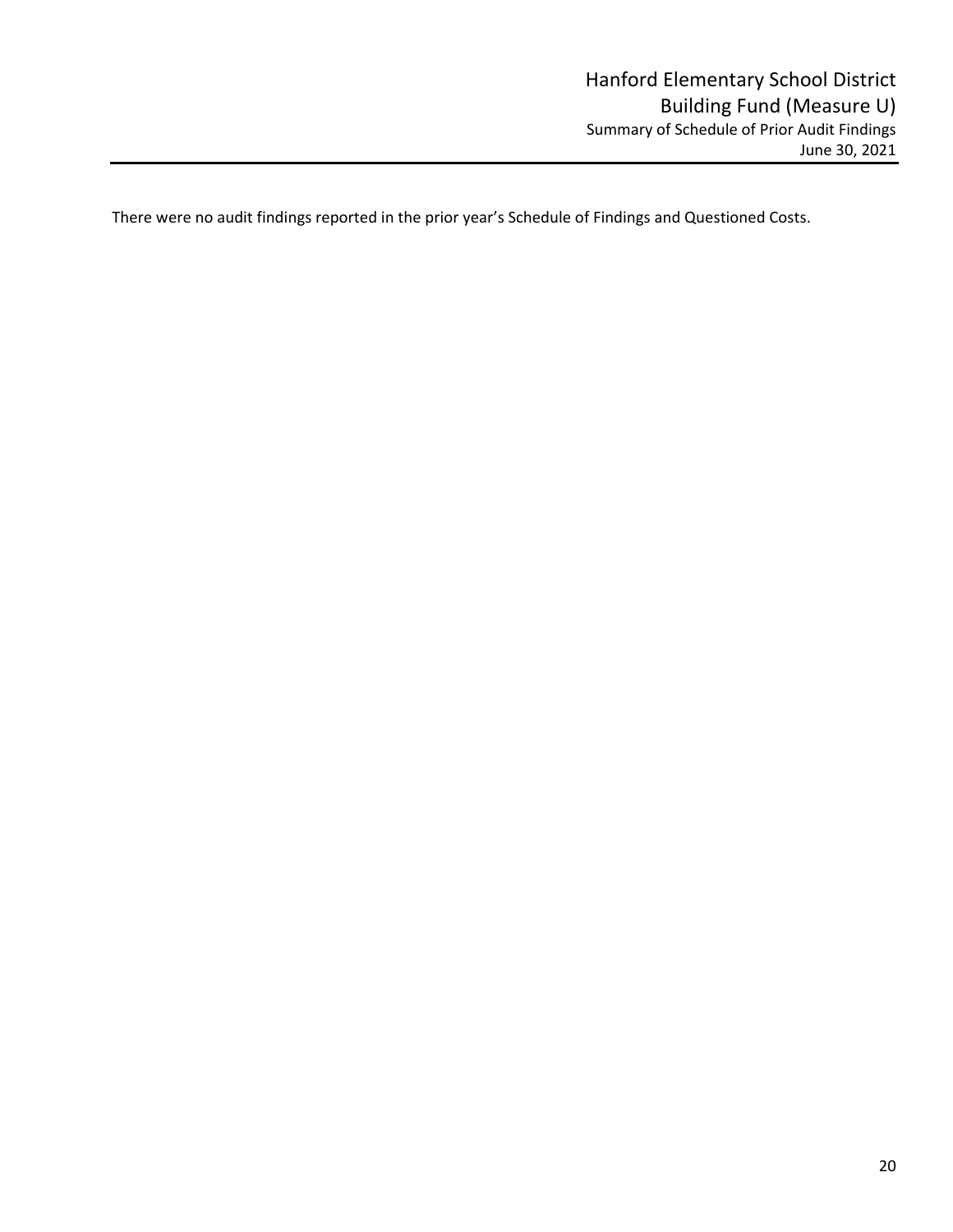# Hanford Elementary School District
## Building Fund (Measure U)
### Summary of Schedule of Prior Audit Findings
June 30, 2021

There were no audit findings reported in the prior year's Schedule of Findings and Questioned Costs.